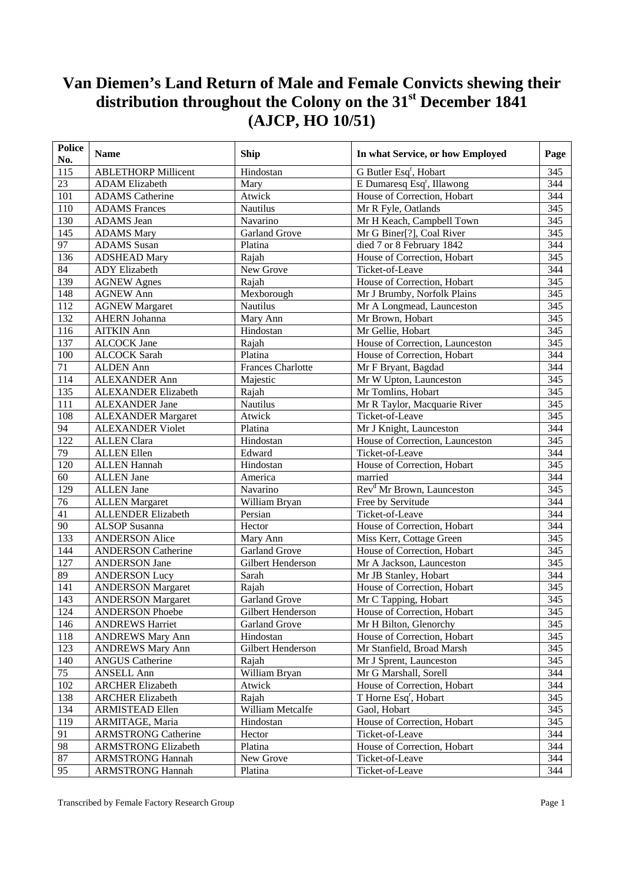# Van Diemen's Land Return of Male and Female Convicts shewing their distribution throughout the Colony on the 31st December 1841 (AJCP, HO 10/51)

| Police No. | Name | Ship | In what Service, or how Employed | Page |
|---|---|---|---|---|
| 115 | ABLETHORP Millicent | Hindostan | G Butler Esqr, Hobart | 345 |
| 23 | ADAM Elizabeth | Mary | E Dumaresq Esqr, Illawong | 344 |
| 101 | ADAMS Catherine | Atwick | House of Correction, Hobart | 344 |
| 110 | ADAMS Frances | Nautilus | Mr R Fyle, Oatlands | 345 |
| 130 | ADAMS Jean | Navarino | Mr H Keach, Campbell Town | 345 |
| 145 | ADAMS Mary | Garland Grove | Mr G Biner[?], Coal River | 345 |
| 97 | ADAMS Susan | Platina | died 7 or 8 February 1842 | 344 |
| 136 | ADSHEAD Mary | Rajah | House of Correction, Hobart | 345 |
| 84 | ADY Elizabeth | New Grove | Ticket-of-Leave | 344 |
| 139 | AGNEW Agnes | Rajah | House of Correction, Hobart | 345 |
| 148 | AGNEW Ann | Mexborough | Mr J Brumby, Norfolk Plains | 345 |
| 112 | AGNEW Margaret | Nautilus | Mr A Longmead, Launceston | 345 |
| 132 | AHERN Johanna | Mary Ann | Mr Brown, Hobart | 345 |
| 116 | AITKIN Ann | Hindostan | Mr Gellie, Hobart | 345 |
| 137 | ALCOCK Jane | Rajah | House of Correction, Launceston | 345 |
| 100 | ALCOCK Sarah | Platina | House of Correction, Hobart | 344 |
| 71 | ALDEN Ann | Frances Charlotte | Mr F Bryant, Bagdad | 344 |
| 114 | ALEXANDER Ann | Majestic | Mr W Upton, Launceston | 345 |
| 135 | ALEXANDER Elizabeth | Rajah | Mr Tomlins, Hobart | 345 |
| 111 | ALEXANDER Jane | Nautilus | Mr R Taylor, Macquarie River | 345 |
| 108 | ALEXANDER Margaret | Atwick | Ticket-of-Leave | 345 |
| 94 | ALEXANDER Violet | Platina | Mr J Knight, Launceston | 344 |
| 122 | ALLEN Clara | Hindostan | House of Correction, Launceston | 345 |
| 79 | ALLEN Ellen | Edward | Ticket-of-Leave | 344 |
| 120 | ALLEN Hannah | Hindostan | House of Correction, Hobart | 345 |
| 60 | ALLEN Jane | America | married | 344 |
| 129 | ALLEN Jane | Navarino | Revd Mr Brown, Launceston | 345 |
| 76 | ALLEN Margaret | William Bryan | Free by Servitude | 344 |
| 41 | ALLENDER Elizabeth | Persian | Ticket-of-Leave | 344 |
| 90 | ALSOP Susanna | Hector | House of Correction, Hobart | 344 |
| 133 | ANDERSON Alice | Mary Ann | Miss Kerr, Cottage Green | 345 |
| 144 | ANDERSON Catherine | Garland Grove | House of Correction, Hobart | 345 |
| 127 | ANDERSON Jane | Gilbert Henderson | Mr A Jackson, Launceston | 345 |
| 89 | ANDERSON Lucy | Sarah | Mr JB Stanley, Hobart | 344 |
| 141 | ANDERSON Margaret | Rajah | House of Correction, Hobart | 345 |
| 143 | ANDERSON Margaret | Garland Grove | Mr C Tapping, Hobart | 345 |
| 124 | ANDERSON Phoebe | Gilbert Henderson | House of Correction, Hobart | 345 |
| 146 | ANDREWS Harriet | Garland Grove | Mr H Bilton, Glenorchy | 345 |
| 118 | ANDREWS Mary Ann | Hindostan | House of Correction, Hobart | 345 |
| 123 | ANDREWS Mary Ann | Gilbert Henderson | Mr Stanfield, Broad Marsh | 345 |
| 140 | ANGUS Catherine | Rajah | Mr J Sprent, Launceston | 345 |
| 75 | ANSELL Ann | William Bryan | Mr G Marshall, Sorell | 344 |
| 102 | ARCHER Elizabeth | Atwick | House of Correction, Hobart | 344 |
| 138 | ARCHER Elizabeth | Rajah | T Horne Esqr, Hobart | 345 |
| 134 | ARMISTEAD Ellen | William Metcalfe | Gaol, Hobart | 345 |
| 119 | ARMITAGE, Maria | Hindostan | House of Correction, Hobart | 345 |
| 91 | ARMSTRONG Catherine | Hector | Ticket-of-Leave | 344 |
| 98 | ARMSTRONG Elizabeth | Platina | House of Correction, Hobart | 344 |
| 87 | ARMSTRONG Hannah | New Grove | Ticket-of-Leave | 344 |
| 95 | ARMSTRONG Hannah | Platina | Ticket-of-Leave | 344 |

Transcribed by Female Factory Research Group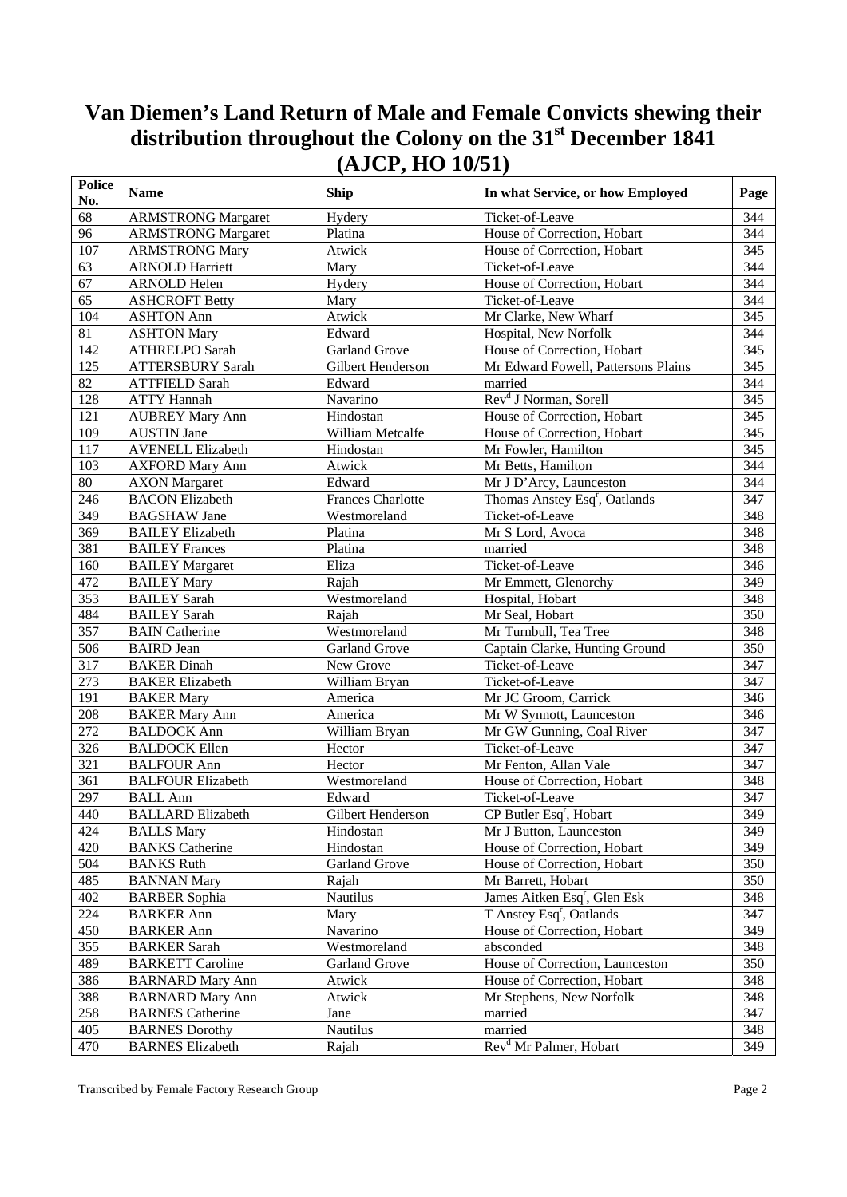# Van Diemen's Land Return of Male and Female Convicts shewing their distribution throughout the Colony on the 31st December 1841 (AJCP, HO 10/51)

| Police No. | Name | Ship | In what Service, or how Employed | Page |
|---|---|---|---|---|
| 68 | ARMSTRONG Margaret | Hydery | Ticket-of-Leave | 344 |
| 96 | ARMSTRONG Margaret | Platina | House of Correction, Hobart | 344 |
| 107 | ARMSTRONG Mary | Atwick | House of Correction, Hobart | 345 |
| 63 | ARNOLD Harriett | Mary | Ticket-of-Leave | 344 |
| 67 | ARNOLD Helen | Hydery | House of Correction, Hobart | 344 |
| 65 | ASHCROFT Betty | Mary | Ticket-of-Leave | 344 |
| 104 | ASHTON Ann | Atwick | Mr Clarke, New Wharf | 345 |
| 81 | ASHTON Mary | Edward | Hospital, New Norfolk | 344 |
| 142 | ATHRELPO Sarah | Garland Grove | House of Correction, Hobart | 345 |
| 125 | ATTERSBURY Sarah | Gilbert Henderson | Mr Edward Fowell, Pattersons Plains | 345 |
| 82 | ATTFIELD Sarah | Edward | married | 344 |
| 128 | ATTY Hannah | Navarino | Rev[d] J Norman, Sorell | 345 |
| 121 | AUBREY Mary Ann | Hindostan | House of Correction, Hobart | 345 |
| 109 | AUSTIN Jane | William Metcalfe | House of Correction, Hobart | 345 |
| 117 | AVENELL Elizabeth | Hindostan | Mr Fowler, Hamilton | 345 |
| 103 | AXFORD Mary Ann | Atwick | Mr Betts, Hamilton | 344 |
| 80 | AXON Margaret | Edward | Mr J D'Arcy, Launceston | 344 |
| 246 | BACON Elizabeth | Frances Charlotte | Thomas Anstey Esq[r], Oatlands | 347 |
| 349 | BAGSHAW Jane | Westmoreland | Ticket-of-Leave | 348 |
| 369 | BAILEY Elizabeth | Platina | Mr S Lord, Avoca | 348 |
| 381 | BAILEY Frances | Platina | married | 348 |
| 160 | BAILEY Margaret | Eliza | Ticket-of-Leave | 346 |
| 472 | BAILEY Mary | Rajah | Mr Emmett, Glenorchy | 349 |
| 353 | BAILEY Sarah | Westmoreland | Hospital, Hobart | 348 |
| 484 | BAILEY Sarah | Rajah | Mr Seal, Hobart | 350 |
| 357 | BAIN Catherine | Westmoreland | Mr Turnbull, Tea Tree | 348 |
| 506 | BAIRD Jean | Garland Grove | Captain Clarke, Hunting Ground | 350 |
| 317 | BAKER Dinah | New Grove | Ticket-of-Leave | 347 |
| 273 | BAKER Elizabeth | William Bryan | Ticket-of-Leave | 347 |
| 191 | BAKER Mary | America | Mr JC Groom, Carrick | 346 |
| 208 | BAKER Mary Ann | America | Mr W Synnott, Launceston | 346 |
| 272 | BALDOCK Ann | William Bryan | Mr GW Gunning, Coal River | 347 |
| 326 | BALDOCK Ellen | Hector | Ticket-of-Leave | 347 |
| 321 | BALFOUR Ann | Hector | Mr Fenton, Allan Vale | 347 |
| 361 | BALFOUR Elizabeth | Westmoreland | House of Correction, Hobart | 348 |
| 297 | BALL Ann | Edward | Ticket-of-Leave | 347 |
| 440 | BALLARD Elizabeth | Gilbert Henderson | CP Butler Esq[r], Hobart | 349 |
| 424 | BALLS Mary | Hindostan | Mr J Button, Launceston | 349 |
| 420 | BANKS Catherine | Hindostan | House of Correction, Hobart | 349 |
| 504 | BANKS Ruth | Garland Grove | House of Correction, Hobart | 350 |
| 485 | BANNAN Mary | Rajah | Mr Barrett, Hobart | 350 |
| 402 | BARBER Sophia | Nautilus | James Aitken Esq[r], Glen Esk | 348 |
| 224 | BARKER Ann | Mary | T Anstey Esq[r], Oatlands | 347 |
| 450 | BARKER Ann | Navarino | House of Correction, Hobart | 349 |
| 355 | BARKER Sarah | Westmoreland | absconded | 348 |
| 489 | BARKETT Caroline | Garland Grove | House of Correction, Launceston | 350 |
| 386 | BARNARD Mary Ann | Atwick | House of Correction, Hobart | 348 |
| 388 | BARNARD Mary Ann | Atwick | Mr Stephens, New Norfolk | 348 |
| 258 | BARNES Catherine | Jane | married | 347 |
| 405 | BARNES Dorothy | Nautilus | married | 348 |
| 470 | BARNES Elizabeth | Rajah | Rev[d] Mr Palmer, Hobart | 349 |

Transcribed by Female Factory Research Group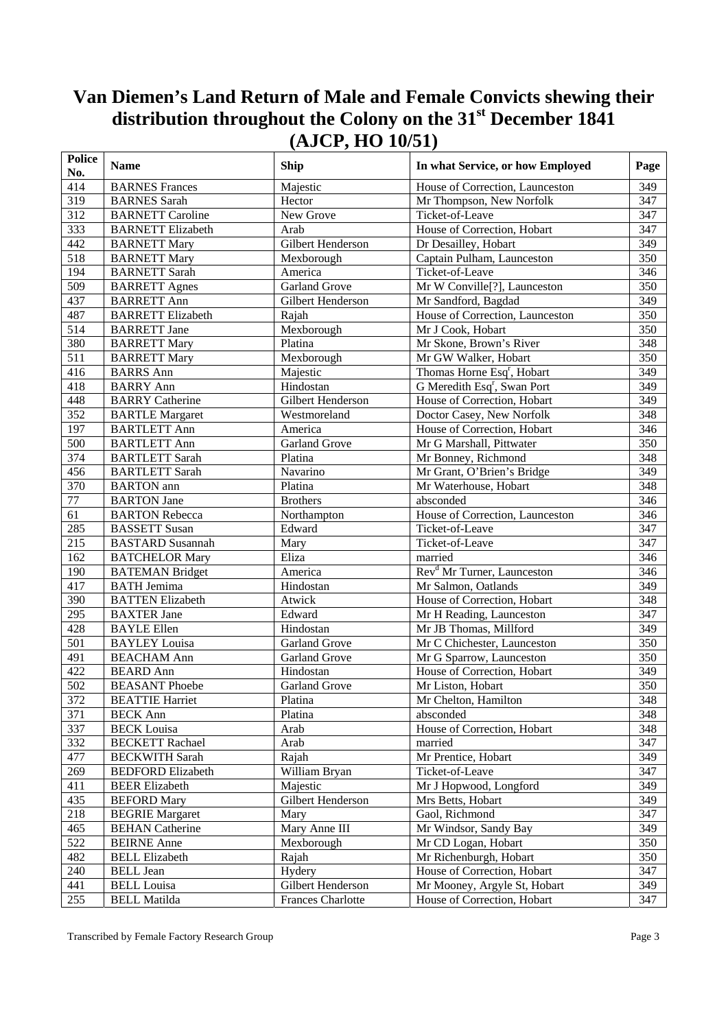# Van Diemen's Land Return of Male and Female Convicts shewing their distribution throughout the Colony on the 31st December 1841 (AJCP, HO 10/51)

| Police No. | Name | Ship | In what Service, or how Employed | Page |
|---|---|---|---|---|
| 414 | BARNES Frances | Majestic | House of Correction, Launceston | 349 |
| 319 | BARNES Sarah | Hector | Mr Thompson, New Norfolk | 347 |
| 312 | BARNETT Caroline | New Grove | Ticket-of-Leave | 347 |
| 333 | BARNETT Elizabeth | Arab | House of Correction, Hobart | 347 |
| 442 | BARNETT Mary | Gilbert Henderson | Dr Desailley, Hobart | 349 |
| 518 | BARNETT Mary | Mexborough | Captain Pulham, Launceston | 350 |
| 194 | BARNETT Sarah | America | Ticket-of-Leave | 346 |
| 509 | BARRETT Agnes | Garland Grove | Mr W Conville[?], Launceston | 350 |
| 437 | BARRETT Ann | Gilbert Henderson | Mr Sandford, Bagdad | 349 |
| 487 | BARRETT Elizabeth | Rajah | House of Correction, Launceston | 350 |
| 514 | BARRETT Jane | Mexborough | Mr J Cook, Hobart | 350 |
| 380 | BARRETT Mary | Platina | Mr Skone, Brown's River | 348 |
| 511 | BARRETT Mary | Mexborough | Mr GW Walker, Hobart | 350 |
| 416 | BARRS Ann | Majestic | Thomas Horne Esq[r], Hobart | 349 |
| 418 | BARRY Ann | Hindostan | G Meredith Esq[r], Swan Port | 349 |
| 448 | BARRY Catherine | Gilbert Henderson | House of Correction, Hobart | 349 |
| 352 | BARTLE Margaret | Westmoreland | Doctor Casey, New Norfolk | 348 |
| 197 | BARTLETT Ann | America | House of Correction, Hobart | 346 |
| 500 | BARTLETT Ann | Garland Grove | Mr G Marshall, Pittwater | 350 |
| 374 | BARTLETT Sarah | Platina | Mr Bonney, Richmond | 348 |
| 456 | BARTLETT Sarah | Navarino | Mr Grant, O'Brien's Bridge | 349 |
| 370 | BARTON ann | Platina | Mr Waterhouse, Hobart | 348 |
| 77 | BARTON Jane | Brothers | absconded | 346 |
| 61 | BARTON Rebecca | Northampton | House of Correction, Launceston | 346 |
| 285 | BASSETT Susan | Edward | Ticket-of-Leave | 347 |
| 215 | BASTARD Susannah | Mary | Ticket-of-Leave | 347 |
| 162 | BATCHELOR Mary | Eliza | married | 346 |
| 190 | BATEMAN Bridget | America | Rev[d] Mr Turner, Launceston | 346 |
| 417 | BATH Jemima | Hindostan | Mr Salmon, Oatlands | 349 |
| 390 | BATTEN Elizabeth | Atwick | House of Correction, Hobart | 348 |
| 295 | BAXTER Jane | Edward | Mr H Reading, Launceston | 347 |
| 428 | BAYLE Ellen | Hindostan | Mr JB Thomas, Millford | 349 |
| 501 | BAYLEY Louisa | Garland Grove | Mr C Chichester, Launceston | 350 |
| 491 | BEACHAM Ann | Garland Grove | Mr G Sparrow, Launceston | 350 |
| 422 | BEARD Ann | Hindostan | House of Correction, Hobart | 349 |
| 502 | BEASANT Phoebe | Garland Grove | Mr Liston, Hobart | 350 |
| 372 | BEATTIE Harriet | Platina | Mr Chelton, Hamilton | 348 |
| 371 | BECK Ann | Platina | absconded | 348 |
| 337 | BECK Louisa | Arab | House of Correction, Hobart | 348 |
| 332 | BECKETT Rachael | Arab | married | 347 |
| 477 | BECKWITH Sarah | Rajah | Mr Prentice, Hobart | 349 |
| 269 | BEDFORD Elizabeth | William Bryan | Ticket-of-Leave | 347 |
| 411 | BEER Elizabeth | Majestic | Mr J Hopwood, Longford | 349 |
| 435 | BEFORD Mary | Gilbert Henderson | Mrs Betts, Hobart | 349 |
| 218 | BEGRIE Margaret | Mary | Gaol, Richmond | 347 |
| 465 | BEHAN Catherine | Mary Anne III | Mr Windsor, Sandy Bay | 349 |
| 522 | BEIRNE Anne | Mexborough | Mr CD Logan, Hobart | 350 |
| 482 | BELL Elizabeth | Rajah | Mr Richenburgh, Hobart | 350 |
| 240 | BELL Jean | Hydery | House of Correction, Hobart | 347 |
| 441 | BELL Louisa | Gilbert Henderson | Mr Mooney, Argyle St, Hobart | 349 |
| 255 | BELL Matilda | Frances Charlotte | House of Correction, Hobart | 347 |

Transcribed by Female Factory Research Group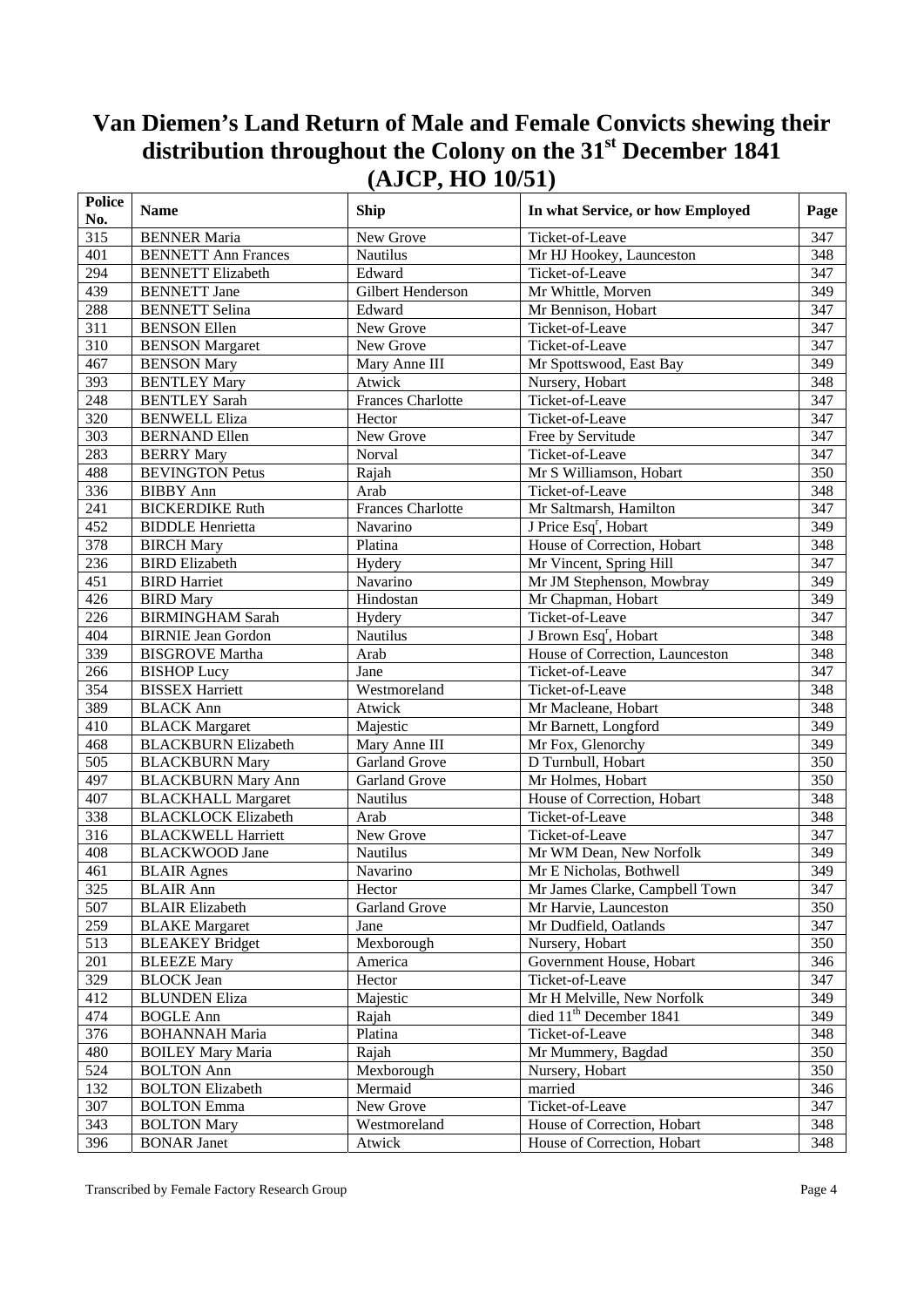# Van Diemen's Land Return of Male and Female Convicts shewing their distribution throughout the Colony on the 31st December 1841 (AJCP, HO 10/51)

| Police No. | Name | Ship | In what Service, or how Employed | Page |
|---|---|---|---|---|
| 315 | BENNER Maria | New Grove | Ticket-of-Leave | 347 |
| 401 | BENNETT Ann Frances | Nautilus | Mr HJ Hookey, Launceston | 348 |
| 294 | BENNETT Elizabeth | Edward | Ticket-of-Leave | 347 |
| 439 | BENNETT Jane | Gilbert Henderson | Mr Whittle, Morven | 349 |
| 288 | BENNETT Selina | Edward | Mr Bennison, Hobart | 347 |
| 311 | BENSON Ellen | New Grove | Ticket-of-Leave | 347 |
| 310 | BENSON Margaret | New Grove | Ticket-of-Leave | 347 |
| 467 | BENSON Mary | Mary Anne III | Mr Spottswood, East Bay | 349 |
| 393 | BENTLEY Mary | Atwick | Nursery, Hobart | 348 |
| 248 | BENTLEY Sarah | Frances Charlotte | Ticket-of-Leave | 347 |
| 320 | BENWELL Eliza | Hector | Ticket-of-Leave | 347 |
| 303 | BERNAND Ellen | New Grove | Free by Servitude | 347 |
| 283 | BERRY Mary | Norval | Ticket-of-Leave | 347 |
| 488 | BEVINGTON Petus | Rajah | Mr S Williamson, Hobart | 350 |
| 336 | BIBBY Ann | Arab | Ticket-of-Leave | 348 |
| 241 | BICKERDIKE Ruth | Frances Charlotte | Mr Saltmarsh, Hamilton | 347 |
| 452 | BIDDLE Henrietta | Navarino | J Price Esqr, Hobart | 349 |
| 378 | BIRCH Mary | Platina | House of Correction, Hobart | 348 |
| 236 | BIRD Elizabeth | Hydery | Mr Vincent, Spring Hill | 347 |
| 451 | BIRD Harriet | Navarino | Mr JM Stephenson, Mowbray | 349 |
| 426 | BIRD Mary | Hindostan | Mr Chapman, Hobart | 349 |
| 226 | BIRMINGHAM Sarah | Hydery | Ticket-of-Leave | 347 |
| 404 | BIRNIE Jean Gordon | Nautilus | J Brown Esqr, Hobart | 348 |
| 339 | BISGROVE Martha | Arab | House of Correction, Launceston | 348 |
| 266 | BISHOP Lucy | Jane | Ticket-of-Leave | 347 |
| 354 | BISSEX Harriett | Westmoreland | Ticket-of-Leave | 348 |
| 389 | BLACK Ann | Atwick | Mr Macleane, Hobart | 348 |
| 410 | BLACK Margaret | Majestic | Mr Barnett, Longford | 349 |
| 468 | BLACKBURN Elizabeth | Mary Anne III | Mr Fox, Glenorchy | 349 |
| 505 | BLACKBURN Mary | Garland Grove | D Turnbull, Hobart | 350 |
| 497 | BLACKBURN Mary Ann | Garland Grove | Mr Holmes, Hobart | 350 |
| 407 | BLACKHALL Margaret | Nautilus | House of Correction, Hobart | 348 |
| 338 | BLACKLOCK Elizabeth | Arab | Ticket-of-Leave | 348 |
| 316 | BLACKWELL Harriett | New Grove | Ticket-of-Leave | 347 |
| 408 | BLACKWOOD Jane | Nautilus | Mr WM Dean, New Norfolk | 349 |
| 461 | BLAIR Agnes | Navarino | Mr E Nicholas, Bothwell | 349 |
| 325 | BLAIR Ann | Hector | Mr James Clarke, Campbell Town | 347 |
| 507 | BLAIR Elizabeth | Garland Grove | Mr Harvie, Launceston | 350 |
| 259 | BLAKE Margaret | Jane | Mr Dudfield, Oatlands | 347 |
| 513 | BLEAKEY Bridget | Mexborough | Nursery, Hobart | 350 |
| 201 | BLEEZE Mary | America | Government House, Hobart | 346 |
| 329 | BLOCK Jean | Hector | Ticket-of-Leave | 347 |
| 412 | BLUNDEN Eliza | Majestic | Mr H Melville, New Norfolk | 349 |
| 474 | BOGLE Ann | Rajah | died 11th December 1841 | 349 |
| 376 | BOHANNAH Maria | Platina | Ticket-of-Leave | 348 |
| 480 | BOILEY Mary Maria | Rajah | Mr Mummery, Bagdad | 350 |
| 524 | BOLTON Ann | Mexborough | Nursery, Hobart | 350 |
| 132 | BOLTON Elizabeth | Mermaid | married | 346 |
| 307 | BOLTON Emma | New Grove | Ticket-of-Leave | 347 |
| 343 | BOLTON Mary | Westmoreland | House of Correction, Hobart | 348 |
| 396 | BONAR Janet | Atwick | House of Correction, Hobart | 348 |

Transcribed by Female Factory Research Group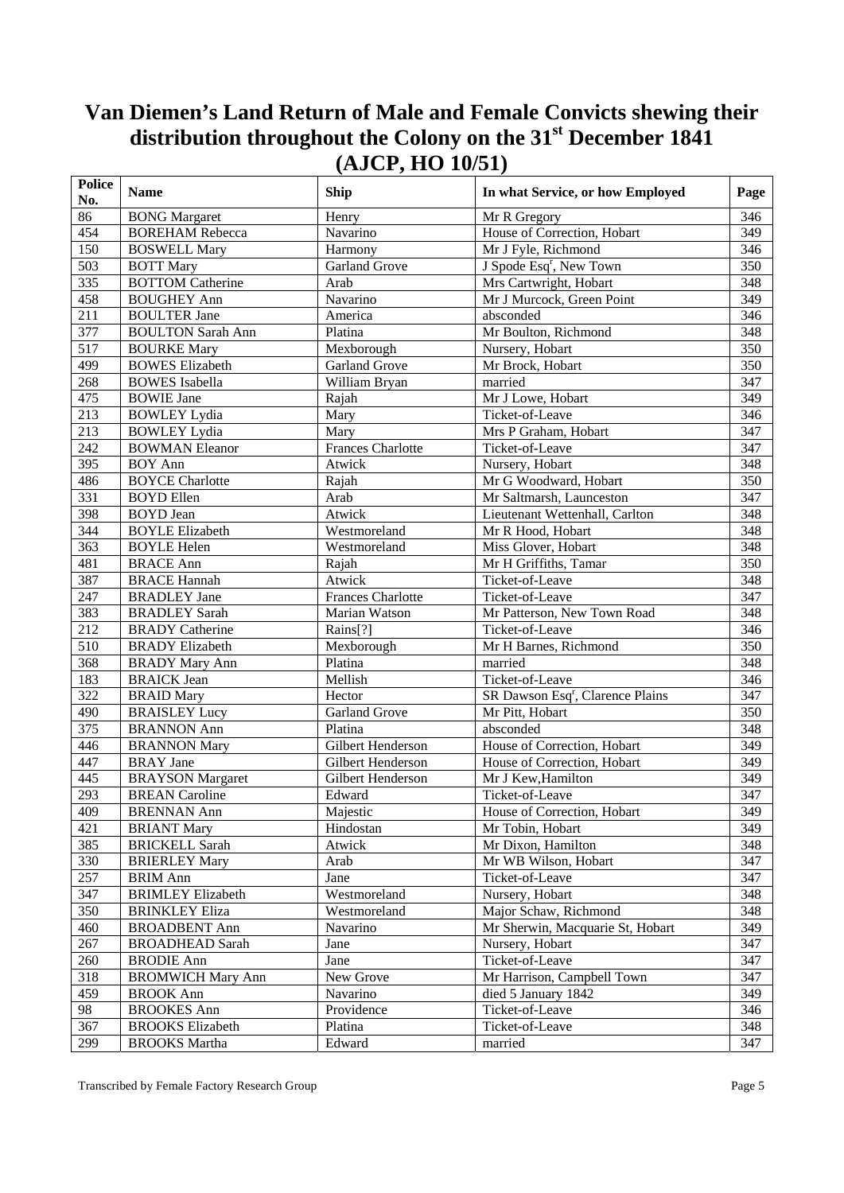# Van Diemen's Land Return of Male and Female Convicts shewing their distribution throughout the Colony on the 31st December 1841 (AJCP, HO 10/51)

| Police No. | Name | Ship | In what Service, or how Employed | Page |
|---|---|---|---|---|
| 86 | BONG Margaret | Henry | Mr R Gregory | 346 |
| 454 | BOREHAM Rebecca | Navarino | House of Correction, Hobart | 349 |
| 150 | BOSWELL Mary | Harmony | Mr J Fyle, Richmond | 346 |
| 503 | BOTT Mary | Garland Grove | J Spode Esq[r], New Town | 350 |
| 335 | BOTTOM Catherine | Arab | Mrs Cartwright, Hobart | 348 |
| 458 | BOUGHEY Ann | Navarino | Mr J Murcock, Green Point | 349 |
| 211 | BOULTER Jane | America | absconded | 346 |
| 377 | BOULTON Sarah Ann | Platina | Mr Boulton, Richmond | 348 |
| 517 | BOURKE Mary | Mexborough | Nursery, Hobart | 350 |
| 499 | BOWES Elizabeth | Garland Grove | Mr Brock, Hobart | 350 |
| 268 | BOWES Isabella | William Bryan | married | 347 |
| 475 | BOWIE Jane | Rajah | Mr J Lowe, Hobart | 349 |
| 213 | BOWLEY Lydia | Mary | Ticket-of-Leave | 346 |
| 213 | BOWLEY Lydia | Mary | Mrs P Graham, Hobart | 347 |
| 242 | BOWMAN Eleanor | Frances Charlotte | Ticket-of-Leave | 347 |
| 395 | BOY Ann | Atwick | Nursery, Hobart | 348 |
| 486 | BOYCE Charlotte | Rajah | Mr G Woodward, Hobart | 350 |
| 331 | BOYD Ellen | Arab | Mr Saltmarsh, Launceston | 347 |
| 398 | BOYD Jean | Atwick | Lieutenant Wettenhall, Carlton | 348 |
| 344 | BOYLE Elizabeth | Westmoreland | Mr R Hood, Hobart | 348 |
| 363 | BOYLE Helen | Westmoreland | Miss Glover, Hobart | 348 |
| 481 | BRACE Ann | Rajah | Mr H Griffiths, Tamar | 350 |
| 387 | BRACE Hannah | Atwick | Ticket-of-Leave | 348 |
| 247 | BRADLEY Jane | Frances Charlotte | Ticket-of-Leave | 347 |
| 383 | BRADLEY Sarah | Marian Watson | Mr Patterson, New Town Road | 348 |
| 212 | BRADY Catherine | Rains[?] | Ticket-of-Leave | 346 |
| 510 | BRADY Elizabeth | Mexborough | Mr H Barnes, Richmond | 350 |
| 368 | BRADY Mary Ann | Platina | married | 348 |
| 183 | BRAICK Jean | Mellish | Ticket-of-Leave | 346 |
| 322 | BRAID Mary | Hector | SR Dawson Esq[r], Clarence Plains | 347 |
| 490 | BRAISLEY Lucy | Garland Grove | Mr Pitt, Hobart | 350 |
| 375 | BRANNON Ann | Platina | absconded | 348 |
| 446 | BRANNON Mary | Gilbert Henderson | House of Correction, Hobart | 349 |
| 447 | BRAY Jane | Gilbert Henderson | House of Correction, Hobart | 349 |
| 445 | BRAYSON Margaret | Gilbert Henderson | Mr J Kew,Hamilton | 349 |
| 293 | BREAN Caroline | Edward | Ticket-of-Leave | 347 |
| 409 | BRENNAN Ann | Majestic | House of Correction, Hobart | 349 |
| 421 | BRIANT Mary | Hindostan | Mr Tobin, Hobart | 349 |
| 385 | BRICKELL Sarah | Atwick | Mr Dixon, Hamilton | 348 |
| 330 | BRIERLEY Mary | Arab | Mr WB Wilson, Hobart | 347 |
| 257 | BRIM Ann | Jane | Ticket-of-Leave | 347 |
| 347 | BRIMLEY Elizabeth | Westmoreland | Nursery, Hobart | 348 |
| 350 | BRINKLEY Eliza | Westmoreland | Major Schaw, Richmond | 348 |
| 460 | BROADBENT Ann | Navarino | Mr Sherwin, Macquarie St, Hobart | 349 |
| 267 | BROADHEAD Sarah | Jane | Nursery, Hobart | 347 |
| 260 | BRODIE Ann | Jane | Ticket-of-Leave | 347 |
| 318 | BROMWICH Mary Ann | New Grove | Mr Harrison, Campbell Town | 347 |
| 459 | BROOK Ann | Navarino | died 5 January 1842 | 349 |
| 98 | BROOKES Ann | Providence | Ticket-of-Leave | 346 |
| 367 | BROOKS Elizabeth | Platina | Ticket-of-Leave | 348 |
| 299 | BROOKS Martha | Edward | married | 347 |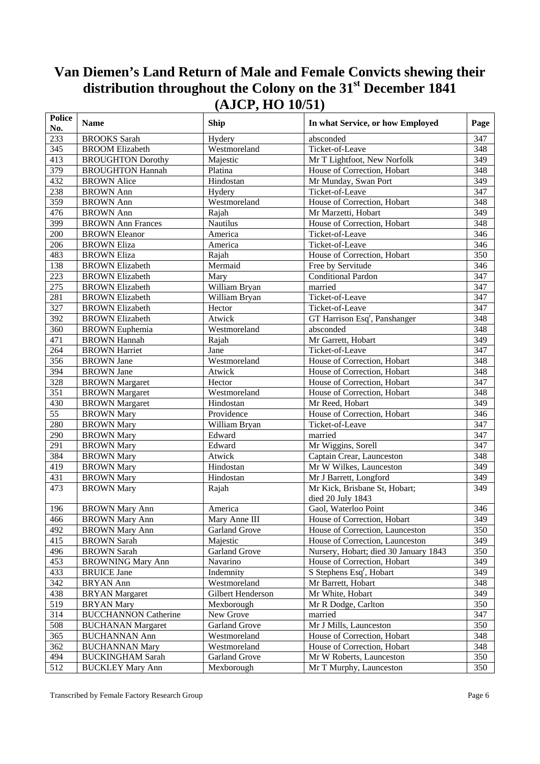# Van Diemen's Land Return of Male and Female Convicts shewing their distribution throughout the Colony on the 31st December 1841 (AJCP, HO 10/51)

| Police No. | Name | Ship | In what Service, or how Employed | Page |
|---|---|---|---|---|
| 233 | BROOKS Sarah | Hydery | absconded | 347 |
| 345 | BROOM Elizabeth | Westmoreland | Ticket-of-Leave | 348 |
| 413 | BROUGHTON Dorothy | Majestic | Mr T Lightfoot, New Norfolk | 349 |
| 379 | BROUGHTON Hannah | Platina | House of Correction, Hobart | 348 |
| 432 | BROWN Alice | Hindostan | Mr Munday, Swan Port | 349 |
| 238 | BROWN Ann | Hydery | Ticket-of-Leave | 347 |
| 359 | BROWN Ann | Westmoreland | House of Correction, Hobart | 348 |
| 476 | BROWN Ann | Rajah | Mr Marzetti, Hobart | 349 |
| 399 | BROWN Ann Frances | Nautilus | House of Correction, Hobart | 348 |
| 200 | BROWN Eleanor | America | Ticket-of-Leave | 346 |
| 206 | BROWN Eliza | America | Ticket-of-Leave | 346 |
| 483 | BROWN Eliza | Rajah | House of Correction, Hobart | 350 |
| 138 | BROWN Elizabeth | Mermaid | Free by Servitude | 346 |
| 223 | BROWN Elizabeth | Mary | Conditional Pardon | 347 |
| 275 | BROWN Elizabeth | William Bryan | married | 347 |
| 281 | BROWN Elizabeth | William Bryan | Ticket-of-Leave | 347 |
| 327 | BROWN Elizabeth | Hector | Ticket-of-Leave | 347 |
| 392 | BROWN Elizabeth | Atwick | GT Harrison Esqr, Panshanger | 348 |
| 360 | BROWN Euphemia | Westmoreland | absconded | 348 |
| 471 | BROWN Hannah | Rajah | Mr Garrett, Hobart | 349 |
| 264 | BROWN Harriet | Jane | Ticket-of-Leave | 347 |
| 356 | BROWN Jane | Westmoreland | House of Correction, Hobart | 348 |
| 394 | BROWN Jane | Atwick | House of Correction, Hobart | 348 |
| 328 | BROWN Margaret | Hector | House of Correction, Hobart | 347 |
| 351 | BROWN Margaret | Westmoreland | House of Correction, Hobart | 348 |
| 430 | BROWN Margaret | Hindostan | Mr Reed, Hobart | 349 |
| 55 | BROWN Mary | Providence | House of Correction, Hobart | 346 |
| 280 | BROWN Mary | William Bryan | Ticket-of-Leave | 347 |
| 290 | BROWN Mary | Edward | married | 347 |
| 291 | BROWN Mary | Edward | Mr Wiggins, Sorell | 347 |
| 384 | BROWN Mary | Atwick | Captain Crear, Launceston | 348 |
| 419 | BROWN Mary | Hindostan | Mr W Wilkes, Launceston | 349 |
| 431 | BROWN Mary | Hindostan | Mr J Barrett, Longford | 349 |
| 473 | BROWN Mary | Rajah | Mr Kick, Brisbane St, Hobart; died 20 July 1843 | 349 |
| 196 | BROWN Mary Ann | America | Gaol, Waterloo Point | 346 |
| 466 | BROWN Mary Ann | Mary Anne III | House of Correction, Hobart | 349 |
| 492 | BROWN Mary Ann | Garland Grove | House of Correction, Launceston | 350 |
| 415 | BROWN Sarah | Majestic | House of Correction, Launceston | 349 |
| 496 | BROWN Sarah | Garland Grove | Nursery, Hobart; died 30 January 1843 | 350 |
| 453 | BROWNING Mary Ann | Navarino | House of Correction, Hobart | 349 |
| 433 | BRUICE Jane | Indemnity | S Stephens Esqr, Hobart | 349 |
| 342 | BRYAN Ann | Westmoreland | Mr Barrett, Hobart | 348 |
| 438 | BRYAN Margaret | Gilbert Henderson | Mr White, Hobart | 349 |
| 519 | BRYAN Mary | Mexborough | Mr R Dodge, Carlton | 350 |
| 314 | BUCCHANNON Catherine | New Grove | married | 347 |
| 508 | BUCHANAN Margaret | Garland Grove | Mr J Mills, Launceston | 350 |
| 365 | BUCHANNAN Ann | Westmoreland | House of Correction, Hobart | 348 |
| 362 | BUCHANNAN Mary | Westmoreland | House of Correction, Hobart | 348 |
| 494 | BUCKINGHAM Sarah | Garland Grove | Mr W Roberts, Launceston | 350 |
| 512 | BUCKLEY Mary Ann | Mexborough | Mr T Murphy, Launceston | 350 |

Transcribed by Female Factory Research Group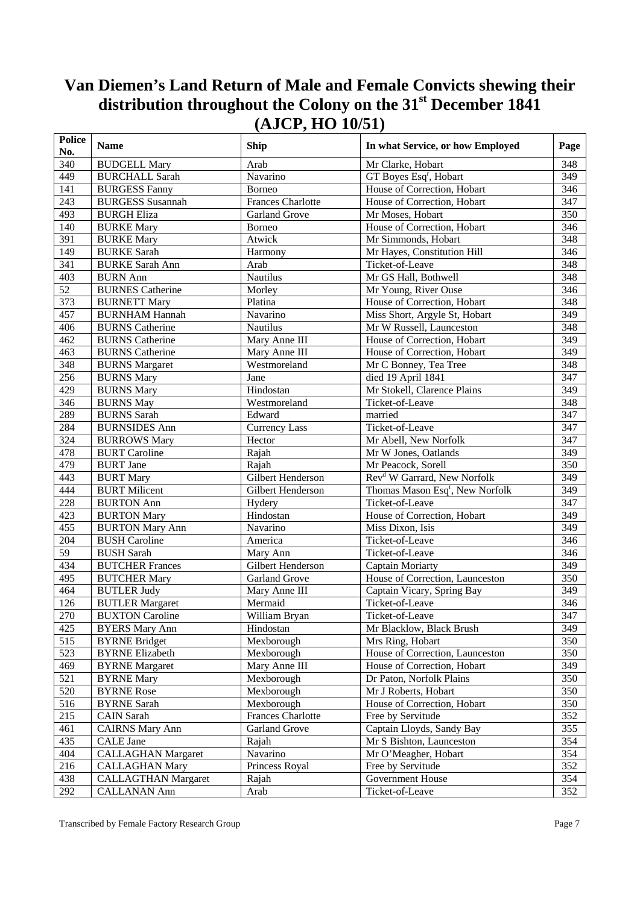# Van Diemen's Land Return of Male and Female Convicts shewing their distribution throughout the Colony on the 31st December 1841 (AJCP, HO 10/51)

| Police No. | Name | Ship | In what Service, or how Employed | Page |
|---|---|---|---|---|
| 340 | BUDGELL Mary | Arab | Mr Clarke, Hobart | 348 |
| 449 | BURCHALL Sarah | Navarino | GT Boyes Esqr, Hobart | 349 |
| 141 | BURGESS Fanny | Borneo | House of Correction, Hobart | 346 |
| 243 | BURGESS Susannah | Frances Charlotte | House of Correction, Hobart | 347 |
| 493 | BURGH Eliza | Garland Grove | Mr Moses, Hobart | 350 |
| 140 | BURKE Mary | Borneo | House of Correction, Hobart | 346 |
| 391 | BURKE Mary | Atwick | Mr Simmonds, Hobart | 348 |
| 149 | BURKE Sarah | Harmony | Mr Hayes, Constitution Hill | 346 |
| 341 | BURKE Sarah Ann | Arab | Ticket-of-Leave | 348 |
| 403 | BURN Ann | Nautilus | Mr GS Hall, Bothwell | 348 |
| 52 | BURNES Catherine | Morley | Mr Young, River Ouse | 346 |
| 373 | BURNETT Mary | Platina | House of Correction, Hobart | 348 |
| 457 | BURNHAM Hannah | Navarino | Miss Short, Argyle St, Hobart | 349 |
| 406 | BURNS Catherine | Nautilus | Mr W Russell, Launceston | 348 |
| 462 | BURNS Catherine | Mary Anne III | House of Correction, Hobart | 349 |
| 463 | BURNS Catherine | Mary Anne III | House of Correction, Hobart | 349 |
| 348 | BURNS Margaret | Westmoreland | Mr C Bonney, Tea Tree | 348 |
| 256 | BURNS Mary | Jane | died 19 April 1841 | 347 |
| 429 | BURNS Mary | Hindostan | Mr Stokell, Clarence Plains | 349 |
| 346 | BURNS May | Westmoreland | Ticket-of-Leave | 348 |
| 289 | BURNS Sarah | Edward | married | 347 |
| 284 | BURNSIDES Ann | Currency Lass | Ticket-of-Leave | 347 |
| 324 | BURROWS Mary | Hector | Mr Abell, New Norfolk | 347 |
| 478 | BURT Caroline | Rajah | Mr W Jones, Oatlands | 349 |
| 479 | BURT Jane | Rajah | Mr Peacock, Sorell | 350 |
| 443 | BURT Mary | Gilbert Henderson | Revd W Garrard, New Norfolk | 349 |
| 444 | BURT Milicent | Gilbert Henderson | Thomas Mason Esqr, New Norfolk | 349 |
| 228 | BURTON Ann | Hydery | Ticket-of-Leave | 347 |
| 423 | BURTON Mary | Hindostan | House of Correction, Hobart | 349 |
| 455 | BURTON Mary Ann | Navarino | Miss Dixon, Isis | 349 |
| 204 | BUSH Caroline | America | Ticket-of-Leave | 346 |
| 59 | BUSH Sarah | Mary Ann | Ticket-of-Leave | 346 |
| 434 | BUTCHER Frances | Gilbert Henderson | Captain Moriarty | 349 |
| 495 | BUTCHER Mary | Garland Grove | House of Correction, Launceston | 350 |
| 464 | BUTLER Judy | Mary Anne III | Captain Vicary, Spring Bay | 349 |
| 126 | BUTLER Margaret | Mermaid | Ticket-of-Leave | 346 |
| 270 | BUXTON Caroline | William Bryan | Ticket-of-Leave | 347 |
| 425 | BYERS Mary Ann | Hindostan | Mr Blacklow, Black Brush | 349 |
| 515 | BYRNE Bridget | Mexborough | Mrs Ring, Hobart | 350 |
| 523 | BYRNE Elizabeth | Mexborough | House of Correction, Launceston | 350 |
| 469 | BYRNE Margaret | Mary Anne III | House of Correction, Hobart | 349 |
| 521 | BYRNE Mary | Mexborough | Dr Paton, Norfolk Plains | 350 |
| 520 | BYRNE Rose | Mexborough | Mr J Roberts, Hobart | 350 |
| 516 | BYRNE Sarah | Mexborough | House of Correction, Hobart | 350 |
| 215 | CAIN Sarah | Frances Charlotte | Free by Servitude | 352 |
| 461 | CAIRNS Mary Ann | Garland Grove | Captain Lloyds, Sandy Bay | 355 |
| 435 | CALE Jane | Rajah | Mr S Bishton, Launceston | 354 |
| 404 | CALLAGHAN Margaret | Navarino | Mr O'Meagher, Hobart | 354 |
| 216 | CALLAGHAN Mary | Princess Royal | Free by Servitude | 352 |
| 438 | CALLAGTHAN Margaret | Rajah | Government House | 354 |
| 292 | CALLANAN Ann | Arab | Ticket-of-Leave | 352 |

Transcribed by Female Factory Research Group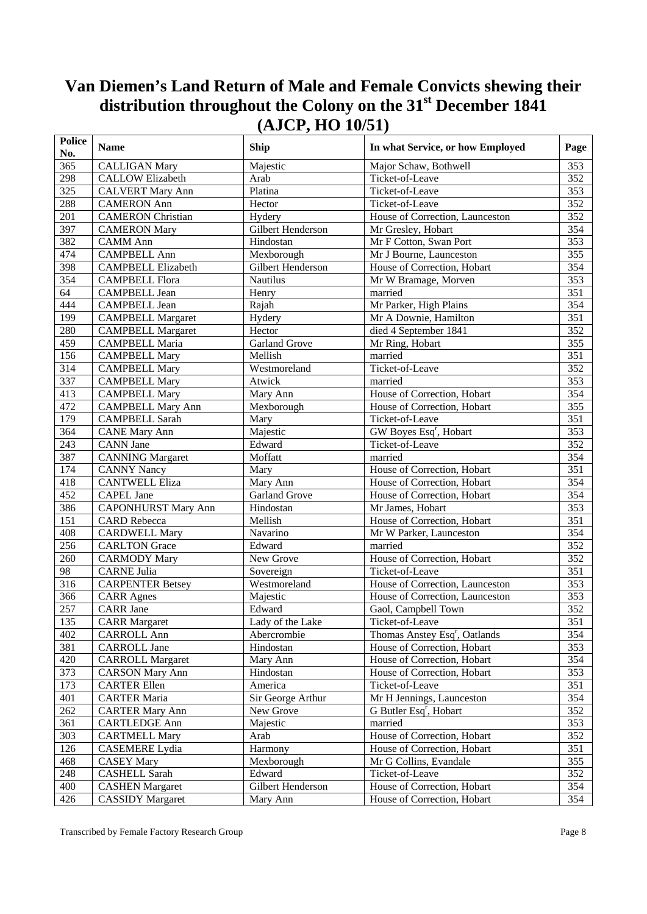# Van Diemen's Land Return of Male and Female Convicts shewing their distribution throughout the Colony on the 31st December 1841 (AJCP, HO 10/51)

| Police No. | Name | Ship | In what Service, or how Employed | Page |
|---|---|---|---|---|
| 365 | CALLIGAN Mary | Majestic | Major Schaw, Bothwell | 353 |
| 298 | CALLOW Elizabeth | Arab | Ticket-of-Leave | 352 |
| 325 | CALVERT Mary Ann | Platina | Ticket-of-Leave | 353 |
| 288 | CAMERON Ann | Hector | Ticket-of-Leave | 352 |
| 201 | CAMERON Christian | Hydery | House of Correction, Launceston | 352 |
| 397 | CAMERON Mary | Gilbert Henderson | Mr Gresley, Hobart | 354 |
| 382 | CAMM Ann | Hindostan | Mr F Cotton, Swan Port | 353 |
| 474 | CAMPBELL Ann | Mexborough | Mr J Bourne, Launceston | 355 |
| 398 | CAMPBELL Elizabeth | Gilbert Henderson | House of Correction, Hobart | 354 |
| 354 | CAMPBELL Flora | Nautilus | Mr W Bramage, Morven | 353 |
| 64 | CAMPBELL Jean | Henry | married | 351 |
| 444 | CAMPBELL Jean | Rajah | Mr Parker, High Plains | 354 |
| 199 | CAMPBELL Margaret | Hydery | Mr A Downie, Hamilton | 351 |
| 280 | CAMPBELL Margaret | Hector | died 4 September 1841 | 352 |
| 459 | CAMPBELL Maria | Garland Grove | Mr Ring, Hobart | 355 |
| 156 | CAMPBELL Mary | Mellish | married | 351 |
| 314 | CAMPBELL Mary | Westmoreland | Ticket-of-Leave | 352 |
| 337 | CAMPBELL Mary | Atwick | married | 353 |
| 413 | CAMPBELL Mary | Mary Ann | House of Correction, Hobart | 354 |
| 472 | CAMPBELL Mary Ann | Mexborough | House of Correction, Hobart | 355 |
| 179 | CAMPBELL Sarah | Mary | Ticket-of-Leave | 351 |
| 364 | CANE Mary Ann | Majestic | GW Boyes Esqr, Hobart | 353 |
| 243 | CANN Jane | Edward | Ticket-of-Leave | 352 |
| 387 | CANNING Margaret | Moffatt | married | 354 |
| 174 | CANNY Nancy | Mary | House of Correction, Hobart | 351 |
| 418 | CANTWELL Eliza | Mary Ann | House of Correction, Hobart | 354 |
| 452 | CAPEL Jane | Garland Grove | House of Correction, Hobart | 354 |
| 386 | CAPONHURST Mary Ann | Hindostan | Mr James, Hobart | 353 |
| 151 | CARD Rebecca | Mellish | House of Correction, Hobart | 351 |
| 408 | CARDWELL Mary | Navarino | Mr W Parker, Launceston | 354 |
| 256 | CARLTON Grace | Edward | married | 352 |
| 260 | CARMODY Mary | New Grove | House of Correction, Hobart | 352 |
| 98 | CARNE Julia | Sovereign | Ticket-of-Leave | 351 |
| 316 | CARPENTER Betsey | Westmoreland | House of Correction, Launceston | 353 |
| 366 | CARR Agnes | Majestic | House of Correction, Launceston | 353 |
| 257 | CARR Jane | Edward | Gaol, Campbell Town | 352 |
| 135 | CARR Margaret | Lady of the Lake | Ticket-of-Leave | 351 |
| 402 | CARROLL Ann | Abercrombie | Thomas Anstey Esqr, Oatlands | 354 |
| 381 | CARROLL Jane | Hindostan | House of Correction, Hobart | 353 |
| 420 | CARROLL Margaret | Mary Ann | House of Correction, Hobart | 354 |
| 373 | CARSON Mary Ann | Hindostan | House of Correction, Hobart | 353 |
| 173 | CARTER Ellen | America | Ticket-of-Leave | 351 |
| 401 | CARTER Maria | Sir George Arthur | Mr H Jennings, Launceston | 354 |
| 262 | CARTER Mary Ann | New Grove | G Butler Esqr, Hobart | 352 |
| 361 | CARTLEDGE Ann | Majestic | married | 353 |
| 303 | CARTMELL Mary | Arab | House of Correction, Hobart | 352 |
| 126 | CASEMERE Lydia | Harmony | House of Correction, Hobart | 351 |
| 468 | CASEY Mary | Mexborough | Mr G Collins, Evandale | 355 |
| 248 | CASHELL Sarah | Edward | Ticket-of-Leave | 352 |
| 400 | CASHEN Margaret | Gilbert Henderson | House of Correction, Hobart | 354 |
| 426 | CASSIDY Margaret | Mary Ann | House of Correction, Hobart | 354 |

Transcribed by Female Factory Research Group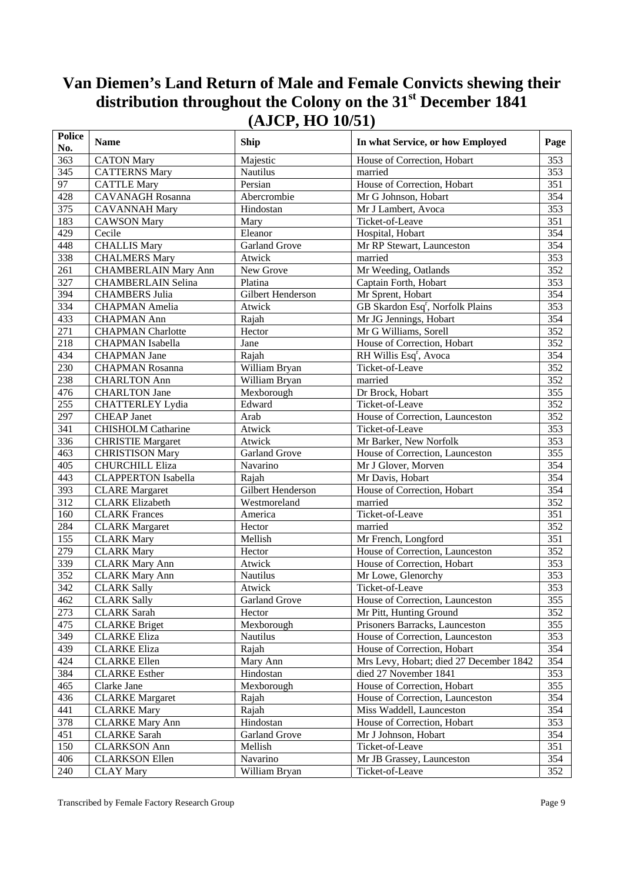# Van Diemen's Land Return of Male and Female Convicts shewing their distribution throughout the Colony on the 31st December 1841 (AJCP, HO 10/51)

| Police No. | Name | Ship | In what Service, or how Employed | Page |
|---|---|---|---|---|
| 363 | CATON Mary | Majestic | House of Correction, Hobart | 353 |
| 345 | CATTERNS Mary | Nautilus | married | 353 |
| 97 | CATTLE Mary | Persian | House of Correction, Hobart | 351 |
| 428 | CAVANAGH Rosanna | Abercrombie | Mr G Johnson, Hobart | 354 |
| 375 | CAVANNAH Mary | Hindostan | Mr J Lambert, Avoca | 353 |
| 183 | CAWSON Mary | Mary | Ticket-of-Leave | 351 |
| 429 | Cecile | Eleanor | Hospital, Hobart | 354 |
| 448 | CHALLIS Mary | Garland Grove | Mr RP Stewart, Launceston | 354 |
| 338 | CHALMERS Mary | Atwick | married | 353 |
| 261 | CHAMBERLAIN Mary Ann | New Grove | Mr Weeding, Oatlands | 352 |
| 327 | CHAMBERLAIN Selina | Platina | Captain Forth, Hobart | 353 |
| 394 | CHAMBERS Julia | Gilbert Henderson | Mr Sprent, Hobart | 354 |
| 334 | CHAPMAN Amelia | Atwick | GB Skardon Esqr, Norfolk Plains | 353 |
| 433 | CHAPMAN Ann | Rajah | Mr JG Jennings, Hobart | 354 |
| 271 | CHAPMAN Charlotte | Hector | Mr G Williams, Sorell | 352 |
| 218 | CHAPMAN Isabella | Jane | House of Correction, Hobart | 352 |
| 434 | CHAPMAN Jane | Rajah | RH Willis Esqr, Avoca | 354 |
| 230 | CHAPMAN Rosanna | William Bryan | Ticket-of-Leave | 352 |
| 238 | CHARLTON Ann | William Bryan | married | 352 |
| 476 | CHARLTON Jane | Mexborough | Dr Brock, Hobart | 355 |
| 255 | CHATTERLEY Lydia | Edward | Ticket-of-Leave | 352 |
| 297 | CHEAP Janet | Arab | House of Correction, Launceston | 352 |
| 341 | CHISHOLM Catharine | Atwick | Ticket-of-Leave | 353 |
| 336 | CHRISTIE Margaret | Atwick | Mr Barker, New Norfolk | 353 |
| 463 | CHRISTISON Mary | Garland Grove | House of Correction, Launceston | 355 |
| 405 | CHURCHILL Eliza | Navarino | Mr J Glover, Morven | 354 |
| 443 | CLAPPERTON Isabella | Rajah | Mr Davis, Hobart | 354 |
| 393 | CLARE Margaret | Gilbert Henderson | House of Correction, Hobart | 354 |
| 312 | CLARK Elizabeth | Westmoreland | married | 352 |
| 160 | CLARK Frances | America | Ticket-of-Leave | 351 |
| 284 | CLARK Margaret | Hector | married | 352 |
| 155 | CLARK Mary | Mellish | Mr French, Longford | 351 |
| 279 | CLARK Mary | Hector | House of Correction, Launceston | 352 |
| 339 | CLARK Mary Ann | Atwick | House of Correction, Hobart | 353 |
| 352 | CLARK Mary Ann | Nautilus | Mr Lowe, Glenorchy | 353 |
| 342 | CLARK Sally | Atwick | Ticket-of-Leave | 353 |
| 462 | CLARK Sally | Garland Grove | House of Correction, Launceston | 355 |
| 273 | CLARK Sarah | Hector | Mr Pitt, Hunting Ground | 352 |
| 475 | CLARKE Briget | Mexborough | Prisoners Barracks, Launceston | 355 |
| 349 | CLARKE Eliza | Nautilus | House of Correction, Launceston | 353 |
| 439 | CLARKE Eliza | Rajah | House of Correction, Hobart | 354 |
| 424 | CLARKE Ellen | Mary Ann | Mrs Levy, Hobart; died 27 December 1842 | 354 |
| 384 | CLARKE Esther | Hindostan | died 27 November 1841 | 353 |
| 465 | Clarke Jane | Mexborough | House of Correction, Hobart | 355 |
| 436 | CLARKE Margaret | Rajah | House of Correction, Launceston | 354 |
| 441 | CLARKE Mary | Rajah | Miss Waddell, Launceston | 354 |
| 378 | CLARKE Mary Ann | Hindostan | House of Correction, Hobart | 353 |
| 451 | CLARKE Sarah | Garland Grove | Mr J Johnson, Hobart | 354 |
| 150 | CLARKSON Ann | Mellish | Ticket-of-Leave | 351 |
| 406 | CLARKSON Ellen | Navarino | Mr JB Grassey, Launceston | 354 |
| 240 | CLAY Mary | William Bryan | Ticket-of-Leave | 352 |

Transcribed by Female Factory Research Group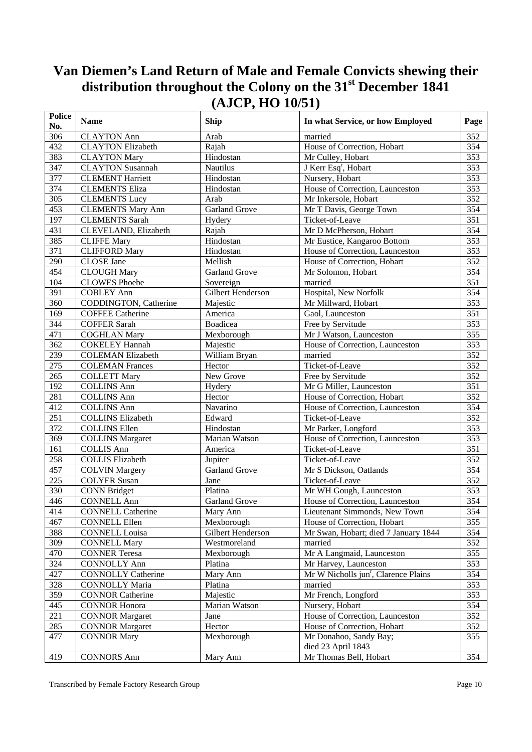# Van Diemen's Land Return of Male and Female Convicts shewing their distribution throughout the Colony on the 31st December 1841 (AJCP, HO 10/51)

| Police No. | Name | Ship | In what Service, or how Employed | Page |
|---|---|---|---|---|
| 306 | CLAYTON Ann | Arab | married | 352 |
| 432 | CLAYTON Elizabeth | Rajah | House of Correction, Hobart | 354 |
| 383 | CLAYTON Mary | Hindostan | Mr Culley, Hobart | 353 |
| 347 | CLAYTON Susannah | Nautilus | J Kerr Esqr, Hobart | 353 |
| 377 | CLEMENT Harriett | Hindostan | Nursery, Hobart | 353 |
| 374 | CLEMENTS Eliza | Hindostan | House of Correction, Launceston | 353 |
| 305 | CLEMENTS Lucy | Arab | Mr Inkersole, Hobart | 352 |
| 453 | CLEMENTS Mary Ann | Garland Grove | Mr T Davis, George Town | 354 |
| 197 | CLEMENTS Sarah | Hydery | Ticket-of-Leave | 351 |
| 431 | CLEVELAND, Elizabeth | Rajah | Mr D McPherson, Hobart | 354 |
| 385 | CLIFFE Mary | Hindostan | Mr Eustice, Kangaroo Bottom | 353 |
| 371 | CLIFFORD Mary | Hindostan | House of Correction, Launceston | 353 |
| 290 | CLOSE Jane | Mellish | House of Correction, Hobart | 352 |
| 454 | CLOUGH Mary | Garland Grove | Mr Solomon, Hobart | 354 |
| 104 | CLOWES Phoebe | Sovereign | married | 351 |
| 391 | COBLEY Ann | Gilbert Henderson | Hospital, New Norfolk | 354 |
| 360 | CODDINGTON, Catherine | Majestic | Mr Millward, Hobart | 353 |
| 169 | COFFEE Catherine | America | Gaol, Launceston | 351 |
| 344 | COFFER Sarah | Boadicea | Free by Servitude | 353 |
| 471 | COGHLAN Mary | Mexborough | Mr J Watson, Launceston | 355 |
| 362 | COKELEY Hannah | Majestic | House of Correction, Launceston | 353 |
| 239 | COLEMAN Elizabeth | William Bryan | married | 352 |
| 275 | COLEMAN Frances | Hector | Ticket-of-Leave | 352 |
| 265 | COLLETT Mary | New Grove | Free by Servitude | 352 |
| 192 | COLLINS Ann | Hydery | Mr G Miller, Launceston | 351 |
| 281 | COLLINS Ann | Hector | House of Correction, Hobart | 352 |
| 412 | COLLINS Ann | Navarino | House of Correction, Launceston | 354 |
| 251 | COLLINS Elizabeth | Edward | Ticket-of-Leave | 352 |
| 372 | COLLINS Ellen | Hindostan | Mr Parker, Longford | 353 |
| 369 | COLLINS Margaret | Marian Watson | House of Correction, Launceston | 353 |
| 161 | COLLIS Ann | America | Ticket-of-Leave | 351 |
| 258 | COLLIS Elizabeth | Jupiter | Ticket-of-Leave | 352 |
| 457 | COLVIN Margery | Garland Grove | Mr S Dickson, Oatlands | 354 |
| 225 | COLYER Susan | Jane | Ticket-of-Leave | 352 |
| 330 | CONN Bridget | Platina | Mr WH Gough, Launceston | 353 |
| 446 | CONNELL Ann | Garland Grove | House of Correction, Launceston | 354 |
| 414 | CONNELL Catherine | Mary Ann | Lieutenant Simmonds, New Town | 354 |
| 467 | CONNELL Ellen | Mexborough | House of Correction, Hobart | 355 |
| 388 | CONNELL Louisa | Gilbert Henderson | Mr Swan, Hobart; died 7 January 1844 | 354 |
| 309 | CONNELL Mary | Westmoreland | married | 352 |
| 470 | CONNER Teresa | Mexborough | Mr A Langmaid, Launceston | 355 |
| 324 | CONNOLLY Ann | Platina | Mr Harvey, Launceston | 353 |
| 427 | CONNOLLY Catherine | Mary Ann | Mr W Nicholls junr, Clarence Plains | 354 |
| 328 | CONNOLLY Maria | Platina | married | 353 |
| 359 | CONNOR Catherine | Majestic | Mr French, Longford | 353 |
| 445 | CONNOR Honora | Marian Watson | Nursery, Hobart | 354 |
| 221 | CONNOR Margaret | Jane | House of Correction, Launceston | 352 |
| 285 | CONNOR Margaret | Hector | House of Correction, Hobart | 352 |
| 477 | CONNOR Mary | Mexborough | Mr Donahoo, Sandy Bay; died 23 April 1843 | 355 |
| 419 | CONNORS Ann | Mary Ann | Mr Thomas Bell, Hobart | 354 |

Transcribed by Female Factory Research Group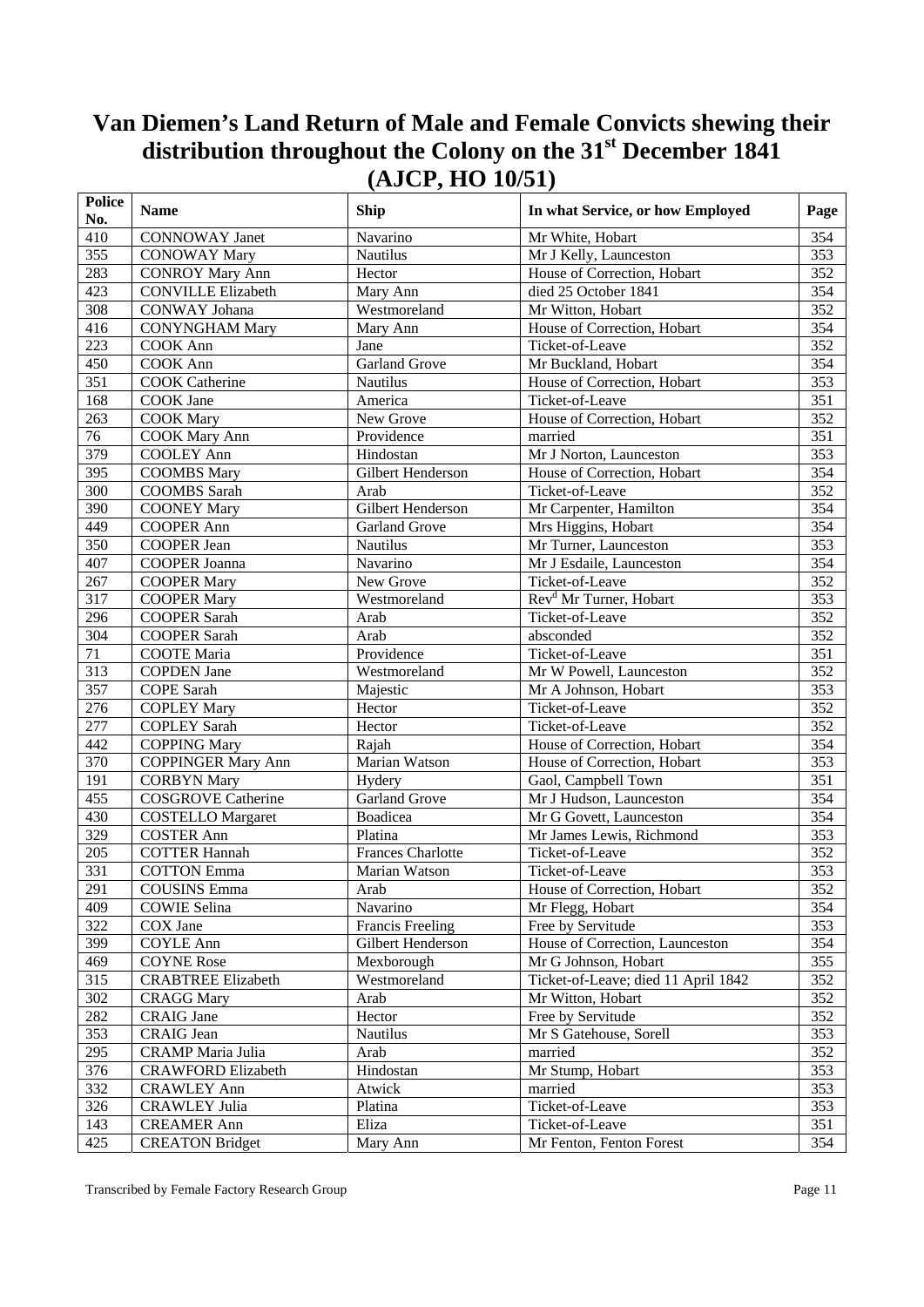# Van Diemen's Land Return of Male and Female Convicts shewing their distribution throughout the Colony on the 31st December 1841 (AJCP, HO 10/51)

| Police No. | Name | Ship | In what Service, or how Employed | Page |
|---|---|---|---|---|
| 410 | CONNOWAY Janet | Navarino | Mr White, Hobart | 354 |
| 355 | CONOWAY Mary | Nautilus | Mr J Kelly, Launceston | 353 |
| 283 | CONROY Mary Ann | Hector | House of Correction, Hobart | 352 |
| 423 | CONVILLE Elizabeth | Mary Ann | died 25 October 1841 | 354 |
| 308 | CONWAY Johana | Westmoreland | Mr Witton, Hobart | 352 |
| 416 | CONYNGHAM Mary | Mary Ann | House of Correction, Hobart | 354 |
| 223 | COOK Ann | Jane | Ticket-of-Leave | 352 |
| 450 | COOK Ann | Garland Grove | Mr Buckland, Hobart | 354 |
| 351 | COOK Catherine | Nautilus | House of Correction, Hobart | 353 |
| 168 | COOK Jane | America | Ticket-of-Leave | 351 |
| 263 | COOK Mary | New Grove | House of Correction, Hobart | 352 |
| 76 | COOK Mary Ann | Providence | married | 351 |
| 379 | COOLEY Ann | Hindostan | Mr J Norton, Launceston | 353 |
| 395 | COOMBS Mary | Gilbert Henderson | House of Correction, Hobart | 354 |
| 300 | COOMBS Sarah | Arab | Ticket-of-Leave | 352 |
| 390 | COONEY Mary | Gilbert Henderson | Mr Carpenter, Hamilton | 354 |
| 449 | COOPER Ann | Garland Grove | Mrs Higgins, Hobart | 354 |
| 350 | COOPER Jean | Nautilus | Mr Turner, Launceston | 353 |
| 407 | COOPER Joanna | Navarino | Mr J Esdaile, Launceston | 354 |
| 267 | COOPER Mary | New Grove | Ticket-of-Leave | 352 |
| 317 | COOPER Mary | Westmoreland | Rev[d] Mr Turner, Hobart | 353 |
| 296 | COOPER Sarah | Arab | Ticket-of-Leave | 352 |
| 304 | COOPER Sarah | Arab | absconded | 352 |
| 71 | COOTE Maria | Providence | Ticket-of-Leave | 351 |
| 313 | COPDEN Jane | Westmoreland | Mr W Powell, Launceston | 352 |
| 357 | COPE Sarah | Majestic | Mr A Johnson, Hobart | 353 |
| 276 | COPLEY Mary | Hector | Ticket-of-Leave | 352 |
| 277 | COPLEY Sarah | Hector | Ticket-of-Leave | 352 |
| 442 | COPPING Mary | Rajah | House of Correction, Hobart | 354 |
| 370 | COPPINGER Mary Ann | Marian Watson | House of Correction, Hobart | 353 |
| 191 | CORBYN Mary | Hydery | Gaol, Campbell Town | 351 |
| 455 | COSGROVE Catherine | Garland Grove | Mr J Hudson, Launceston | 354 |
| 430 | COSTELLO Margaret | Boadicea | Mr G Govett, Launceston | 354 |
| 329 | COSTER Ann | Platina | Mr James Lewis, Richmond | 353 |
| 205 | COTTER Hannah | Frances Charlotte | Ticket-of-Leave | 352 |
| 331 | COTTON Emma | Marian Watson | Ticket-of-Leave | 353 |
| 291 | COUSINS Emma | Arab | House of Correction, Hobart | 352 |
| 409 | COWIE Selina | Navarino | Mr Flegg, Hobart | 354 |
| 322 | COX Jane | Francis Freeling | Free by Servitude | 353 |
| 399 | COYLE Ann | Gilbert Henderson | House of Correction, Launceston | 354 |
| 469 | COYNE Rose | Mexborough | Mr G Johnson, Hobart | 355 |
| 315 | CRABTREE Elizabeth | Westmoreland | Ticket-of-Leave; died 11 April 1842 | 352 |
| 302 | CRAGG Mary | Arab | Mr Witton, Hobart | 352 |
| 282 | CRAIG Jane | Hector | Free by Servitude | 352 |
| 353 | CRAIG Jean | Nautilus | Mr S Gatehouse, Sorell | 353 |
| 295 | CRAMP Maria Julia | Arab | married | 352 |
| 376 | CRAWFORD Elizabeth | Hindostan | Mr Stump, Hobart | 353 |
| 332 | CRAWLEY Ann | Atwick | married | 353 |
| 326 | CRAWLEY Julia | Platina | Ticket-of-Leave | 353 |
| 143 | CREAMER Ann | Eliza | Ticket-of-Leave | 351 |
| 425 | CREATON Bridget | Mary Ann | Mr Fenton, Fenton Forest | 354 |

Transcribed by Female Factory Research Group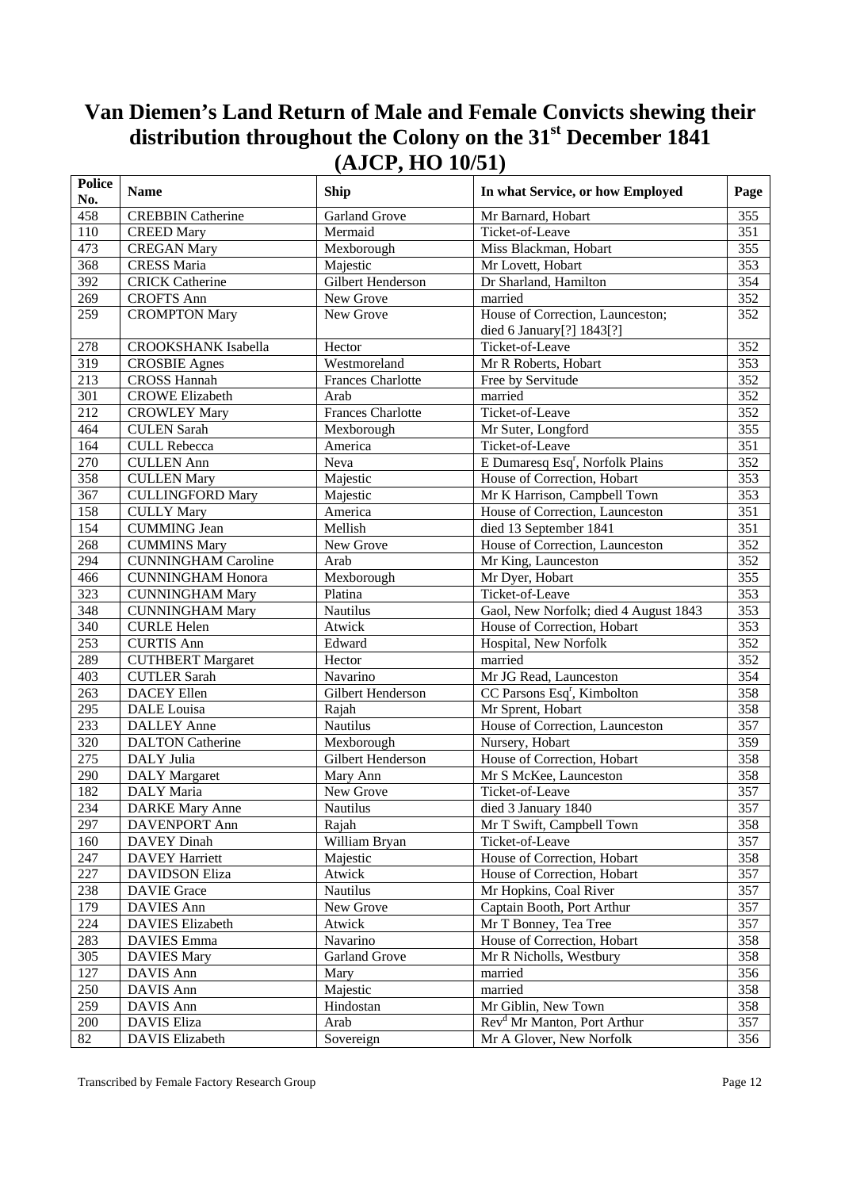# Van Diemen's Land Return of Male and Female Convicts shewing their distribution throughout the Colony on the 31st December 1841 (AJCP, HO 10/51)

| Police No. | Name | Ship | In what Service, or how Employed | Page |
|---|---|---|---|---|
| 458 | CREBBIN Catherine | Garland Grove | Mr Barnard, Hobart | 355 |
| 110 | CREED Mary | Mermaid | Ticket-of-Leave | 351 |
| 473 | CREGAN Mary | Mexborough | Miss Blackman, Hobart | 355 |
| 368 | CRESS Maria | Majestic | Mr Lovett, Hobart | 353 |
| 392 | CRICK Catherine | Gilbert Henderson | Dr Sharland, Hamilton | 354 |
| 269 | CROFTS Ann | New Grove | married | 352 |
| 259 | CROMPTON Mary | New Grove | House of Correction, Launceston; died 6 January[?] 1843[?] | 352 |
| 278 | CROOKSHANK Isabella | Hector | Ticket-of-Leave | 352 |
| 319 | CROSBIE Agnes | Westmoreland | Mr R Roberts, Hobart | 353 |
| 213 | CROSS Hannah | Frances Charlotte | Free by Servitude | 352 |
| 301 | CROWE Elizabeth | Arab | married | 352 |
| 212 | CROWLEY Mary | Frances Charlotte | Ticket-of-Leave | 352 |
| 464 | CULEN Sarah | Mexborough | Mr Suter, Longford | 355 |
| 164 | CULL Rebecca | America | Ticket-of-Leave | 351 |
| 270 | CULLEN Ann | Neva | E Dumaresq Esq[r], Norfolk Plains | 352 |
| 358 | CULLEN Mary | Majestic | House of Correction, Hobart | 353 |
| 367 | CULLINGFORD Mary | Majestic | Mr K Harrison, Campbell Town | 353 |
| 158 | CULLY Mary | America | House of Correction, Launceston | 351 |
| 154 | CUMMING Jean | Mellish | died 13 September 1841 | 351 |
| 268 | CUMMINS Mary | New Grove | House of Correction, Launceston | 352 |
| 294 | CUNNINGHAM Caroline | Arab | Mr King, Launceston | 352 |
| 466 | CUNNINGHAM Honora | Mexborough | Mr Dyer, Hobart | 355 |
| 323 | CUNNINGHAM Mary | Platina | Ticket-of-Leave | 353 |
| 348 | CUNNINGHAM Mary | Nautilus | Gaol, New Norfolk; died 4 August 1843 | 353 |
| 340 | CURLE Helen | Atwick | House of Correction, Hobart | 353 |
| 253 | CURTIS Ann | Edward | Hospital, New Norfolk | 352 |
| 289 | CUTHBERT Margaret | Hector | married | 352 |
| 403 | CUTLER Sarah | Navarino | Mr JG Read, Launceston | 354 |
| 263 | DACEY Ellen | Gilbert Henderson | CC Parsons Esq[r], Kimbolton | 358 |
| 295 | DALE Louisa | Rajah | Mr Sprent, Hobart | 358 |
| 233 | DALLEY Anne | Nautilus | House of Correction, Launceston | 357 |
| 320 | DALTON Catherine | Mexborough | Nursery, Hobart | 359 |
| 275 | DALY Julia | Gilbert Henderson | House of Correction, Hobart | 358 |
| 290 | DALY Margaret | Mary Ann | Mr S McKee, Launceston | 358 |
| 182 | DALY Maria | New Grove | Ticket-of-Leave | 357 |
| 234 | DARKE Mary Anne | Nautilus | died 3 January 1840 | 357 |
| 297 | DAVENPORT Ann | Rajah | Mr T Swift, Campbell Town | 358 |
| 160 | DAVEY Dinah | William Bryan | Ticket-of-Leave | 357 |
| 247 | DAVEY Harriett | Majestic | House of Correction, Hobart | 358 |
| 227 | DAVIDSON Eliza | Atwick | House of Correction, Hobart | 357 |
| 238 | DAVIE Grace | Nautilus | Mr Hopkins, Coal River | 357 |
| 179 | DAVIES Ann | New Grove | Captain Booth, Port Arthur | 357 |
| 224 | DAVIES Elizabeth | Atwick | Mr T Bonney, Tea Tree | 357 |
| 283 | DAVIES Emma | Navarino | House of Correction, Hobart | 358 |
| 305 | DAVIES Mary | Garland Grove | Mr R Nicholls, Westbury | 358 |
| 127 | DAVIS Ann | Mary | married | 356 |
| 250 | DAVIS Ann | Majestic | married | 358 |
| 259 | DAVIS Ann | Hindostan | Mr Giblin, New Town | 358 |
| 200 | DAVIS Eliza | Arab | Rev[d] Mr Manton, Port Arthur | 357 |
| 82 | DAVIS Elizabeth | Sovereign | Mr A Glover, New Norfolk | 356 |

Transcribed by Female Factory Research Group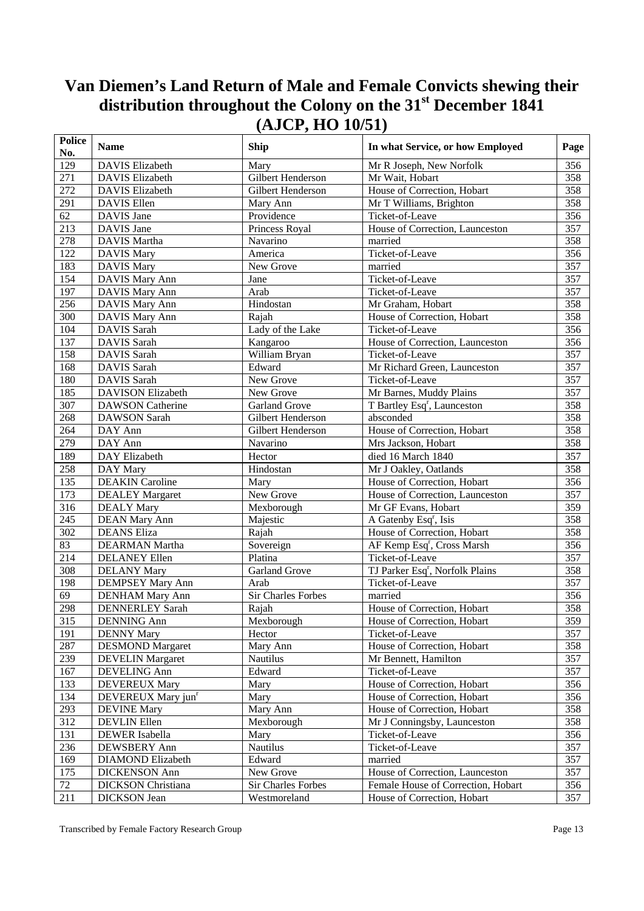# Van Diemen's Land Return of Male and Female Convicts shewing their distribution throughout the Colony on the 31st December 1841 (AJCP, HO 10/51)

| Police No. | Name | Ship | In what Service, or how Employed | Page |
|---|---|---|---|---|
| 129 | DAVIS Elizabeth | Mary | Mr R Joseph, New Norfolk | 356 |
| 271 | DAVIS Elizabeth | Gilbert Henderson | Mr Wait, Hobart | 358 |
| 272 | DAVIS Elizabeth | Gilbert Henderson | House of Correction, Hobart | 358 |
| 291 | DAVIS Ellen | Mary Ann | Mr T Williams, Brighton | 358 |
| 62 | DAVIS Jane | Providence | Ticket-of-Leave | 356 |
| 213 | DAVIS Jane | Princess Royal | House of Correction, Launceston | 357 |
| 278 | DAVIS Martha | Navarino | married | 358 |
| 122 | DAVIS Mary | America | Ticket-of-Leave | 356 |
| 183 | DAVIS Mary | New Grove | married | 357 |
| 154 | DAVIS Mary Ann | Jane | Ticket-of-Leave | 357 |
| 197 | DAVIS Mary Ann | Arab | Ticket-of-Leave | 357 |
| 256 | DAVIS Mary Ann | Hindostan | Mr Graham, Hobart | 358 |
| 300 | DAVIS Mary Ann | Rajah | House of Correction, Hobart | 358 |
| 104 | DAVIS Sarah | Lady of the Lake | Ticket-of-Leave | 356 |
| 137 | DAVIS Sarah | Kangaroo | House of Correction, Launceston | 356 |
| 158 | DAVIS Sarah | William Bryan | Ticket-of-Leave | 357 |
| 168 | DAVIS Sarah | Edward | Mr Richard Green, Launceston | 357 |
| 180 | DAVIS Sarah | New Grove | Ticket-of-Leave | 357 |
| 185 | DAVISON Elizabeth | New Grove | Mr Barnes, Muddy Plains | 357 |
| 307 | DAWSON Catherine | Garland Grove | T Bartley Esqr, Launceston | 358 |
| 268 | DAWSON Sarah | Gilbert Henderson | absconded | 358 |
| 264 | DAY Ann | Gilbert Henderson | House of Correction, Hobart | 358 |
| 279 | DAY Ann | Navarino | Mrs Jackson, Hobart | 358 |
| 189 | DAY Elizabeth | Hector | died 16 March 1840 | 357 |
| 258 | DAY Mary | Hindostan | Mr J Oakley, Oatlands | 358 |
| 135 | DEAKIN Caroline | Mary | House of Correction, Hobart | 356 |
| 173 | DEALEY Margaret | New Grove | House of Correction, Launceston | 357 |
| 316 | DEALY Mary | Mexborough | Mr GF Evans, Hobart | 359 |
| 245 | DEAN Mary Ann | Majestic | A Gatenby Esqr, Isis | 358 |
| 302 | DEANS Eliza | Rajah | House of Correction, Hobart | 358 |
| 83 | DEARMAN Martha | Sovereign | AF Kemp Esqr, Cross Marsh | 356 |
| 214 | DELANEY Ellen | Platina | Ticket-of-Leave | 357 |
| 308 | DELANY Mary | Garland Grove | TJ Parker Esqr, Norfolk Plains | 358 |
| 198 | DEMPSEY Mary Ann | Arab | Ticket-of-Leave | 357 |
| 69 | DENHAM Mary Ann | Sir Charles Forbes | married | 356 |
| 298 | DENNERLEY Sarah | Rajah | House of Correction, Hobart | 358 |
| 315 | DENNING Ann | Mexborough | House of Correction, Hobart | 359 |
| 191 | DENNY Mary | Hector | Ticket-of-Leave | 357 |
| 287 | DESMOND Margaret | Mary Ann | House of Correction, Hobart | 358 |
| 239 | DEVELIN Margaret | Nautilus | Mr Bennett, Hamilton | 357 |
| 167 | DEVELING Ann | Edward | Ticket-of-Leave | 357 |
| 133 | DEVEREUX Mary | Mary | House of Correction, Hobart | 356 |
| 134 | DEVEREUX Mary junr | Mary | House of Correction, Hobart | 356 |
| 293 | DEVINE Mary | Mary Ann | House of Correction, Hobart | 358 |
| 312 | DEVLIN Ellen | Mexborough | Mr J Conningsby, Launceston | 358 |
| 131 | DEWER Isabella | Mary | Ticket-of-Leave | 356 |
| 236 | DEWSBERY Ann | Nautilus | Ticket-of-Leave | 357 |
| 169 | DIAMOND Elizabeth | Edward | married | 357 |
| 175 | DICKENSON Ann | New Grove | House of Correction, Launceston | 357 |
| 72 | DICKSON Christiana | Sir Charles Forbes | Female House of Correction, Hobart | 356 |
| 211 | DICKSON Jean | Westmoreland | House of Correction, Hobart | 357 |

Transcribed by Female Factory Research Group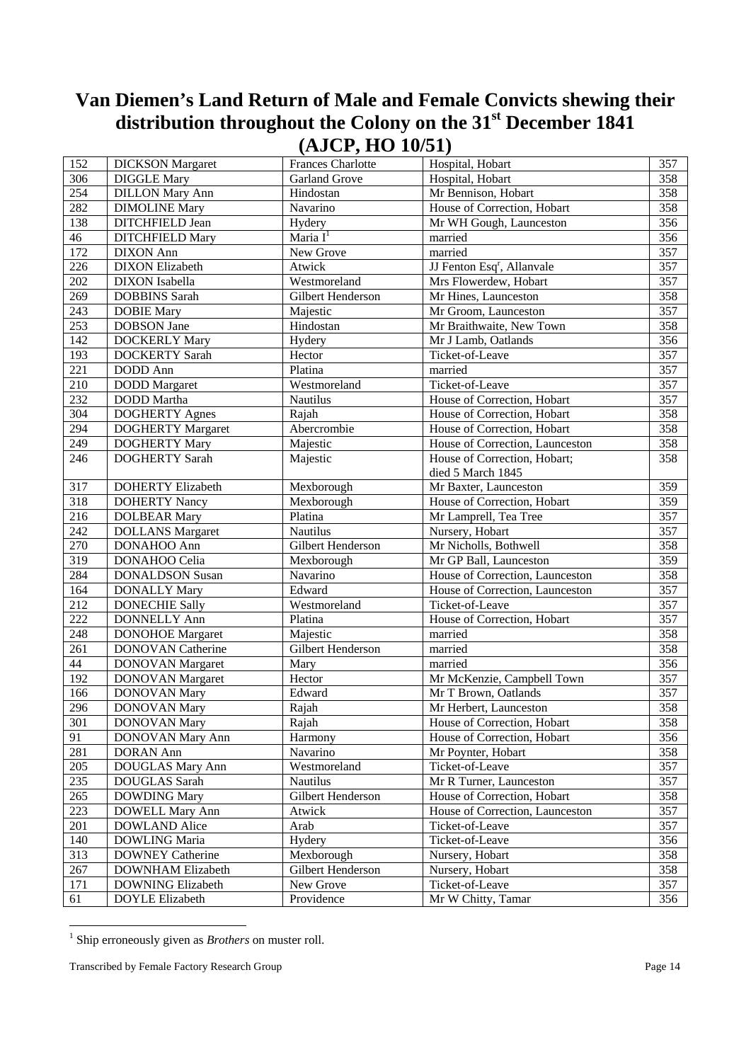# Van Diemen's Land Return of Male and Female Convicts shewing their distribution throughout the Colony on the 31st December 1841 (AJCP, HO 10/51)

| | | | | |
|---|---|---|---|---|
| 152 | DICKSON Margaret | Frances Charlotte | Hospital, Hobart | 357 |
| 306 | DIGGLE Mary | Garland Grove | Hospital, Hobart | 358 |
| 254 | DILLON Mary Ann | Hindostan | Mr Bennison, Hobart | 358 |
| 282 | DIMOLINE Mary | Navarino | House of Correction, Hobart | 358 |
| 138 | DITCHFIELD Jean | Hydery | Mr WH Gough, Launceston | 356 |
| 46 | DITCHFIELD Mary | Maria I[1] | married | 356 |
| 172 | DIXON Ann | New Grove | married | 357 |
| 226 | DIXON Elizabeth | Atwick | JJ Fenton Esq[r], Allanvale | 357 |
| 202 | DIXON Isabella | Westmoreland | Mrs Flowerdew, Hobart | 357 |
| 269 | DOBBINS Sarah | Gilbert Henderson | Mr Hines, Launceston | 358 |
| 243 | DOBIE Mary | Majestic | Mr Groom, Launceston | 357 |
| 253 | DOBSON Jane | Hindostan | Mr Braithwaite, New Town | 358 |
| 142 | DOCKERLY Mary | Hydery | Mr J Lamb, Oatlands | 356 |
| 193 | DOCKERTY Sarah | Hector | Ticket-of-Leave | 357 |
| 221 | DODD Ann | Platina | married | 357 |
| 210 | DODD Margaret | Westmoreland | Ticket-of-Leave | 357 |
| 232 | DODD Martha | Nautilus | House of Correction, Hobart | 357 |
| 304 | DOGHERTY Agnes | Rajah | House of Correction, Hobart | 358 |
| 294 | DOGHERTY Margaret | Abercrombie | House of Correction, Hobart | 358 |
| 249 | DOGHERTY Mary | Majestic | House of Correction, Launceston | 358 |
| 246 | DOGHERTY Sarah | Majestic | House of Correction, Hobart; died 5 March 1845 | 358 |
| 317 | DOHERTY Elizabeth | Mexborough | Mr Baxter, Launceston | 359 |
| 318 | DOHERTY Nancy | Mexborough | House of Correction, Hobart | 359 |
| 216 | DOLBEAR Mary | Platina | Mr Lamprell, Tea Tree | 357 |
| 242 | DOLLANS Margaret | Nautilus | Nursery, Hobart | 357 |
| 270 | DONAHOO Ann | Gilbert Henderson | Mr Nicholls, Bothwell | 358 |
| 319 | DONAHOO Celia | Mexborough | Mr GP Ball, Launceston | 359 |
| 284 | DONALDSON Susan | Navarino | House of Correction, Launceston | 358 |
| 164 | DONALLY Mary | Edward | House of Correction, Launceston | 357 |
| 212 | DONECHIE Sally | Westmoreland | Ticket-of-Leave | 357 |
| 222 | DONNELLY Ann | Platina | House of Correction, Hobart | 357 |
| 248 | DONOHOE Margaret | Majestic | married | 358 |
| 261 | DONOVAN Catherine | Gilbert Henderson | married | 358 |
| 44 | DONOVAN Margaret | Mary | married | 356 |
| 192 | DONOVAN Margaret | Hector | Mr McKenzie, Campbell Town | 357 |
| 166 | DONOVAN Mary | Edward | Mr T Brown, Oatlands | 357 |
| 296 | DONOVAN Mary | Rajah | Mr Herbert, Launceston | 358 |
| 301 | DONOVAN Mary | Rajah | House of Correction, Hobart | 358 |
| 91 | DONOVAN Mary Ann | Harmony | House of Correction, Hobart | 356 |
| 281 | DORAN Ann | Navarino | Mr Poynter, Hobart | 358 |
| 205 | DOUGLAS Mary Ann | Westmoreland | Ticket-of-Leave | 357 |
| 235 | DOUGLAS Sarah | Nautilus | Mr R Turner, Launceston | 357 |
| 265 | DOWDING Mary | Gilbert Henderson | House of Correction, Hobart | 358 |
| 223 | DOWELL Mary Ann | Atwick | House of Correction, Launceston | 357 |
| 201 | DOWLAND Alice | Arab | Ticket-of-Leave | 357 |
| 140 | DOWLING Maria | Hydery | Ticket-of-Leave | 356 |
| 313 | DOWNEY Catherine | Mexborough | Nursery, Hobart | 358 |
| 267 | DOWNHAM Elizabeth | Gilbert Henderson | Nursery, Hobart | 358 |
| 171 | DOWNING Elizabeth | New Grove | Ticket-of-Leave | 357 |
| 61 | DOYLE Elizabeth | Providence | Mr W Chitty, Tamar | 356 |

[1] Ship erroneously given as *Brothers* on muster roll.

Transcribed by Female Factory Research Group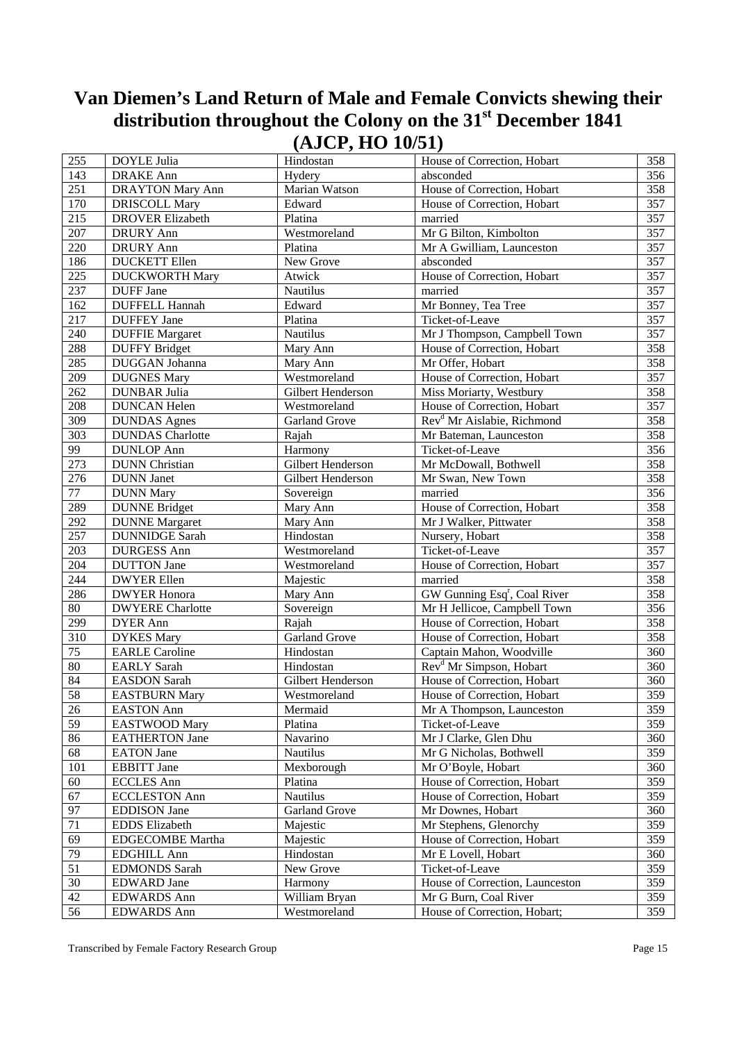# Van Diemen's Land Return of Male and Female Convicts shewing their distribution throughout the Colony on the 31st December 1841 (AJCP, HO 10/51)

| | | | | |
|---|---|---|---|---|
| 255 | DOYLE Julia | Hindostan | House of Correction, Hobart | 358 |
| 143 | DRAKE Ann | Hydery | absconded | 356 |
| 251 | DRAYTON Mary Ann | Marian Watson | House of Correction, Hobart | 358 |
| 170 | DRISCOLL Mary | Edward | House of Correction, Hobart | 357 |
| 215 | DROVER Elizabeth | Platina | married | 357 |
| 207 | DRURY Ann | Westmoreland | Mr G Bilton, Kimbolton | 357 |
| 220 | DRURY Ann | Platina | Mr A Gwilliam, Launceston | 357 |
| 186 | DUCKETT Ellen | New Grove | absconded | 357 |
| 225 | DUCKWORTH Mary | Atwick | House of Correction, Hobart | 357 |
| 237 | DUFF Jane | Nautilus | married | 357 |
| 162 | DUFFELL Hannah | Edward | Mr Bonney, Tea Tree | 357 |
| 217 | DUFFEY Jane | Platina | Ticket-of-Leave | 357 |
| 240 | DUFFIE Margaret | Nautilus | Mr J Thompson, Campbell Town | 357 |
| 288 | DUFFY Bridget | Mary Ann | House of Correction, Hobart | 358 |
| 285 | DUGGAN Johanna | Mary Ann | Mr Offer, Hobart | 358 |
| 209 | DUGNES Mary | Westmoreland | House of Correction, Hobart | 357 |
| 262 | DUNBAR Julia | Gilbert Henderson | Miss Moriarty, Westbury | 358 |
| 208 | DUNCAN Helen | Westmoreland | House of Correction, Hobart | 357 |
| 309 | DUNDAS Agnes | Garland Grove | Rev[d] Mr Aislabie, Richmond | 358 |
| 303 | DUNDAS Charlotte | Rajah | Mr Bateman, Launceston | 358 |
| 99 | DUNLOP Ann | Harmony | Ticket-of-Leave | 356 |
| 273 | DUNN Christian | Gilbert Henderson | Mr McDowall, Bothwell | 358 |
| 276 | DUNN Janet | Gilbert Henderson | Mr Swan, New Town | 358 |
| 77 | DUNN Mary | Sovereign | married | 356 |
| 289 | DUNNE Bridget | Mary Ann | House of Correction, Hobart | 358 |
| 292 | DUNNE Margaret | Mary Ann | Mr J Walker, Pittwater | 358 |
| 257 | DUNNIDGE Sarah | Hindostan | Nursery, Hobart | 358 |
| 203 | DURGESS Ann | Westmoreland | Ticket-of-Leave | 357 |
| 204 | DUTTON Jane | Westmoreland | House of Correction, Hobart | 357 |
| 244 | DWYER Ellen | Majestic | married | 358 |
| 286 | DWYER Honora | Mary Ann | GW Gunning Esq[r], Coal River | 358 |
| 80 | DWYERE Charlotte | Sovereign | Mr H Jellicoe, Campbell Town | 356 |
| 299 | DYER Ann | Rajah | House of Correction, Hobart | 358 |
| 310 | DYKES Mary | Garland Grove | House of Correction, Hobart | 358 |
| 75 | EARLE Caroline | Hindostan | Captain Mahon, Woodville | 360 |
| 80 | EARLY Sarah | Hindostan | Rev[d] Mr Simpson, Hobart | 360 |
| 84 | EASDON Sarah | Gilbert Henderson | House of Correction, Hobart | 360 |
| 58 | EASTBURN Mary | Westmoreland | House of Correction, Hobart | 359 |
| 26 | EASTON Ann | Mermaid | Mr A Thompson, Launceston | 359 |
| 59 | EASTWOOD Mary | Platina | Ticket-of-Leave | 359 |
| 86 | EATHERTON Jane | Navarino | Mr J Clarke, Glen Dhu | 360 |
| 68 | EATON Jane | Nautilus | Mr G Nicholas, Bothwell | 359 |
| 101 | EBBITT Jane | Mexborough | Mr O'Boyle, Hobart | 360 |
| 60 | ECCLES Ann | Platina | House of Correction, Hobart | 359 |
| 67 | ECCLESTON Ann | Nautilus | House of Correction, Hobart | 359 |
| 97 | EDDISON Jane | Garland Grove | Mr Downes, Hobart | 360 |
| 71 | EDDS Elizabeth | Majestic | Mr Stephens, Glenorchy | 359 |
| 69 | EDGECOMBE Martha | Majestic | House of Correction, Hobart | 359 |
| 79 | EDGHILL Ann | Hindostan | Mr E Lovell, Hobart | 360 |
| 51 | EDMONDS Sarah | New Grove | Ticket-of-Leave | 359 |
| 30 | EDWARD Jane | Harmony | House of Correction, Launceston | 359 |
| 42 | EDWARDS Ann | William Bryan | Mr G Burn, Coal River | 359 |
| 56 | EDWARDS Ann | Westmoreland | House of Correction, Hobart; | 359 |

Transcribed by Female Factory Research Group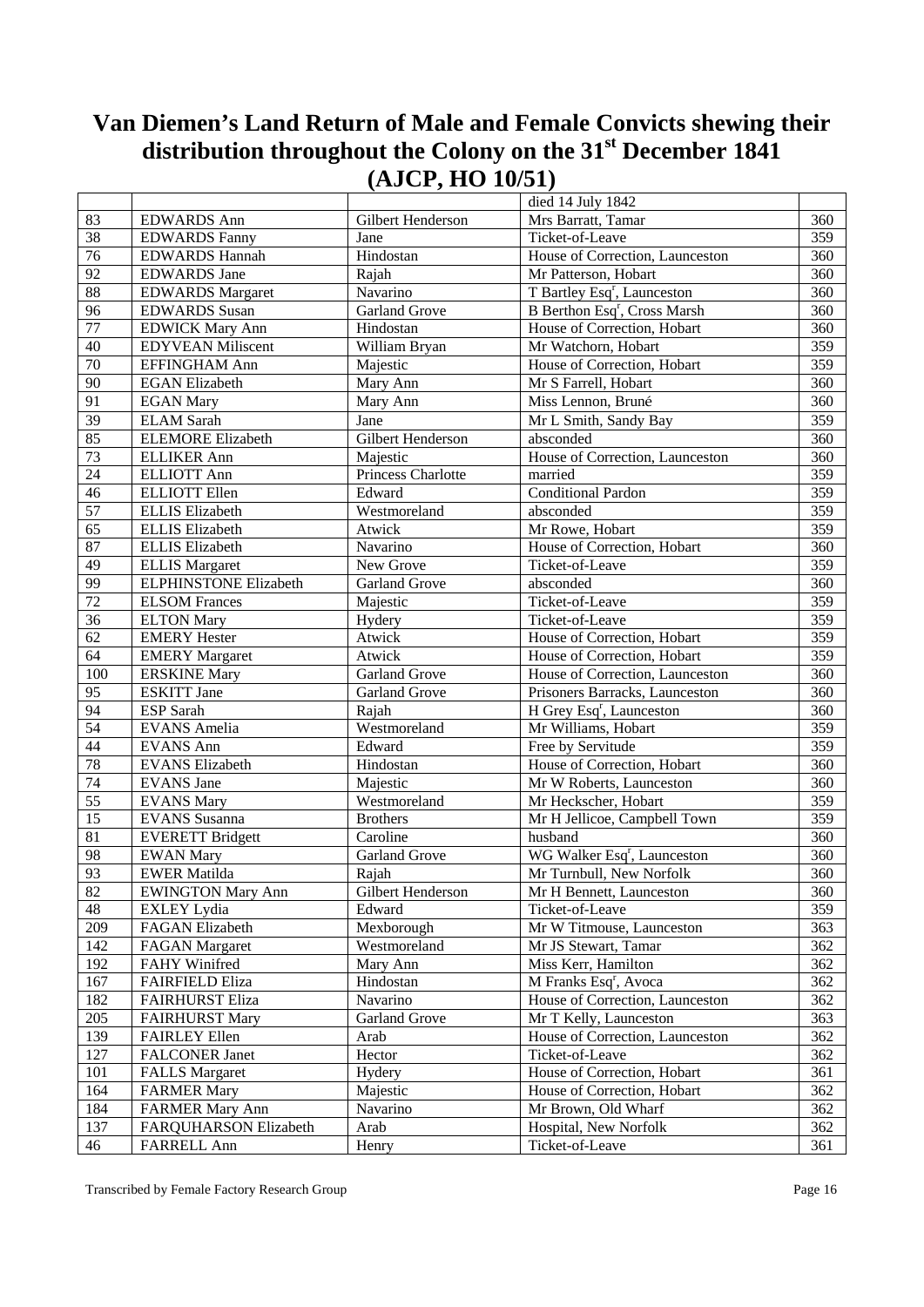# Van Diemen's Land Return of Male and Female Convicts shewing their distribution throughout the Colony on the 31st December 1841 (AJCP, HO 10/51)

| | | | | |
|---|---|---|---|---|
| | | | died 14 July 1842 | |
| 83 | EDWARDS Ann | Gilbert Henderson | Mrs Barratt, Tamar | 360 |
| 38 | EDWARDS Fanny | Jane | Ticket-of-Leave | 359 |
| 76 | EDWARDS Hannah | Hindostan | House of Correction, Launceston | 360 |
| 92 | EDWARDS Jane | Rajah | Mr Patterson, Hobart | 360 |
| 88 | EDWARDS Margaret | Navarino | T Bartley Esqr, Launceston | 360 |
| 96 | EDWARDS Susan | Garland Grove | B Berthon Esqr, Cross Marsh | 360 |
| 77 | EDWICK Mary Ann | Hindostan | House of Correction, Hobart | 360 |
| 40 | EDYVEAN Miliscent | William Bryan | Mr Watchorn, Hobart | 359 |
| 70 | EFFINGHAM Ann | Majestic | House of Correction, Hobart | 359 |
| 90 | EGAN Elizabeth | Mary Ann | Mr S Farrell, Hobart | 360 |
| 91 | EGAN Mary | Mary Ann | Miss Lennon, Bruné | 360 |
| 39 | ELAM Sarah | Jane | Mr L Smith, Sandy Bay | 359 |
| 85 | ELEMORE Elizabeth | Gilbert Henderson | absconded | 360 |
| 73 | ELLIKER Ann | Majestic | House of Correction, Launceston | 360 |
| 24 | ELLIOTT Ann | Princess Charlotte | married | 359 |
| 46 | ELLIOTT Ellen | Edward | Conditional Pardon | 359 |
| 57 | ELLIS Elizabeth | Westmoreland | absconded | 359 |
| 65 | ELLIS Elizabeth | Atwick | Mr Rowe, Hobart | 359 |
| 87 | ELLIS Elizabeth | Navarino | House of Correction, Hobart | 360 |
| 49 | ELLIS Margaret | New Grove | Ticket-of-Leave | 359 |
| 99 | ELPHINSTONE Elizabeth | Garland Grove | absconded | 360 |
| 72 | ELSOM Frances | Majestic | Ticket-of-Leave | 359 |
| 36 | ELTON Mary | Hydery | Ticket-of-Leave | 359 |
| 62 | EMERY Hester | Atwick | House of Correction, Hobart | 359 |
| 64 | EMERY Margaret | Atwick | House of Correction, Hobart | 359 |
| 100 | ERSKINE Mary | Garland Grove | House of Correction, Launceston | 360 |
| 95 | ESKITT Jane | Garland Grove | Prisoners Barracks, Launceston | 360 |
| 94 | ESP Sarah | Rajah | H Grey Esqr, Launceston | 360 |
| 54 | EVANS Amelia | Westmoreland | Mr Williams, Hobart | 359 |
| 44 | EVANS Ann | Edward | Free by Servitude | 359 |
| 78 | EVANS Elizabeth | Hindostan | House of Correction, Hobart | 360 |
| 74 | EVANS Jane | Majestic | Mr W Roberts, Launceston | 360 |
| 55 | EVANS Mary | Westmoreland | Mr Heckscher, Hobart | 359 |
| 15 | EVANS Susanna | Brothers | Mr H Jellicoe, Campbell Town | 359 |
| 81 | EVERETT Bridgett | Caroline | husband | 360 |
| 98 | EWAN Mary | Garland Grove | WG Walker Esqr, Launceston | 360 |
| 93 | EWER Matilda | Rajah | Mr Turnbull, New Norfolk | 360 |
| 82 | EWINGTON Mary Ann | Gilbert Henderson | Mr H Bennett, Launceston | 360 |
| 48 | EXLEY Lydia | Edward | Ticket-of-Leave | 359 |
| 209 | FAGAN Elizabeth | Mexborough | Mr W Titmouse, Launceston | 363 |
| 142 | FAGAN Margaret | Westmoreland | Mr JS Stewart, Tamar | 362 |
| 192 | FAHY Winifred | Mary Ann | Miss Kerr, Hamilton | 362 |
| 167 | FAIRFIELD Eliza | Hindostan | M Franks Esqr, Avoca | 362 |
| 182 | FAIRHURST Eliza | Navarino | House of Correction, Launceston | 362 |
| 205 | FAIRHURST Mary | Garland Grove | Mr T Kelly, Launceston | 363 |
| 139 | FAIRLEY Ellen | Arab | House of Correction, Launceston | 362 |
| 127 | FALCONER Janet | Hector | Ticket-of-Leave | 362 |
| 101 | FALLS Margaret | Hydery | House of Correction, Hobart | 361 |
| 164 | FARMER Mary | Majestic | House of Correction, Hobart | 362 |
| 184 | FARMER Mary Ann | Navarino | Mr Brown, Old Wharf | 362 |
| 137 | FARQUHARSON Elizabeth | Arab | Hospital, New Norfolk | 362 |
| 46 | FARRELL Ann | Henry | Ticket-of-Leave | 361 |

Transcribed by Female Factory Research Group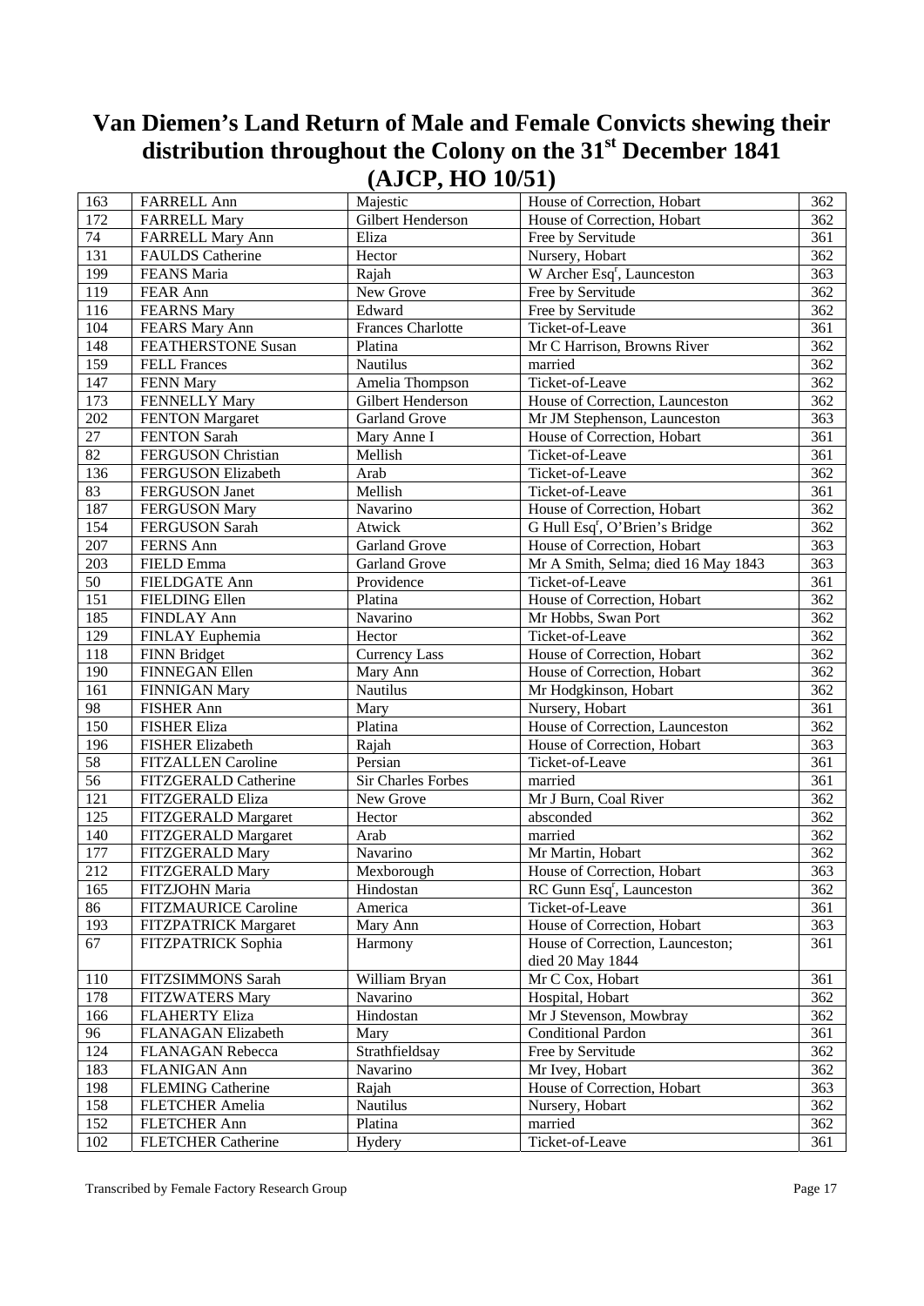# Van Diemen's Land Return of Male and Female Convicts shewing their distribution throughout the Colony on the 31st December 1841 (AJCP, HO 10/51)

| | | | | |
|---|---|---|---|---|
| 163 | FARRELL Ann | Majestic | House of Correction, Hobart | 362 |
| 172 | FARRELL Mary | Gilbert Henderson | House of Correction, Hobart | 362 |
| 74 | FARRELL Mary Ann | Eliza | Free by Servitude | 361 |
| 131 | FAULDS Catherine | Hector | Nursery, Hobart | 362 |
| 199 | FEANS Maria | Rajah | W Archer Esq[r], Launceston | 363 |
| 119 | FEAR Ann | New Grove | Free by Servitude | 362 |
| 116 | FEARNS Mary | Edward | Free by Servitude | 362 |
| 104 | FEARS Mary Ann | Frances Charlotte | Ticket-of-Leave | 361 |
| 148 | FEATHERSTONE Susan | Platina | Mr C Harrison, Browns River | 362 |
| 159 | FELL Frances | Nautilus | married | 362 |
| 147 | FENN Mary | Amelia Thompson | Ticket-of-Leave | 362 |
| 173 | FENNELLY Mary | Gilbert Henderson | House of Correction, Launceston | 362 |
| 202 | FENTON Margaret | Garland Grove | Mr JM Stephenson, Launceston | 363 |
| 27 | FENTON Sarah | Mary Anne I | House of Correction, Hobart | 361 |
| 82 | FERGUSON Christian | Mellish | Ticket-of-Leave | 361 |
| 136 | FERGUSON Elizabeth | Arab | Ticket-of-Leave | 362 |
| 83 | FERGUSON Janet | Mellish | Ticket-of-Leave | 361 |
| 187 | FERGUSON Mary | Navarino | House of Correction, Hobart | 362 |
| 154 | FERGUSON Sarah | Atwick | G Hull Esq[r], O'Brien's Bridge | 362 |
| 207 | FERNS Ann | Garland Grove | House of Correction, Hobart | 363 |
| 203 | FIELD Emma | Garland Grove | Mr A Smith, Selma; died 16 May 1843 | 363 |
| 50 | FIELDGATE Ann | Providence | Ticket-of-Leave | 361 |
| 151 | FIELDING Ellen | Platina | House of Correction, Hobart | 362 |
| 185 | FINDLAY Ann | Navarino | Mr Hobbs, Swan Port | 362 |
| 129 | FINLAY Euphemia | Hector | Ticket-of-Leave | 362 |
| 118 | FINN Bridget | Currency Lass | House of Correction, Hobart | 362 |
| 190 | FINNEGAN Ellen | Mary Ann | House of Correction, Hobart | 362 |
| 161 | FINNIGAN Mary | Nautilus | Mr Hodgkinson, Hobart | 362 |
| 98 | FISHER Ann | Mary | Nursery, Hobart | 361 |
| 150 | FISHER Eliza | Platina | House of Correction, Launceston | 362 |
| 196 | FISHER Elizabeth | Rajah | House of Correction, Hobart | 363 |
| 58 | FITZALLEN Caroline | Persian | Ticket-of-Leave | 361 |
| 56 | FITZGERALD Catherine | Sir Charles Forbes | married | 361 |
| 121 | FITZGERALD Eliza | New Grove | Mr J Burn, Coal River | 362 |
| 125 | FITZGERALD Margaret | Hector | absconded | 362 |
| 140 | FITZGERALD Margaret | Arab | married | 362 |
| 177 | FITZGERALD Mary | Navarino | Mr Martin, Hobart | 362 |
| 212 | FITZGERALD Mary | Mexborough | House of Correction, Hobart | 363 |
| 165 | FITZJOHN Maria | Hindostan | RC Gunn Esq[r], Launceston | 362 |
| 86 | FITZMAURICE Caroline | America | Ticket-of-Leave | 361 |
| 193 | FITZPATRICK Margaret | Mary Ann | House of Correction, Hobart | 363 |
| 67 | FITZPATRICK Sophia | Harmony | House of Correction, Launceston; died 20 May 1844 | 361 |
| 110 | FITZSIMMONS Sarah | William Bryan | Mr C Cox, Hobart | 361 |
| 178 | FITZWATERS Mary | Navarino | Hospital, Hobart | 362 |
| 166 | FLAHERTY Eliza | Hindostan | Mr J Stevenson, Mowbray | 362 |
| 96 | FLANAGAN Elizabeth | Mary | Conditional Pardon | 361 |
| 124 | FLANAGAN Rebecca | Strathfieldsay | Free by Servitude | 362 |
| 183 | FLANIGAN Ann | Navarino | Mr Ivey, Hobart | 362 |
| 198 | FLEMING Catherine | Rajah | House of Correction, Hobart | 363 |
| 158 | FLETCHER Amelia | Nautilus | Nursery, Hobart | 362 |
| 152 | FLETCHER Ann | Platina | married | 362 |
| 102 | FLETCHER Catherine | Hydery | Ticket-of-Leave | 361 |

Transcribed by Female Factory Research Group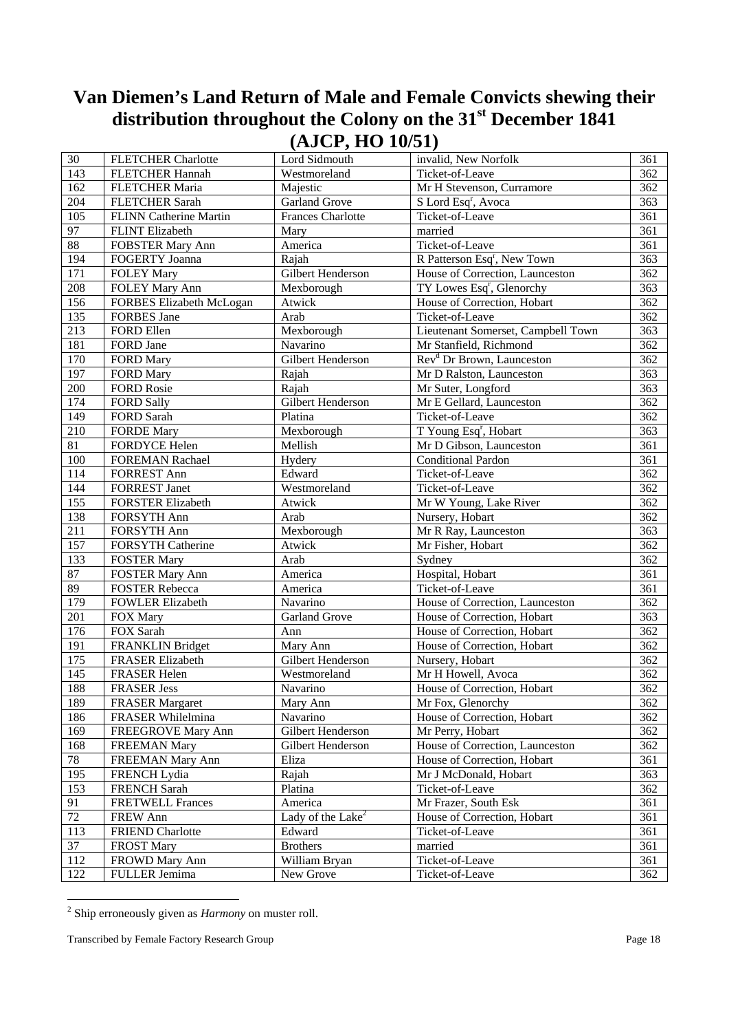# Van Diemen's Land Return of Male and Female Convicts shewing their distribution throughout the Colony on the 31st December 1841 (AJCP, HO 10/51)

| | | | | |
|---|---|---|---|---|
| 30 | FLETCHER Charlotte | Lord Sidmouth | invalid, New Norfolk | 361 |
| 143 | FLETCHER Hannah | Westmoreland | Ticket-of-Leave | 362 |
| 162 | FLETCHER Maria | Majestic | Mr H Stevenson, Curramore | 362 |
| 204 | FLETCHER Sarah | Garland Grove | S Lord Esq[r], Avoca | 363 |
| 105 | FLINN Catherine Martin | Frances Charlotte | Ticket-of-Leave | 361 |
| 97 | FLINT Elizabeth | Mary | married | 361 |
| 88 | FOBSTER Mary Ann | America | Ticket-of-Leave | 361 |
| 194 | FOGERTY Joanna | Rajah | R Patterson Esq[r], New Town | 363 |
| 171 | FOLEY Mary | Gilbert Henderson | House of Correction, Launceston | 362 |
| 208 | FOLEY Mary Ann | Mexborough | TY Lowes Esq[r], Glenorchy | 363 |
| 156 | FORBES Elizabeth McLogan | Atwick | House of Correction, Hobart | 362 |
| 135 | FORBES Jane | Arab | Ticket-of-Leave | 362 |
| 213 | FORD Ellen | Mexborough | Lieutenant Somerset, Campbell Town | 363 |
| 181 | FORD Jane | Navarino | Mr Stanfield, Richmond | 362 |
| 170 | FORD Mary | Gilbert Henderson | Rev[d] Dr Brown, Launceston | 362 |
| 197 | FORD Mary | Rajah | Mr D Ralston, Launceston | 363 |
| 200 | FORD Rosie | Rajah | Mr Suter, Longford | 363 |
| 174 | FORD Sally | Gilbert Henderson | Mr E Gellard, Launceston | 362 |
| 149 | FORD Sarah | Platina | Ticket-of-Leave | 362 |
| 210 | FORDE Mary | Mexborough | T Young Esq[r], Hobart | 363 |
| 81 | FORDYCE Helen | Mellish | Mr D Gibson, Launceston | 361 |
| 100 | FOREMAN Rachael | Hydery | Conditional Pardon | 361 |
| 114 | FORREST Ann | Edward | Ticket-of-Leave | 362 |
| 144 | FORREST Janet | Westmoreland | Ticket-of-Leave | 362 |
| 155 | FORSTER Elizabeth | Atwick | Mr W Young, Lake River | 362 |
| 138 | FORSYTH Ann | Arab | Nursery, Hobart | 362 |
| 211 | FORSYTH Ann | Mexborough | Mr R Ray, Launceston | 363 |
| 157 | FORSYTH Catherine | Atwick | Mr Fisher, Hobart | 362 |
| 133 | FOSTER Mary | Arab | Sydney | 362 |
| 87 | FOSTER Mary Ann | America | Hospital, Hobart | 361 |
| 89 | FOSTER Rebecca | America | Ticket-of-Leave | 361 |
| 179 | FOWLER Elizabeth | Navarino | House of Correction, Launceston | 362 |
| 201 | FOX Mary | Garland Grove | House of Correction, Hobart | 363 |
| 176 | FOX Sarah | Ann | House of Correction, Hobart | 362 |
| 191 | FRANKLIN Bridget | Mary Ann | House of Correction, Hobart | 362 |
| 175 | FRASER Elizabeth | Gilbert Henderson | Nursery, Hobart | 362 |
| 145 | FRASER Helen | Westmoreland | Mr H Howell, Avoca | 362 |
| 188 | FRASER Jess | Navarino | House of Correction, Hobart | 362 |
| 189 | FRASER Margaret | Mary Ann | Mr Fox, Glenorchy | 362 |
| 186 | FRASER Whilelmina | Navarino | House of Correction, Hobart | 362 |
| 169 | FREEGROVE Mary Ann | Gilbert Henderson | Mr Perry, Hobart | 362 |
| 168 | FREEMAN Mary | Gilbert Henderson | House of Correction, Launceston | 362 |
| 78 | FREEMAN Mary Ann | Eliza | House of Correction, Hobart | 361 |
| 195 | FRENCH Lydia | Rajah | Mr J McDonald, Hobart | 363 |
| 153 | FRENCH Sarah | Platina | Ticket-of-Leave | 362 |
| 91 | FRETWELL Frances | America | Mr Frazer, South Esk | 361 |
| 72 | FREW Ann | Lady of the Lake[2] | House of Correction, Hobart | 361 |
| 113 | FRIEND Charlotte | Edward | Ticket-of-Leave | 361 |
| 37 | FROST Mary | Brothers | married | 361 |
| 112 | FROWD Mary Ann | William Bryan | Ticket-of-Leave | 361 |
| 122 | FULLER Jemima | New Grove | Ticket-of-Leave | 362 |

[2] Ship erroneously given as *Harmony* on muster roll.

Transcribed by Female Factory Research Group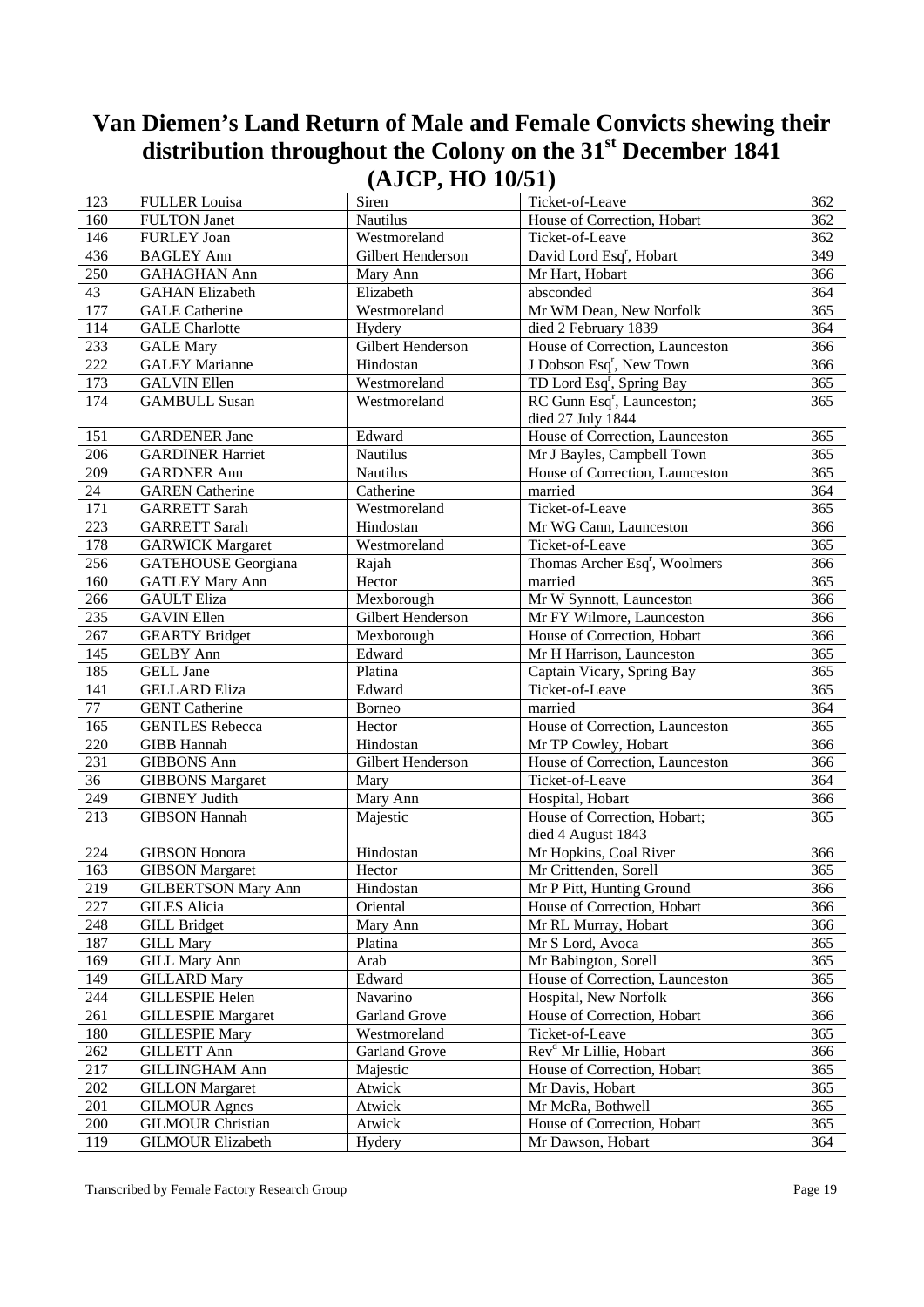# Van Diemen's Land Return of Male and Female Convicts shewing their distribution throughout the Colony on the 31st December 1841 (AJCP, HO 10/51)

| | | | | |
|---|---|---|---|---|
| 123 | FULLER Louisa | Siren | Ticket-of-Leave | 362 |
| 160 | FULTON Janet | Nautilus | House of Correction, Hobart | 362 |
| 146 | FURLEY Joan | Westmoreland | Ticket-of-Leave | 362 |
| 436 | BAGLEY Ann | Gilbert Henderson | David Lord Esqr, Hobart | 349 |
| 250 | GAHAGHAN Ann | Mary Ann | Mr Hart, Hobart | 366 |
| 43 | GAHAN Elizabeth | Elizabeth | absconded | 364 |
| 177 | GALE Catherine | Westmoreland | Mr WM Dean, New Norfolk | 365 |
| 114 | GALE Charlotte | Hydery | died 2 February 1839 | 364 |
| 233 | GALE Mary | Gilbert Henderson | House of Correction, Launceston | 366 |
| 222 | GALEY Marianne | Hindostan | J Dobson Esqr, New Town | 366 |
| 173 | GALVIN Ellen | Westmoreland | TD Lord Esqr, Spring Bay | 365 |
| 174 | GAMBULL Susan | Westmoreland | RC Gunn Esqr, Launceston; died 27 July 1844 | 365 |
| 151 | GARDENER Jane | Edward | House of Correction, Launceston | 365 |
| 206 | GARDINER Harriet | Nautilus | Mr J Bayles, Campbell Town | 365 |
| 209 | GARDNER Ann | Nautilus | House of Correction, Launceston | 365 |
| 24 | GAREN Catherine | Catherine | married | 364 |
| 171 | GARRETT Sarah | Westmoreland | Ticket-of-Leave | 365 |
| 223 | GARRETT Sarah | Hindostan | Mr WG Cann, Launceston | 366 |
| 178 | GARWICK Margaret | Westmoreland | Ticket-of-Leave | 365 |
| 256 | GATEHOUSE Georgiana | Rajah | Thomas Archer Esqr, Woolmers | 366 |
| 160 | GATLEY Mary Ann | Hector | married | 365 |
| 266 | GAULT Eliza | Mexborough | Mr W Synnott, Launceston | 366 |
| 235 | GAVIN Ellen | Gilbert Henderson | Mr FY Wilmore, Launceston | 366 |
| 267 | GEARTY Bridget | Mexborough | House of Correction, Hobart | 366 |
| 145 | GELBY Ann | Edward | Mr H Harrison, Launceston | 365 |
| 185 | GELL Jane | Platina | Captain Vicary, Spring Bay | 365 |
| 141 | GELLARD Eliza | Edward | Ticket-of-Leave | 365 |
| 77 | GENT Catherine | Borneo | married | 364 |
| 165 | GENTLES Rebecca | Hector | House of Correction, Launceston | 365 |
| 220 | GIBB Hannah | Hindostan | Mr TP Cowley, Hobart | 366 |
| 231 | GIBBONS Ann | Gilbert Henderson | House of Correction, Launceston | 366 |
| 36 | GIBBONS Margaret | Mary | Ticket-of-Leave | 364 |
| 249 | GIBNEY Judith | Mary Ann | Hospital, Hobart | 366 |
| 213 | GIBSON Hannah | Majestic | House of Correction, Hobart; died 4 August 1843 | 365 |
| 224 | GIBSON Honora | Hindostan | Mr Hopkins, Coal River | 366 |
| 163 | GIBSON Margaret | Hector | Mr Crittenden, Sorell | 365 |
| 219 | GILBERTSON Mary Ann | Hindostan | Mr P Pitt, Hunting Ground | 366 |
| 227 | GILES Alicia | Oriental | House of Correction, Hobart | 366 |
| 248 | GILL Bridget | Mary Ann | Mr RL Murray, Hobart | 366 |
| 187 | GILL Mary | Platina | Mr S Lord, Avoca | 365 |
| 169 | GILL Mary Ann | Arab | Mr Babington, Sorell | 365 |
| 149 | GILLARD Mary | Edward | House of Correction, Launceston | 365 |
| 244 | GILLESPIE Helen | Navarino | Hospital, New Norfolk | 366 |
| 261 | GILLESPIE Margaret | Garland Grove | House of Correction, Hobart | 366 |
| 180 | GILLESPIE Mary | Westmoreland | Ticket-of-Leave | 365 |
| 262 | GILLETT Ann | Garland Grove | Revd Mr Lillie, Hobart | 366 |
| 217 | GILLINGHAM Ann | Majestic | House of Correction, Hobart | 365 |
| 202 | GILLON Margaret | Atwick | Mr Davis, Hobart | 365 |
| 201 | GILMOUR Agnes | Atwick | Mr McRa, Bothwell | 365 |
| 200 | GILMOUR Christian | Atwick | House of Correction, Hobart | 365 |
| 119 | GILMOUR Elizabeth | Hydery | Mr Dawson, Hobart | 364 |

Transcribed by Female Factory Research Group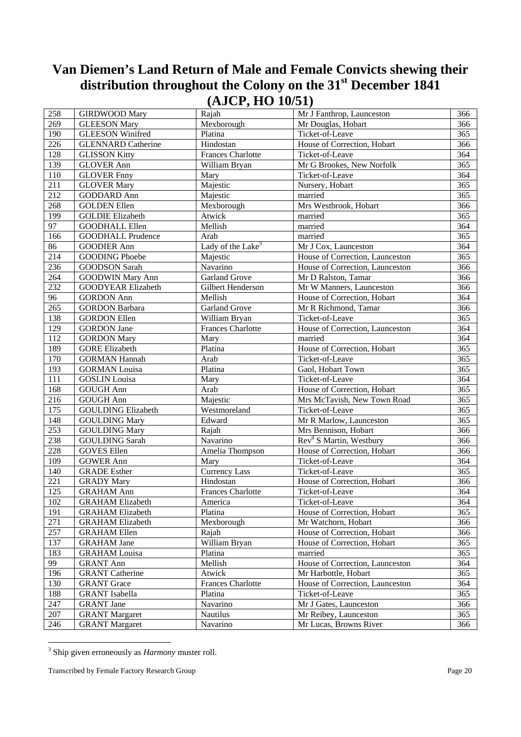# Van Diemen's Land Return of Male and Female Convicts shewing their distribution throughout the Colony on the 31st December 1841 (AJCP, HO 10/51)

| | | | | |
|---|---|---|---|---|
| 258 | GIRDWOOD Mary | Rajah | Mr J Fanthrop, Launceston | 366 |
| 269 | GLEESON Mary | Mexborough | Mr Douglas, Hobart | 366 |
| 190 | GLEESON Winifred | Platina | Ticket-of-Leave | 365 |
| 226 | GLENNARD Catherine | Hindostan | House of Correction, Hobart | 366 |
| 128 | GLISSON Kitty | Frances Charlotte | Ticket-of-Leave | 364 |
| 139 | GLOVER Ann | William Bryan | Mr G Brookes, New Norfolk | 365 |
| 110 | GLOVER Fnny | Mary | Ticket-of-Leave | 364 |
| 211 | GLOVER Mary | Majestic | Nursery, Hobart | 365 |
| 212 | GODDARD Ann | Majestic | married | 365 |
| 268 | GOLDEN Ellen | Mexborough | Mrs Westbrook, Hobart | 366 |
| 199 | GOLDIE Elizabeth | Atwick | married | 365 |
| 97 | GOODHALL Ellen | Mellish | married | 364 |
| 166 | GOODHALL Prudence | Arab | married | 365 |
| 86 | GOODIER Ann | Lady of the Lake[3] | Mr J Cox, Launceston | 364 |
| 214 | GOODING Phoebe | Majestic | House of Correction, Launceston | 365 |
| 236 | GOODSON Sarah | Navarino | House of Correction, Launceston | 366 |
| 264 | GOODWIN Mary Ann | Garland Grove | Mr D Ralston, Tamar | 366 |
| 232 | GOODYEAR Elizabeth | Gilbert Henderson | Mr W Manners, Launceston | 366 |
| 96 | GORDON Ann | Mellish | House of Correction, Hobart | 364 |
| 265 | GORDON Barbara | Garland Grove | Mr R Richmond, Tamar | 366 |
| 138 | GORDON Ellen | William Bryan | Ticket-of-Leave | 365 |
| 129 | GORDON Jane | Frances Charlotte | House of Correction, Launceston | 364 |
| 112 | GORDON Mary | Mary | married | 364 |
| 189 | GORE Elizabeth | Platina | House of Correction, Hobart | 365 |
| 170 | GORMAN Hannah | Arab | Ticket-of-Leave | 365 |
| 193 | GORMAN Louisa | Platina | Gaol, Hobart Town | 365 |
| 111 | GOSLIN Louisa | Mary | Ticket-of-Leave | 364 |
| 168 | GOUGH Ann | Arab | House of Correction, Hobart | 365 |
| 216 | GOUGH Ann | Majestic | Mrs McTavish, New Town Road | 365 |
| 175 | GOULDING Elizabeth | Westmoreland | Ticket-of-Leave | 365 |
| 148 | GOULDING Mary | Edward | Mr R Marlow, Launceston | 365 |
| 253 | GOULDING Mary | Rajah | Mrs Bennison, Hobart | 366 |
| 238 | GOULDING Sarah | Navarino | Rev^d S Martin, Westbury | 366 |
| 228 | GOVES Ellen | Amelia Thompson | House of Correction, Hobart | 366 |
| 109 | GOWER Ann | Mary | Ticket-of-Leave | 364 |
| 140 | GRADE Esther | Currency Lass | Ticket-of-Leave | 365 |
| 221 | GRADY Mary | Hindostan | House of Correction, Hobart | 366 |
| 125 | GRAHAM Ann | Frances Charlotte | Ticket-of-Leave | 364 |
| 102 | GRAHAM Elizabeth | America | Ticket-of-Leave | 364 |
| 191 | GRAHAM Elizabeth | Platina | House of Correction, Hobart | 365 |
| 271 | GRAHAM Elizabeth | Mexborough | Mr Watchorn, Hobart | 366 |
| 257 | GRAHAM Ellen | Rajah | House of Correction, Hobart | 366 |
| 137 | GRAHAM Jane | William Bryan | House of Correction, Hobart | 365 |
| 183 | GRAHAM Louisa | Platina | married | 365 |
| 99 | GRANT Ann | Mellish | House of Correction, Launceston | 364 |
| 196 | GRANT Catherine | Atwick | Mr Harbottle, Hobart | 365 |
| 130 | GRANT Grace | Frances Charlotte | House of Correction, Launceston | 364 |
| 188 | GRANT Isabella | Platina | Ticket-of-Leave | 365 |
| 247 | GRANT Jane | Navarino | Mr J Gates, Launceston | 366 |
| 207 | GRANT Margaret | Nautilus | Mr Reibey, Launceston | 365 |
| 246 | GRANT Margaret | Navarino | Mr Lucas, Browns River | 366 |

[3] Ship given erroneously as *Harmony* muster roll.

Transcribed by Female Factory Research Group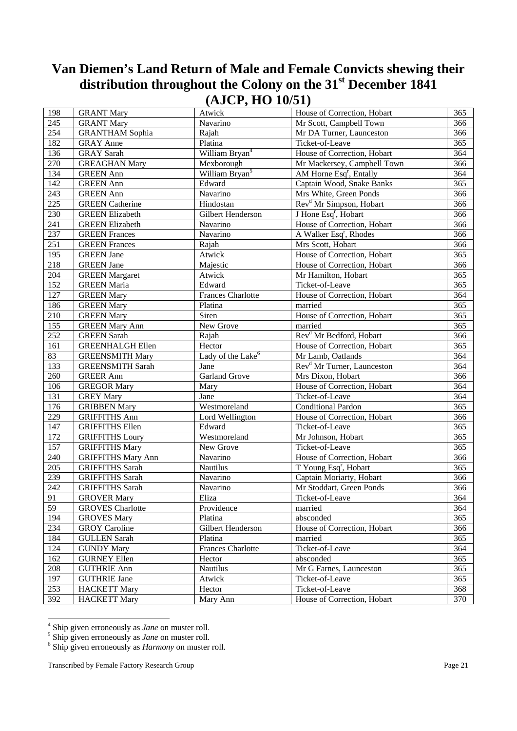# Van Diemen's Land Return of Male and Female Convicts shewing their distribution throughout the Colony on the 31st December 1841 (AJCP, HO 10/51)

| | | | | |
|---|---|---|---|---|
| 198 | GRANT Mary | Atwick | House of Correction, Hobart | 365 |
| 245 | GRANT Mary | Navarino | Mr Scott, Campbell Town | 366 |
| 254 | GRANTHAM Sophia | Rajah | Mr DA Turner, Launceston | 366 |
| 182 | GRAY Anne | Platina | Ticket-of-Leave | 365 |
| 136 | GRAY Sarah | William Bryan[4] | House of Correction, Hobart | 364 |
| 270 | GREAGHAN Mary | Mexborough | Mr Mackersey, Campbell Town | 366 |
| 134 | GREEN Ann | William Bryan[5] | AM Horne Esq[r], Entally | 364 |
| 142 | GREEN Ann | Edward | Captain Wood, Snake Banks | 365 |
| 243 | GREEN Ann | Navarino | Mrs White, Green Ponds | 366 |
| 225 | GREEN Catherine | Hindostan | Rev[d] Mr Simpson, Hobart | 366 |
| 230 | GREEN Elizabeth | Gilbert Henderson | J Hone Esq[r], Hobart | 366 |
| 241 | GREEN Elizabeth | Navarino | House of Correction, Hobart | 366 |
| 237 | GREEN Frances | Navarino | A Walker Esq[r], Rhodes | 366 |
| 251 | GREEN Frances | Rajah | Mrs Scott, Hobart | 366 |
| 195 | GREEN Jane | Atwick | House of Correction, Hobart | 365 |
| 218 | GREEN Jane | Majestic | House of Correction, Hobart | 366 |
| 204 | GREEN Margaret | Atwick | Mr Hamilton, Hobart | 365 |
| 152 | GREEN Maria | Edward | Ticket-of-Leave | 365 |
| 127 | GREEN Mary | Frances Charlotte | House of Correction, Hobart | 364 |
| 186 | GREEN Mary | Platina | married | 365 |
| 210 | GREEN Mary | Siren | House of Correction, Hobart | 365 |
| 155 | GREEN Mary Ann | New Grove | married | 365 |
| 252 | GREEN Sarah | Rajah | Rev[d] Mr Bedford, Hobart | 366 |
| 161 | GREENHALGH Ellen | Hector | House of Correction, Hobart | 365 |
| 83 | GREENSMITH Mary | Lady of the Lake[6] | Mr Lamb, Oatlands | 364 |
| 133 | GREENSMITH Sarah | Jane | Rev[d] Mr Turner, Launceston | 364 |
| 260 | GREER Ann | Garland Grove | Mrs Dixon, Hobart | 366 |
| 106 | GREGOR Mary | Mary | House of Correction, Hobart | 364 |
| 131 | GREY Mary | Jane | Ticket-of-Leave | 364 |
| 176 | GRIBBEN Mary | Westmoreland | Conditional Pardon | 365 |
| 229 | GRIFFITHS Ann | Lord Wellington | House of Correction, Hobart | 366 |
| 147 | GRIFFITHS Ellen | Edward | Ticket-of-Leave | 365 |
| 172 | GRIFFITHS Loury | Westmoreland | Mr Johnson, Hobart | 365 |
| 157 | GRIFFITHS Mary | New Grove | Ticket-of-Leave | 365 |
| 240 | GRIFFITHS Mary Ann | Navarino | House of Correction, Hobart | 366 |
| 205 | GRIFFITHS Sarah | Nautilus | T Young Esq[r], Hobart | 365 |
| 239 | GRIFFITHS Sarah | Navarino | Captain Moriarty, Hobart | 366 |
| 242 | GRIFFITHS Sarah | Navarino | Mr Stoddart, Green Ponds | 366 |
| 91 | GROVER Mary | Eliza | Ticket-of-Leave | 364 |
| 59 | GROVES Charlotte | Providence | married | 364 |
| 194 | GROVES Mary | Platina | absconded | 365 |
| 234 | GROY Caroline | Gilbert Henderson | House of Correction, Hobart | 366 |
| 184 | GULLEN Sarah | Platina | married | 365 |
| 124 | GUNDY Mary | Frances Charlotte | Ticket-of-Leave | 364 |
| 162 | GURNEY Ellen | Hector | absconded | 365 |
| 208 | GUTHRIE Ann | Nautilus | Mr G Farnes, Launceston | 365 |
| 197 | GUTHRIE Jane | Atwick | Ticket-of-Leave | 365 |
| 253 | HACKETT Mary | Hector | Ticket-of-Leave | 368 |
| 392 | HACKETT Mary | Mary Ann | House of Correction, Hobart | 370 |

[4] Ship given erroneously as *Jane* on muster roll.
[5] Ship given erroneously as *Jane* on muster roll.
[6] Ship given erroneously as *Harmony* on muster roll.

Transcribed by Female Factory Research Group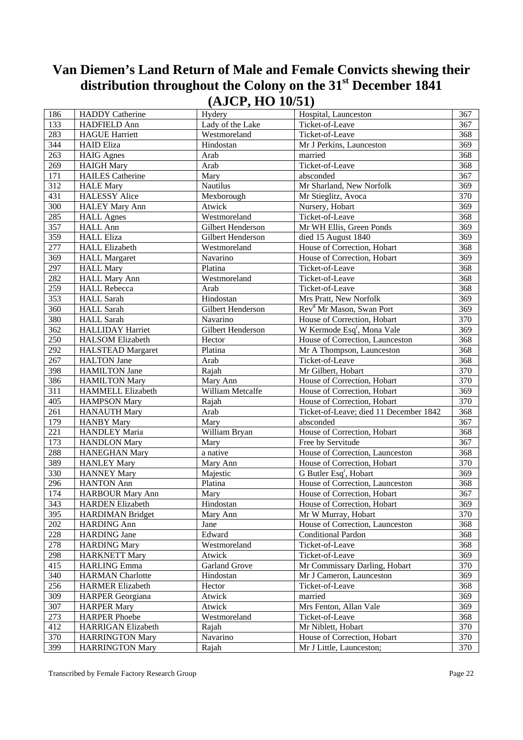# Van Diemen's Land Return of Male and Female Convicts shewing their distribution throughout the Colony on the 31st December 1841 (AJCP, HO 10/51)

| | | | | |
|---|---|---|---|---|
| 186 | HADDY Catherine | Hydery | Hospital, Launceston | 367 |
| 133 | HADFIELD Ann | Lady of the Lake | Ticket-of-Leave | 367 |
| 283 | HAGUE Harriett | Westmoreland | Ticket-of-Leave | 368 |
| 344 | HAID Eliza | Hindostan | Mr J Perkins, Launceston | 369 |
| 263 | HAIG Agnes | Arab | married | 368 |
| 269 | HAIGH Mary | Arab | Ticket-of-Leave | 368 |
| 171 | HAILES Catherine | Mary | absconded | 367 |
| 312 | HALE Mary | Nautilus | Mr Sharland, New Norfolk | 369 |
| 431 | HALESSY Alice | Mexborough | Mr Stieglitz, Avoca | 370 |
| 300 | HALEY Mary Ann | Atwick | Nursery, Hobart | 369 |
| 285 | HALL Agnes | Westmoreland | Ticket-of-Leave | 368 |
| 357 | HALL Ann | Gilbert Henderson | Mr WH Ellis, Green Ponds | 369 |
| 359 | HALL Eliza | Gilbert Henderson | died 15 August 1840 | 369 |
| 277 | HALL Elizabeth | Westmoreland | House of Correction, Hobart | 368 |
| 369 | HALL Margaret | Navarino | House of Correction, Hobart | 369 |
| 297 | HALL Mary | Platina | Ticket-of-Leave | 368 |
| 282 | HALL Mary Ann | Westmoreland | Ticket-of-Leave | 368 |
| 259 | HALL Rebecca | Arab | Ticket-of-Leave | 368 |
| 353 | HALL Sarah | Hindostan | Mrs Pratt, New Norfolk | 369 |
| 360 | HALL Sarah | Gilbert Henderson | Revd Mr Mason, Swan Port | 369 |
| 380 | HALL Sarah | Navarino | House of Correction, Hobart | 370 |
| 362 | HALLIDAY Harriet | Gilbert Henderson | W Kermode Esqr, Mona Vale | 369 |
| 250 | HALSOM Elizabeth | Hector | House of Correction, Launceston | 368 |
| 292 | HALSTEAD Margaret | Platina | Mr A Thompson, Launceston | 368 |
| 267 | HALTON Jane | Arab | Ticket-of-Leave | 368 |
| 398 | HAMILTON Jane | Rajah | Mr Gilbert, Hobart | 370 |
| 386 | HAMILTON Mary | Mary Ann | House of Correction, Hobart | 370 |
| 311 | HAMMELL Elizabeth | William Metcalfe | House of Correction, Hobart | 369 |
| 405 | HAMPSON Mary | Rajah | House of Correction, Hobart | 370 |
| 261 | HANAUTH Mary | Arab | Ticket-of-Leave; died 11 December 1842 | 368 |
| 179 | HANBY Mary | Mary | absconded | 367 |
| 221 | HANDLEY Maria | William Bryan | House of Correction, Hobart | 368 |
| 173 | HANDLON Mary | Mary | Free by Servitude | 367 |
| 288 | HANEGHAN Mary | a native | House of Correction, Launceston | 368 |
| 389 | HANLEY Mary | Mary Ann | House of Correction, Hobart | 370 |
| 330 | HANNEY Mary | Majestic | G Butler Esqr, Hobart | 369 |
| 296 | HANTON Ann | Platina | House of Correction, Launceston | 368 |
| 174 | HARBOUR Mary Ann | Mary | House of Correction, Hobart | 367 |
| 343 | HARDEN Elizabeth | Hindostan | House of Correction, Hobart | 369 |
| 395 | HARDIMAN Bridget | Mary Ann | Mr W Murray, Hobart | 370 |
| 202 | HARDING Ann | Jane | House of Correction, Launceston | 368 |
| 228 | HARDING Jane | Edward | Conditional Pardon | 368 |
| 278 | HARDING Mary | Westmoreland | Ticket-of-Leave | 368 |
| 298 | HARKNETT Mary | Atwick | Ticket-of-Leave | 369 |
| 415 | HARLING Emma | Garland Grove | Mr Commissary Darling, Hobart | 370 |
| 340 | HARMAN Charlotte | Hindostan | Mr J Cameron, Launceston | 369 |
| 256 | HARMER Elizabeth | Hector | Ticket-of-Leave | 368 |
| 309 | HARPER Georgiana | Atwick | married | 369 |
| 307 | HARPER Mary | Atwick | Mrs Fenton, Allan Vale | 369 |
| 273 | HARPER Phoebe | Westmoreland | Ticket-of-Leave | 368 |
| 412 | HARRIGAN Elizabeth | Rajah | Mr Niblett, Hobart | 370 |
| 370 | HARRINGTON Mary | Navarino | House of Correction, Hobart | 370 |
| 399 | HARRINGTON Mary | Rajah | Mr J Little, Launceston; | 370 |

Transcribed by Female Factory Research Group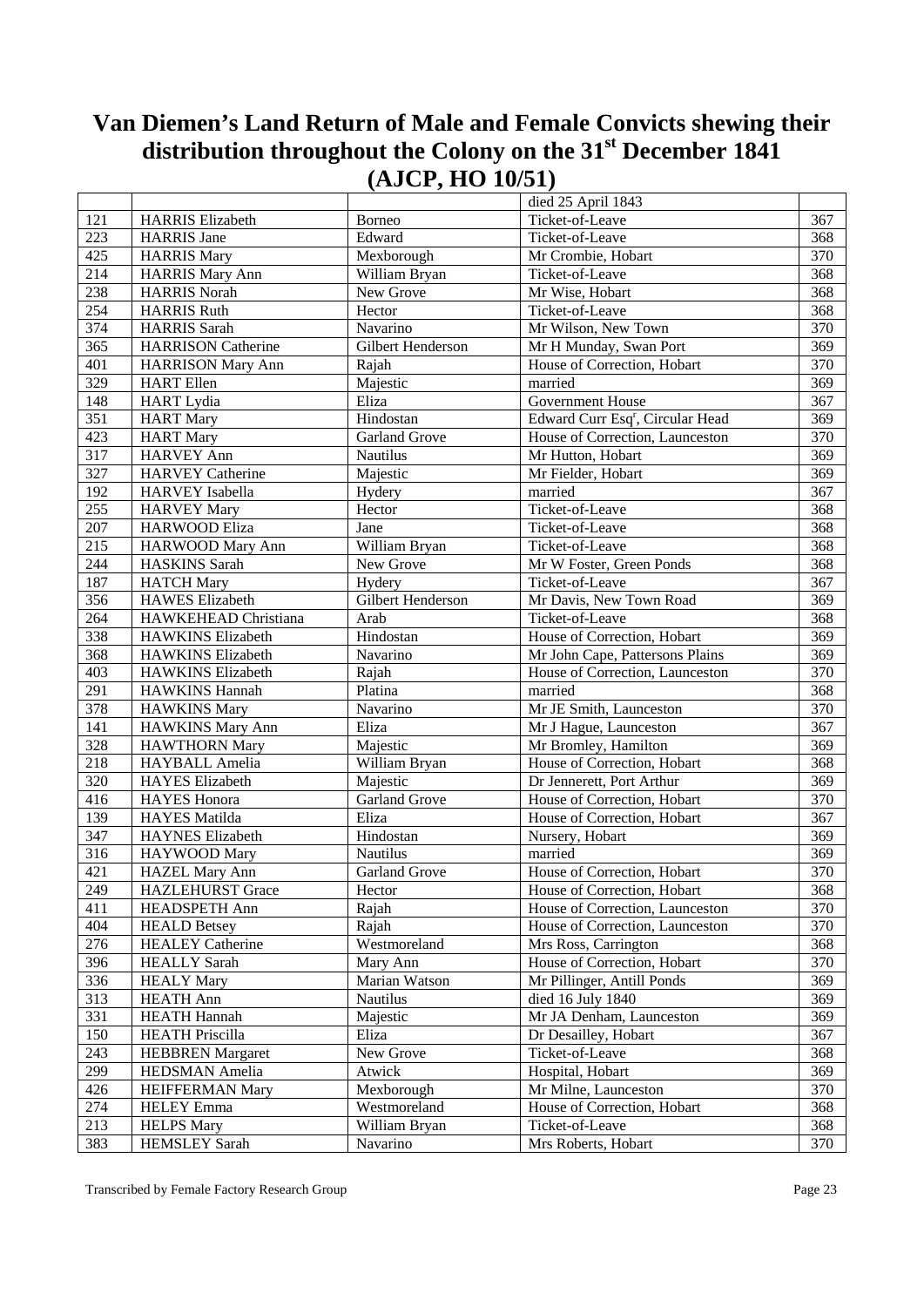# Van Diemen's Land Return of Male and Female Convicts shewing their distribution throughout the Colony on the 31st December 1841 (AJCP, HO 10/51)

| | | | | |
|---|---|---|---|---|
| | | | died 25 April 1843 | |
| 121 | HARRIS Elizabeth | Borneo | Ticket-of-Leave | 367 |
| 223 | HARRIS Jane | Edward | Ticket-of-Leave | 368 |
| 425 | HARRIS Mary | Mexborough | Mr Crombie, Hobart | 370 |
| 214 | HARRIS Mary Ann | William Bryan | Ticket-of-Leave | 368 |
| 238 | HARRIS Norah | New Grove | Mr Wise, Hobart | 368 |
| 254 | HARRIS Ruth | Hector | Ticket-of-Leave | 368 |
| 374 | HARRIS Sarah | Navarino | Mr Wilson, New Town | 370 |
| 365 | HARRISON Catherine | Gilbert Henderson | Mr H Munday, Swan Port | 369 |
| 401 | HARRISON Mary Ann | Rajah | House of Correction, Hobart | 370 |
| 329 | HART Ellen | Majestic | married | 369 |
| 148 | HART Lydia | Eliza | Government House | 367 |
| 351 | HART Mary | Hindostan | Edward Curr Esqr, Circular Head | 369 |
| 423 | HART Mary | Garland Grove | House of Correction, Launceston | 370 |
| 317 | HARVEY Ann | Nautilus | Mr Hutton, Hobart | 369 |
| 327 | HARVEY Catherine | Majestic | Mr Fielder, Hobart | 369 |
| 192 | HARVEY Isabella | Hydery | married | 367 |
| 255 | HARVEY Mary | Hector | Ticket-of-Leave | 368 |
| 207 | HARWOOD Eliza | Jane | Ticket-of-Leave | 368 |
| 215 | HARWOOD Mary Ann | William Bryan | Ticket-of-Leave | 368 |
| 244 | HASKINS Sarah | New Grove | Mr W Foster, Green Ponds | 368 |
| 187 | HATCH Mary | Hydery | Ticket-of-Leave | 367 |
| 356 | HAWES Elizabeth | Gilbert Henderson | Mr Davis, New Town Road | 369 |
| 264 | HAWKEHEAD Christiana | Arab | Ticket-of-Leave | 368 |
| 338 | HAWKINS Elizabeth | Hindostan | House of Correction, Hobart | 369 |
| 368 | HAWKINS Elizabeth | Navarino | Mr John Cape, Pattersons Plains | 369 |
| 403 | HAWKINS Elizabeth | Rajah | House of Correction, Launceston | 370 |
| 291 | HAWKINS Hannah | Platina | married | 368 |
| 378 | HAWKINS Mary | Navarino | Mr JE Smith, Launceston | 370 |
| 141 | HAWKINS Mary Ann | Eliza | Mr J Hague, Launceston | 367 |
| 328 | HAWTHORN Mary | Majestic | Mr Bromley, Hamilton | 369 |
| 218 | HAYBALL Amelia | William Bryan | House of Correction, Hobart | 368 |
| 320 | HAYES Elizabeth | Majestic | Dr Jennerett, Port Arthur | 369 |
| 416 | HAYES Honora | Garland Grove | House of Correction, Hobart | 370 |
| 139 | HAYES Matilda | Eliza | House of Correction, Hobart | 367 |
| 347 | HAYNES Elizabeth | Hindostan | Nursery, Hobart | 369 |
| 316 | HAYWOOD Mary | Nautilus | married | 369 |
| 421 | HAZEL Mary Ann | Garland Grove | House of Correction, Hobart | 370 |
| 249 | HAZLEHURST Grace | Hector | House of Correction, Hobart | 368 |
| 411 | HEADSPETH Ann | Rajah | House of Correction, Launceston | 370 |
| 404 | HEALD Betsey | Rajah | House of Correction, Launceston | 370 |
| 276 | HEALEY Catherine | Westmoreland | Mrs Ross, Carrington | 368 |
| 396 | HEALLY Sarah | Mary Ann | House of Correction, Hobart | 370 |
| 336 | HEALY Mary | Marian Watson | Mr Pillinger, Antill Ponds | 369 |
| 313 | HEATH Ann | Nautilus | died 16 July 1840 | 369 |
| 331 | HEATH Hannah | Majestic | Mr JA Denham, Launceston | 369 |
| 150 | HEATH Priscilla | Eliza | Dr Desailley, Hobart | 367 |
| 243 | HEBBREN Margaret | New Grove | Ticket-of-Leave | 368 |
| 299 | HEDSMAN Amelia | Atwick | Hospital, Hobart | 369 |
| 426 | HEIFFERMAN Mary | Mexborough | Mr Milne, Launceston | 370 |
| 274 | HELEY Emma | Westmoreland | House of Correction, Hobart | 368 |
| 213 | HELPS Mary | William Bryan | Ticket-of-Leave | 368 |
| 383 | HEMSLEY Sarah | Navarino | Mrs Roberts, Hobart | 370 |

Transcribed by Female Factory Research Group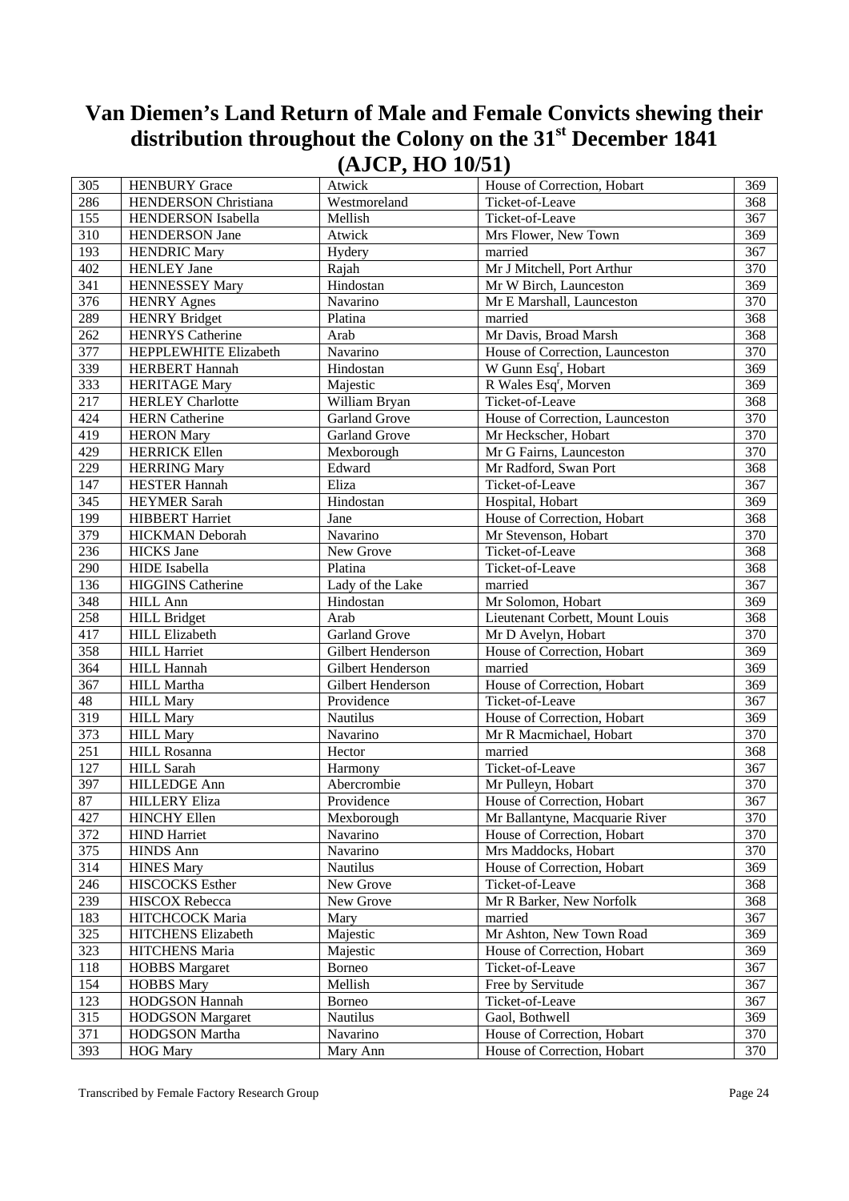# Van Diemen's Land Return of Male and Female Convicts shewing their distribution throughout the Colony on the 31st December 1841 (AJCP, HO 10/51)

| | | | | |
|---|---|---|---|---|
| 305 | HENBURY Grace | Atwick | House of Correction, Hobart | 369 |
| 286 | HENDERSON Christiana | Westmoreland | Ticket-of-Leave | 368 |
| 155 | HENDERSON Isabella | Mellish | Ticket-of-Leave | 367 |
| 310 | HENDERSON Jane | Atwick | Mrs Flower, New Town | 369 |
| 193 | HENDRIC Mary | Hydery | married | 367 |
| 402 | HENLEY Jane | Rajah | Mr J Mitchell, Port Arthur | 370 |
| 341 | HENNESSEY Mary | Hindostan | Mr W Birch, Launceston | 369 |
| 376 | HENRY Agnes | Navarino | Mr E Marshall, Launceston | 370 |
| 289 | HENRY Bridget | Platina | married | 368 |
| 262 | HENRYS Catherine | Arab | Mr Davis, Broad Marsh | 368 |
| 377 | HEPPLEWHITE Elizabeth | Navarino | House of Correction, Launceston | 370 |
| 339 | HERBERT Hannah | Hindostan | W Gunn Esq[r], Hobart | 369 |
| 333 | HERITAGE Mary | Majestic | R Wales Esq[r], Morven | 369 |
| 217 | HERLEY Charlotte | William Bryan | Ticket-of-Leave | 368 |
| 424 | HERN Catherine | Garland Grove | House of Correction, Launceston | 370 |
| 419 | HERON Mary | Garland Grove | Mr Heckscher, Hobart | 370 |
| 429 | HERRICK Ellen | Mexborough | Mr G Fairns, Launceston | 370 |
| 229 | HERRING Mary | Edward | Mr Radford, Swan Port | 368 |
| 147 | HESTER Hannah | Eliza | Ticket-of-Leave | 367 |
| 345 | HEYMER Sarah | Hindostan | Hospital, Hobart | 369 |
| 199 | HIBBERT Harriet | Jane | House of Correction, Hobart | 368 |
| 379 | HICKMAN Deborah | Navarino | Mr Stevenson, Hobart | 370 |
| 236 | HICKS Jane | New Grove | Ticket-of-Leave | 368 |
| 290 | HIDE Isabella | Platina | Ticket-of-Leave | 368 |
| 136 | HIGGINS Catherine | Lady of the Lake | married | 367 |
| 348 | HILL Ann | Hindostan | Mr Solomon, Hobart | 369 |
| 258 | HILL Bridget | Arab | Lieutenant Corbett, Mount Louis | 368 |
| 417 | HILL Elizabeth | Garland Grove | Mr D Avelyn, Hobart | 370 |
| 358 | HILL Harriet | Gilbert Henderson | House of Correction, Hobart | 369 |
| 364 | HILL Hannah | Gilbert Henderson | married | 369 |
| 367 | HILL Martha | Gilbert Henderson | House of Correction, Hobart | 369 |
| 48 | HILL Mary | Providence | Ticket-of-Leave | 367 |
| 319 | HILL Mary | Nautilus | House of Correction, Hobart | 369 |
| 373 | HILL Mary | Navarino | Mr R Macmichael, Hobart | 370 |
| 251 | HILL Rosanna | Hector | married | 368 |
| 127 | HILL Sarah | Harmony | Ticket-of-Leave | 367 |
| 397 | HILLEDGE Ann | Abercrombie | Mr Pulleyn, Hobart | 370 |
| 87 | HILLERY Eliza | Providence | House of Correction, Hobart | 367 |
| 427 | HINCHY Ellen | Mexborough | Mr Ballantyne, Macquarie River | 370 |
| 372 | HIND Harriet | Navarino | House of Correction, Hobart | 370 |
| 375 | HINDS Ann | Navarino | Mrs Maddocks, Hobart | 370 |
| 314 | HINES Mary | Nautilus | House of Correction, Hobart | 369 |
| 246 | HISCOCKS Esther | New Grove | Ticket-of-Leave | 368 |
| 239 | HISCOX Rebecca | New Grove | Mr R Barker, New Norfolk | 368 |
| 183 | HITCHCOCK Maria | Mary | married | 367 |
| 325 | HITCHENS Elizabeth | Majestic | Mr Ashton, New Town Road | 369 |
| 323 | HITCHENS Maria | Majestic | House of Correction, Hobart | 369 |
| 118 | HOBBS Margaret | Borneo | Ticket-of-Leave | 367 |
| 154 | HOBBS Mary | Mellish | Free by Servitude | 367 |
| 123 | HODGSON Hannah | Borneo | Ticket-of-Leave | 367 |
| 315 | HODGSON Margaret | Nautilus | Gaol, Bothwell | 369 |
| 371 | HODGSON Martha | Navarino | House of Correction, Hobart | 370 |
| 393 | HOG Mary | Mary Ann | House of Correction, Hobart | 370 |

Transcribed by Female Factory Research Group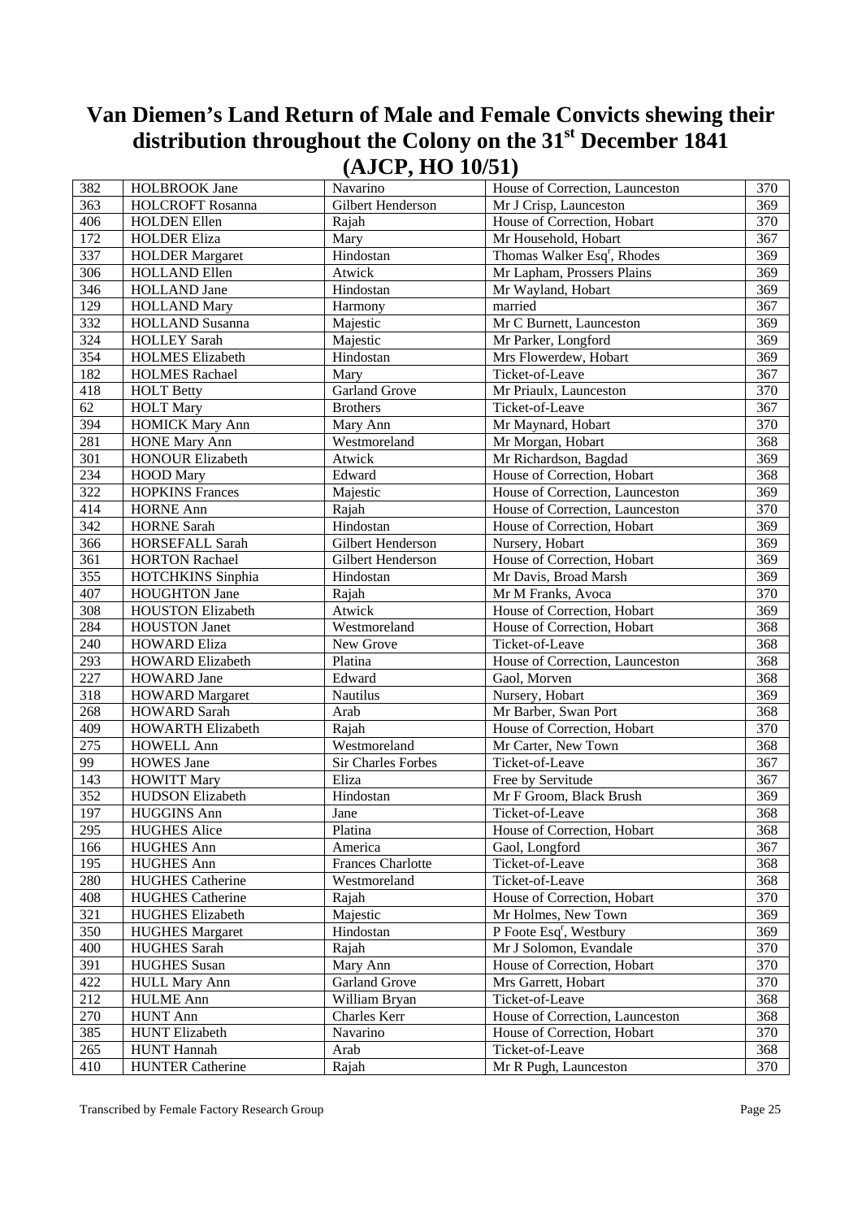# Van Diemen's Land Return of Male and Female Convicts shewing their distribution throughout the Colony on the 31st December 1841 (AJCP, HO 10/51)

| | | | | |
|---|---|---|---|---|
| 382 | HOLBROOK Jane | Navarino | House of Correction, Launceston | 370 |
| 363 | HOLCROFT Rosanna | Gilbert Henderson | Mr J Crisp, Launceston | 369 |
| 406 | HOLDEN Ellen | Rajah | House of Correction, Hobart | 370 |
| 172 | HOLDER Eliza | Mary | Mr Household, Hobart | 367 |
| 337 | HOLDER Margaret | Hindostan | Thomas Walker Esqr, Rhodes | 369 |
| 306 | HOLLAND Ellen | Atwick | Mr Lapham, Prossers Plains | 369 |
| 346 | HOLLAND Jane | Hindostan | Mr Wayland, Hobart | 369 |
| 129 | HOLLAND Mary | Harmony | married | 367 |
| 332 | HOLLAND Susanna | Majestic | Mr C Burnett, Launceston | 369 |
| 324 | HOLLEY Sarah | Majestic | Mr Parker, Longford | 369 |
| 354 | HOLMES Elizabeth | Hindostan | Mrs Flowerdew, Hobart | 369 |
| 182 | HOLMES Rachael | Mary | Ticket-of-Leave | 367 |
| 418 | HOLT Betty | Garland Grove | Mr Priaulx, Launceston | 370 |
| 62 | HOLT Mary | Brothers | Ticket-of-Leave | 367 |
| 394 | HOMICK Mary Ann | Mary Ann | Mr Maynard, Hobart | 370 |
| 281 | HONE Mary Ann | Westmoreland | Mr Morgan, Hobart | 368 |
| 301 | HONOUR Elizabeth | Atwick | Mr Richardson, Bagdad | 369 |
| 234 | HOOD Mary | Edward | House of Correction, Hobart | 368 |
| 322 | HOPKINS Frances | Majestic | House of Correction, Launceston | 369 |
| 414 | HORNE Ann | Rajah | House of Correction, Launceston | 370 |
| 342 | HORNE Sarah | Hindostan | House of Correction, Hobart | 369 |
| 366 | HORSEFALL Sarah | Gilbert Henderson | Nursery, Hobart | 369 |
| 361 | HORTON Rachael | Gilbert Henderson | House of Correction, Hobart | 369 |
| 355 | HOTCHKINS Sinphia | Hindostan | Mr Davis, Broad Marsh | 369 |
| 407 | HOUGHTON Jane | Rajah | Mr M Franks, Avoca | 370 |
| 308 | HOUSTON Elizabeth | Atwick | House of Correction, Hobart | 369 |
| 284 | HOUSTON Janet | Westmoreland | House of Correction, Hobart | 368 |
| 240 | HOWARD Eliza | New Grove | Ticket-of-Leave | 368 |
| 293 | HOWARD Elizabeth | Platina | House of Correction, Launceston | 368 |
| 227 | HOWARD Jane | Edward | Gaol, Morven | 368 |
| 318 | HOWARD Margaret | Nautilus | Nursery, Hobart | 369 |
| 268 | HOWARD Sarah | Arab | Mr Barber, Swan Port | 368 |
| 409 | HOWARTH Elizabeth | Rajah | House of Correction, Hobart | 370 |
| 275 | HOWELL Ann | Westmoreland | Mr Carter, New Town | 368 |
| 99 | HOWES Jane | Sir Charles Forbes | Ticket-of-Leave | 367 |
| 143 | HOWITT Mary | Eliza | Free by Servitude | 367 |
| 352 | HUDSON Elizabeth | Hindostan | Mr F Groom, Black Brush | 369 |
| 197 | HUGGINS Ann | Jane | Ticket-of-Leave | 368 |
| 295 | HUGHES Alice | Platina | House of Correction, Hobart | 368 |
| 166 | HUGHES Ann | America | Gaol, Longford | 367 |
| 195 | HUGHES Ann | Frances Charlotte | Ticket-of-Leave | 368 |
| 280 | HUGHES Catherine | Westmoreland | Ticket-of-Leave | 368 |
| 408 | HUGHES Catherine | Rajah | House of Correction, Hobart | 370 |
| 321 | HUGHES Elizabeth | Majestic | Mr Holmes, New Town | 369 |
| 350 | HUGHES Margaret | Hindostan | P Foote Esqr, Westbury | 369 |
| 400 | HUGHES Sarah | Rajah | Mr J Solomon, Evandale | 370 |
| 391 | HUGHES Susan | Mary Ann | House of Correction, Hobart | 370 |
| 422 | HULL Mary Ann | Garland Grove | Mrs Garrett, Hobart | 370 |
| 212 | HULME Ann | William Bryan | Ticket-of-Leave | 368 |
| 270 | HUNT Ann | Charles Kerr | House of Correction, Launceston | 368 |
| 385 | HUNT Elizabeth | Navarino | House of Correction, Hobart | 370 |
| 265 | HUNT Hannah | Arab | Ticket-of-Leave | 368 |
| 410 | HUNTER Catherine | Rajah | Mr R Pugh, Launceston | 370 |

Transcribed by Female Factory Research Group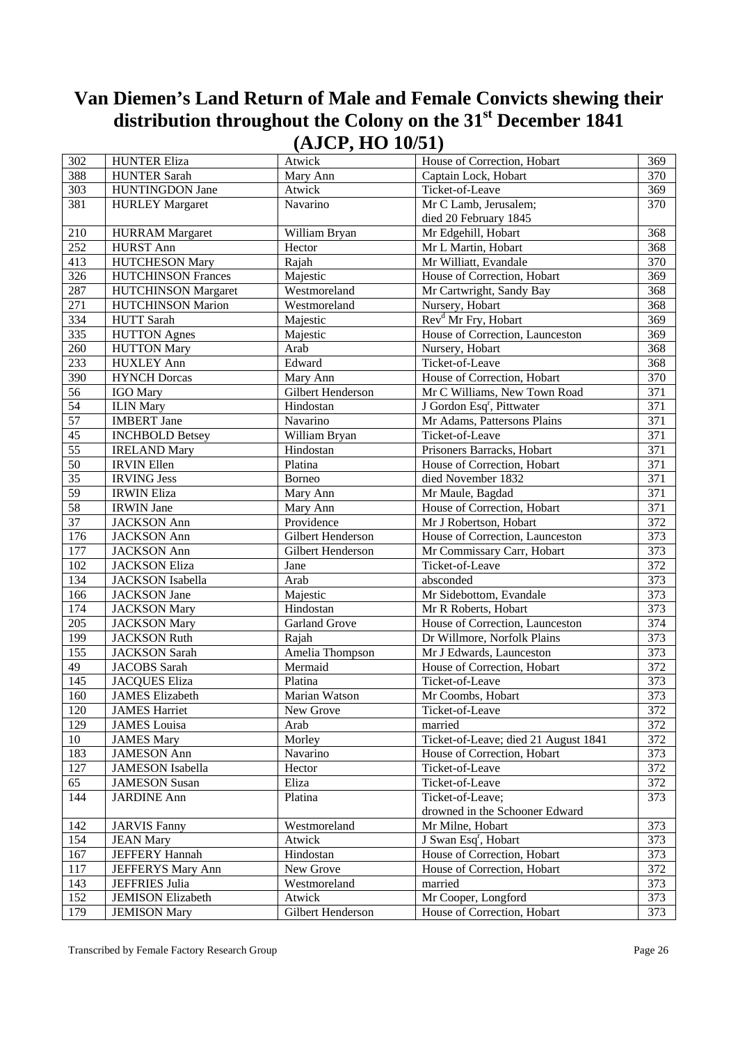# Van Diemen's Land Return of Male and Female Convicts shewing their distribution throughout the Colony on the 31st December 1841 (AJCP, HO 10/51)

| | | | | |
|---|---|---|---|---|
| 302 | HUNTER Eliza | Atwick | House of Correction, Hobart | 369 |
| 388 | HUNTER Sarah | Mary Ann | Captain Lock, Hobart | 370 |
| 303 | HUNTINGDON Jane | Atwick | Ticket-of-Leave | 369 |
| 381 | HURLEY Margaret | Navarino | Mr C Lamb, Jerusalem; died 20 February 1845 | 370 |
| 210 | HURRAM Margaret | William Bryan | Mr Edgehill, Hobart | 368 |
| 252 | HURST Ann | Hector | Mr L Martin, Hobart | 368 |
| 413 | HUTCHESON Mary | Rajah | Mr Williatt, Evandale | 370 |
| 326 | HUTCHINSON Frances | Majestic | House of Correction, Hobart | 369 |
| 287 | HUTCHINSON Margaret | Westmoreland | Mr Cartwright, Sandy Bay | 368 |
| 271 | HUTCHINSON Marion | Westmoreland | Nursery, Hobart | 368 |
| 334 | HUTT Sarah | Majestic | Revd Mr Fry, Hobart | 369 |
| 335 | HUTTON Agnes | Majestic | House of Correction, Launceston | 369 |
| 260 | HUTTON Mary | Arab | Nursery, Hobart | 368 |
| 233 | HUXLEY Ann | Edward | Ticket-of-Leave | 368 |
| 390 | HYNCH Dorcas | Mary Ann | House of Correction, Hobart | 370 |
| 56 | IGO Mary | Gilbert Henderson | Mr C Williams, New Town Road | 371 |
| 54 | ILIN Mary | Hindostan | J Gordon Esqr, Pittwater | 371 |
| 57 | IMBERT Jane | Navarino | Mr Adams, Pattersons Plains | 371 |
| 45 | INCHBOLD Betsey | William Bryan | Ticket-of-Leave | 371 |
| 55 | IRELAND Mary | Hindostan | Prisoners Barracks, Hobart | 371 |
| 50 | IRVIN Ellen | Platina | House of Correction, Hobart | 371 |
| 35 | IRVING Jess | Borneo | died November 1832 | 371 |
| 59 | IRWIN Eliza | Mary Ann | Mr Maule, Bagdad | 371 |
| 58 | IRWIN Jane | Mary Ann | House of Correction, Hobart | 371 |
| 37 | JACKSON Ann | Providence | Mr J Robertson, Hobart | 372 |
| 176 | JACKSON Ann | Gilbert Henderson | House of Correction, Launceston | 373 |
| 177 | JACKSON Ann | Gilbert Henderson | Mr Commissary Carr, Hobart | 373 |
| 102 | JACKSON Eliza | Jane | Ticket-of-Leave | 372 |
| 134 | JACKSON Isabella | Arab | absconded | 373 |
| 166 | JACKSON Jane | Majestic | Mr Sidebottom, Evandale | 373 |
| 174 | JACKSON Mary | Hindostan | Mr R Roberts, Hobart | 373 |
| 205 | JACKSON Mary | Garland Grove | House of Correction, Launceston | 374 |
| 199 | JACKSON Ruth | Rajah | Dr Willmore, Norfolk Plains | 373 |
| 155 | JACKSON Sarah | Amelia Thompson | Mr J Edwards, Launceston | 373 |
| 49 | JACOBS Sarah | Mermaid | House of Correction, Hobart | 372 |
| 145 | JACQUES Eliza | Platina | Ticket-of-Leave | 373 |
| 160 | JAMES Elizabeth | Marian Watson | Mr Coombs, Hobart | 373 |
| 120 | JAMES Harriet | New Grove | Ticket-of-Leave | 372 |
| 129 | JAMES Louisa | Arab | married | 372 |
| 10 | JAMES Mary | Morley | Ticket-of-Leave; died 21 August 1841 | 372 |
| 183 | JAMESON Ann | Navarino | House of Correction, Hobart | 373 |
| 127 | JAMESON Isabella | Hector | Ticket-of-Leave | 372 |
| 65 | JAMESON Susan | Eliza | Ticket-of-Leave | 372 |
| 144 | JARDINE Ann | Platina | Ticket-of-Leave; drowned in the Schooner Edward | 373 |
| 142 | JARVIS Fanny | Westmoreland | Mr Milne, Hobart | 373 |
| 154 | JEAN Mary | Atwick | J Swan Esqr, Hobart | 373 |
| 167 | JEFFERY Hannah | Hindostan | House of Correction, Hobart | 373 |
| 117 | JEFFERYS Mary Ann | New Grove | House of Correction, Hobart | 372 |
| 143 | JEFFRIES Julia | Westmoreland | married | 373 |
| 152 | JEMISON Elizabeth | Atwick | Mr Cooper, Longford | 373 |
| 179 | JEMISON Mary | Gilbert Henderson | House of Correction, Hobart | 373 |

Transcribed by Female Factory Research Group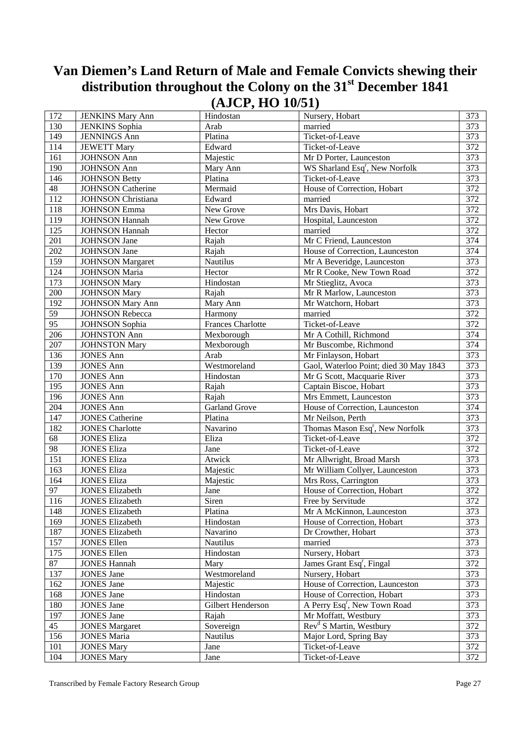# Van Diemen's Land Return of Male and Female Convicts shewing their distribution throughout the Colony on the 31st December 1841 (AJCP, HO 10/51)

| | | | | |
|---|---|---|---|---|
| 172 | JENKINS Mary Ann | Hindostan | Nursery, Hobart | 373 |
| 130 | JENKINS Sophia | Arab | married | 373 |
| 149 | JENNINGS Ann | Platina | Ticket-of-Leave | 373 |
| 114 | JEWETT Mary | Edward | Ticket-of-Leave | 372 |
| 161 | JOHNSON Ann | Majestic | Mr D Porter, Launceston | 373 |
| 190 | JOHNSON Ann | Mary Ann | WS Sharland Esq[r], New Norfolk | 373 |
| 146 | JOHNSON Betty | Platina | Ticket-of-Leave | 373 |
| 48 | JOHNSON Catherine | Mermaid | House of Correction, Hobart | 372 |
| 112 | JOHNSON Christiana | Edward | married | 372 |
| 118 | JOHNSON Emma | New Grove | Mrs Davis, Hobart | 372 |
| 119 | JOHNSON Hannah | New Grove | Hospital, Launceston | 372 |
| 125 | JOHNSON Hannah | Hector | married | 372 |
| 201 | JOHNSON Jane | Rajah | Mr C Friend, Launceston | 374 |
| 202 | JOHNSON Jane | Rajah | House of Correction, Launceston | 374 |
| 159 | JOHNSON Margaret | Nautilus | Mr A Beveridge, Launceston | 373 |
| 124 | JOHNSON Maria | Hector | Mr R Cooke, New Town Road | 372 |
| 173 | JOHNSON Mary | Hindostan | Mr Stieglitz, Avoca | 373 |
| 200 | JOHNSON Mary | Rajah | Mr R Marlow, Launceston | 373 |
| 192 | JOHNSON Mary Ann | Mary Ann | Mr Watchorn, Hobart | 373 |
| 59 | JOHNSON Rebecca | Harmony | married | 372 |
| 95 | JOHNSON Sophia | Frances Charlotte | Ticket-of-Leave | 372 |
| 206 | JOHNSTON Ann | Mexborough | Mr A Cothill, Richmond | 374 |
| 207 | JOHNSTON Mary | Mexborough | Mr Buscombe, Richmond | 374 |
| 136 | JONES Ann | Arab | Mr Finlayson, Hobart | 373 |
| 139 | JONES Ann | Westmoreland | Gaol, Waterloo Point; died 30 May 1843 | 373 |
| 170 | JONES Ann | Hindostan | Mr G Scott, Macquarie River | 373 |
| 195 | JONES Ann | Rajah | Captain Biscoe, Hobart | 373 |
| 196 | JONES Ann | Rajah | Mrs Emmett, Launceston | 373 |
| 204 | JONES Ann | Garland Grove | House of Correction, Launceston | 374 |
| 147 | JONES Catherine | Platina | Mr Neilson, Perth | 373 |
| 182 | JONES Charlotte | Navarino | Thomas Mason Esq[r], New Norfolk | 373 |
| 68 | JONES Eliza | Eliza | Ticket-of-Leave | 372 |
| 98 | JONES Eliza | Jane | Ticket-of-Leave | 372 |
| 151 | JONES Eliza | Atwick | Mr Allwright, Broad Marsh | 373 |
| 163 | JONES Eliza | Majestic | Mr William Collyer, Launceston | 373 |
| 164 | JONES Eliza | Majestic | Mrs Ross, Carrington | 373 |
| 97 | JONES Elizabeth | Jane | House of Correction, Hobart | 372 |
| 116 | JONES Elizabeth | Siren | Free by Servitude | 372 |
| 148 | JONES Elizabeth | Platina | Mr A McKinnon, Launceston | 373 |
| 169 | JONES Elizabeth | Hindostan | House of Correction, Hobart | 373 |
| 187 | JONES Elizabeth | Navarino | Dr Crowther, Hobart | 373 |
| 157 | JONES Ellen | Nautilus | married | 373 |
| 175 | JONES Ellen | Hindostan | Nursery, Hobart | 373 |
| 87 | JONES Hannah | Mary | James Grant Esq[r], Fingal | 372 |
| 137 | JONES Jane | Westmoreland | Nursery, Hobart | 373 |
| 162 | JONES Jane | Majestic | House of Correction, Launceston | 373 |
| 168 | JONES Jane | Hindostan | House of Correction, Hobart | 373 |
| 180 | JONES Jane | Gilbert Henderson | A Perry Esq[r], New Town Road | 373 |
| 197 | JONES Jane | Rajah | Mr Moffatt, Westbury | 373 |
| 45 | JONES Margaret | Sovereign | Rev[d] S Martin, Westbury | 372 |
| 156 | JONES Maria | Nautilus | Major Lord, Spring Bay | 373 |
| 101 | JONES Mary | Jane | Ticket-of-Leave | 372 |
| 104 | JONES Mary | Jane | Ticket-of-Leave | 372 |

Transcribed by Female Factory Research Group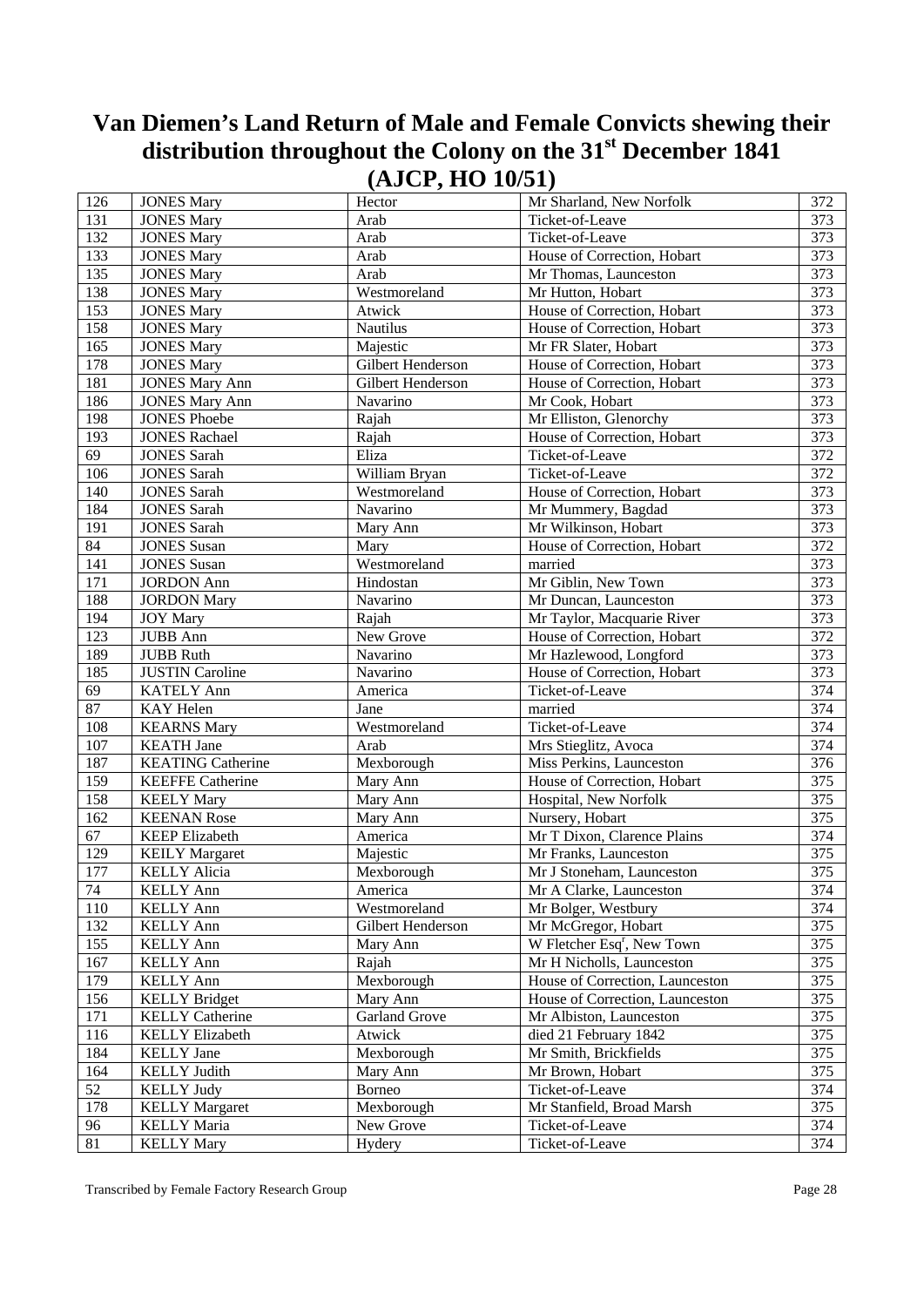# Van Diemen's Land Return of Male and Female Convicts shewing their distribution throughout the Colony on the 31st December 1841 (AJCP, HO 10/51)

| | | | | |
|---|---|---|---|---|
| 126 | JONES Mary | Hector | Mr Sharland, New Norfolk | 372 |
| 131 | JONES Mary | Arab | Ticket-of-Leave | 373 |
| 132 | JONES Mary | Arab | Ticket-of-Leave | 373 |
| 133 | JONES Mary | Arab | House of Correction, Hobart | 373 |
| 135 | JONES Mary | Arab | Mr Thomas, Launceston | 373 |
| 138 | JONES Mary | Westmoreland | Mr Hutton, Hobart | 373 |
| 153 | JONES Mary | Atwick | House of Correction, Hobart | 373 |
| 158 | JONES Mary | Nautilus | House of Correction, Hobart | 373 |
| 165 | JONES Mary | Majestic | Mr FR Slater, Hobart | 373 |
| 178 | JONES Mary | Gilbert Henderson | House of Correction, Hobart | 373 |
| 181 | JONES Mary Ann | Gilbert Henderson | House of Correction, Hobart | 373 |
| 186 | JONES Mary Ann | Navarino | Mr Cook, Hobart | 373 |
| 198 | JONES Phoebe | Rajah | Mr Elliston, Glenorchy | 373 |
| 193 | JONES Rachael | Rajah | House of Correction, Hobart | 373 |
| 69 | JONES Sarah | Eliza | Ticket-of-Leave | 372 |
| 106 | JONES Sarah | William Bryan | Ticket-of-Leave | 372 |
| 140 | JONES Sarah | Westmoreland | House of Correction, Hobart | 373 |
| 184 | JONES Sarah | Navarino | Mr Mummery, Bagdad | 373 |
| 191 | JONES Sarah | Mary Ann | Mr Wilkinson, Hobart | 373 |
| 84 | JONES Susan | Mary | House of Correction, Hobart | 372 |
| 141 | JONES Susan | Westmoreland | married | 373 |
| 171 | JORDON Ann | Hindostan | Mr Giblin, New Town | 373 |
| 188 | JORDON Mary | Navarino | Mr Duncan, Launceston | 373 |
| 194 | JOY Mary | Rajah | Mr Taylor, Macquarie River | 373 |
| 123 | JUBB Ann | New Grove | House of Correction, Hobart | 372 |
| 189 | JUBB Ruth | Navarino | Mr Hazlewood, Longford | 373 |
| 185 | JUSTIN Caroline | Navarino | House of Correction, Hobart | 373 |
| 69 | KATELY Ann | America | Ticket-of-Leave | 374 |
| 87 | KAY Helen | Jane | married | 374 |
| 108 | KEARNS Mary | Westmoreland | Ticket-of-Leave | 374 |
| 107 | KEATH Jane | Arab | Mrs Stieglitz, Avoca | 374 |
| 187 | KEATING Catherine | Mexborough | Miss Perkins, Launceston | 376 |
| 159 | KEEFFE Catherine | Mary Ann | House of Correction, Hobart | 375 |
| 158 | KEELY Mary | Mary Ann | Hospital, New Norfolk | 375 |
| 162 | KEENAN Rose | Mary Ann | Nursery, Hobart | 375 |
| 67 | KEEP Elizabeth | America | Mr T Dixon, Clarence Plains | 374 |
| 129 | KEILY Margaret | Majestic | Mr Franks, Launceston | 375 |
| 177 | KELLY Alicia | Mexborough | Mr J Stoneham, Launceston | 375 |
| 74 | KELLY Ann | America | Mr A Clarke, Launceston | 374 |
| 110 | KELLY Ann | Westmoreland | Mr Bolger, Westbury | 374 |
| 132 | KELLY Ann | Gilbert Henderson | Mr McGregor, Hobart | 375 |
| 155 | KELLY Ann | Mary Ann | W Fletcher Esq[r], New Town | 375 |
| 167 | KELLY Ann | Rajah | Mr H Nicholls, Launceston | 375 |
| 179 | KELLY Ann | Mexborough | House of Correction, Launceston | 375 |
| 156 | KELLY Bridget | Mary Ann | House of Correction, Launceston | 375 |
| 171 | KELLY Catherine | Garland Grove | Mr Albiston, Launceston | 375 |
| 116 | KELLY Elizabeth | Atwick | died 21 February 1842 | 375 |
| 184 | KELLY Jane | Mexborough | Mr Smith, Brickfields | 375 |
| 164 | KELLY Judith | Mary Ann | Mr Brown, Hobart | 375 |
| 52 | KELLY Judy | Borneo | Ticket-of-Leave | 374 |
| 178 | KELLY Margaret | Mexborough | Mr Stanfield, Broad Marsh | 375 |
| 96 | KELLY Maria | New Grove | Ticket-of-Leave | 374 |
| 81 | KELLY Mary | Hydery | Ticket-of-Leave | 374 |

Transcribed by Female Factory Research Group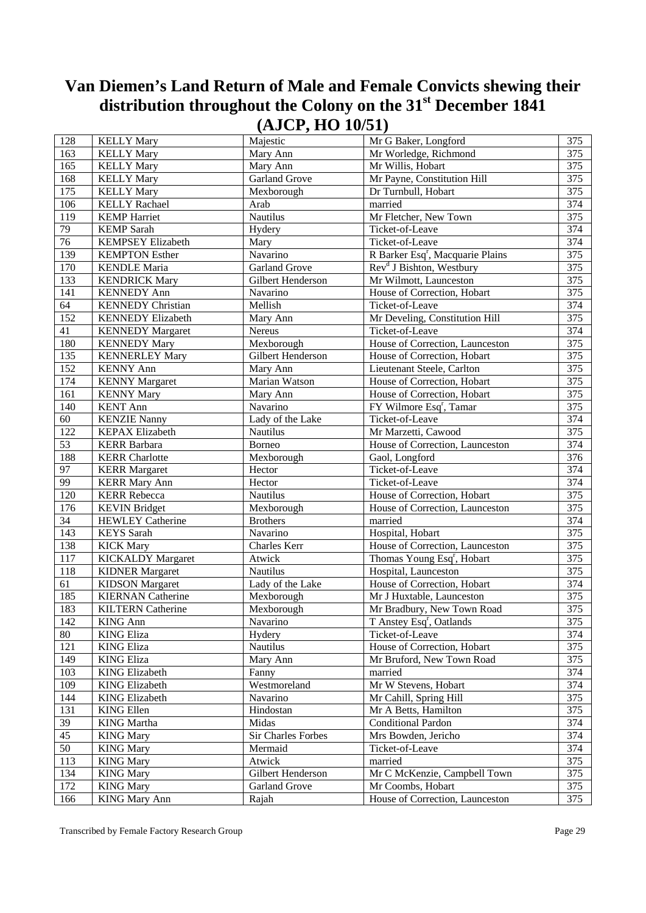# Van Diemen's Land Return of Male and Female Convicts shewing their distribution throughout the Colony on the 31st December 1841 (AJCP, HO 10/51)

| | | | | |
|---|---|---|---|---|
| 128 | KELLY Mary | Majestic | Mr G Baker, Longford | 375 |
| 163 | KELLY Mary | Mary Ann | Mr Worledge, Richmond | 375 |
| 165 | KELLY Mary | Mary Ann | Mr Willis, Hobart | 375 |
| 168 | KELLY Mary | Garland Grove | Mr Payne, Constitution Hill | 375 |
| 175 | KELLY Mary | Mexborough | Dr Turnbull, Hobart | 375 |
| 106 | KELLY Rachael | Arab | married | 374 |
| 119 | KEMP Harriet | Nautilus | Mr Fletcher, New Town | 375 |
| 79 | KEMP Sarah | Hydery | Ticket-of-Leave | 374 |
| 76 | KEMPSEY Elizabeth | Mary | Ticket-of-Leave | 374 |
| 139 | KEMPTON Esther | Navarino | R Barker Esq[r], Macquarie Plains | 375 |
| 170 | KENDLE Maria | Garland Grove | Rev[d] J Bishton, Westbury | 375 |
| 133 | KENDRICK Mary | Gilbert Henderson | Mr Wilmott, Launceston | 375 |
| 141 | KENNEDY Ann | Navarino | House of Correction, Hobart | 375 |
| 64 | KENNEDY Christian | Mellish | Ticket-of-Leave | 374 |
| 152 | KENNEDY Elizabeth | Mary Ann | Mr Develing, Constitution Hill | 375 |
| 41 | KENNEDY Margaret | Nereus | Ticket-of-Leave | 374 |
| 180 | KENNEDY Mary | Mexborough | House of Correction, Launceston | 375 |
| 135 | KENNERLEY Mary | Gilbert Henderson | House of Correction, Hobart | 375 |
| 152 | KENNY Ann | Mary Ann | Lieutenant Steele, Carlton | 375 |
| 174 | KENNY Margaret | Marian Watson | House of Correction, Hobart | 375 |
| 161 | KENNY Mary | Mary Ann | House of Correction, Hobart | 375 |
| 140 | KENT Ann | Navarino | FY Wilmore Esq[r], Tamar | 375 |
| 60 | KENZIE Nanny | Lady of the Lake | Ticket-of-Leave | 374 |
| 122 | KEPAX Elizabeth | Nautilus | Mr Marzetti, Cawood | 375 |
| 53 | KERR Barbara | Borneo | House of Correction, Launceston | 374 |
| 188 | KERR Charlotte | Mexborough | Gaol, Longford | 376 |
| 97 | KERR Margaret | Hector | Ticket-of-Leave | 374 |
| 99 | KERR Mary Ann | Hector | Ticket-of-Leave | 374 |
| 120 | KERR Rebecca | Nautilus | House of Correction, Hobart | 375 |
| 176 | KEVIN Bridget | Mexborough | House of Correction, Launceston | 375 |
| 34 | HEWLEY Catherine | Brothers | married | 374 |
| 143 | KEYS Sarah | Navarino | Hospital, Hobart | 375 |
| 138 | KICK Mary | Charles Kerr | House of Correction, Launceston | 375 |
| 117 | KICKALDY Margaret | Atwick | Thomas Young Esq[r], Hobart | 375 |
| 118 | KIDNER Margaret | Nautilus | Hospital, Launceston | 375 |
| 61 | KIDSON Margaret | Lady of the Lake | House of Correction, Hobart | 374 |
| 185 | KIERNAN Catherine | Mexborough | Mr J Huxtable, Launceston | 375 |
| 183 | KILTERN Catherine | Mexborough | Mr Bradbury, New Town Road | 375 |
| 142 | KING Ann | Navarino | T Anstey Esq[r], Oatlands | 375 |
| 80 | KING Eliza | Hydery | Ticket-of-Leave | 374 |
| 121 | KING Eliza | Nautilus | House of Correction, Hobart | 375 |
| 149 | KING Eliza | Mary Ann | Mr Bruford, New Town Road | 375 |
| 103 | KING Elizabeth | Fanny | married | 374 |
| 109 | KING Elizabeth | Westmoreland | Mr W Stevens, Hobart | 374 |
| 144 | KING Elizabeth | Navarino | Mr Cahill, Spring Hill | 375 |
| 131 | KING Ellen | Hindostan | Mr A Betts, Hamilton | 375 |
| 39 | KING Martha | Midas | Conditional Pardon | 374 |
| 45 | KING Mary | Sir Charles Forbes | Mrs Bowden, Jericho | 374 |
| 50 | KING Mary | Mermaid | Ticket-of-Leave | 374 |
| 113 | KING Mary | Atwick | married | 375 |
| 134 | KING Mary | Gilbert Henderson | Mr C McKenzie, Campbell Town | 375 |
| 172 | KING Mary | Garland Grove | Mr Coombs, Hobart | 375 |
| 166 | KING Mary Ann | Rajah | House of Correction, Launceston | 375 |

Transcribed by Female Factory Research Group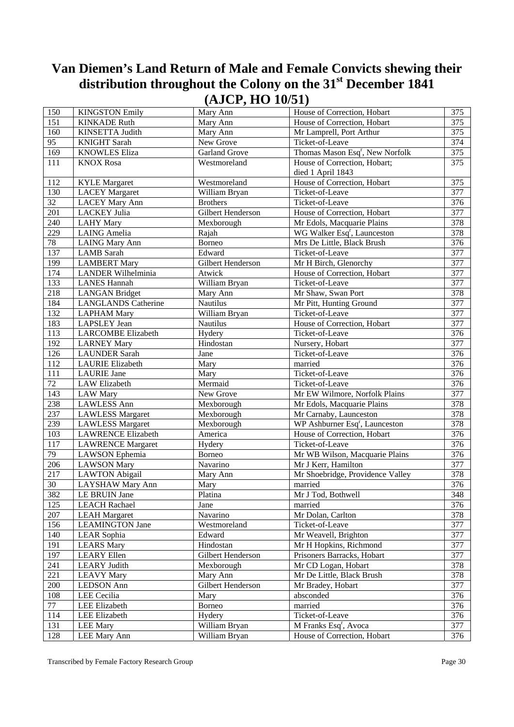# Van Diemen's Land Return of Male and Female Convicts shewing their distribution throughout the Colony on the 31st December 1841 (AJCP, HO 10/51)

| | | | | |
|---|---|---|---|---|
| 150 | KINGSTON Emily | Mary Ann | House of Correction, Hobart | 375 |
| 151 | KINKADE Ruth | Mary Ann | House of Correction, Hobart | 375 |
| 160 | KINSETTA Judith | Mary Ann | Mr Lamprell, Port Arthur | 375 |
| 95 | KNIGHT Sarah | New Grove | Ticket-of-Leave | 374 |
| 169 | KNOWLES Eliza | Garland Grove | Thomas Mason Esqr, New Norfolk | 375 |
| 111 | KNOX Rosa | Westmoreland | House of Correction, Hobart; died 1 April 1843 | 375 |
| 112 | KYLE Margaret | Westmoreland | House of Correction, Hobart | 375 |
| 130 | LACEY Margaret | William Bryan | Ticket-of-Leave | 377 |
| 32 | LACEY Mary Ann | Brothers | Ticket-of-Leave | 376 |
| 201 | LACKEY Julia | Gilbert Henderson | House of Correction, Hobart | 377 |
| 240 | LAHY Mary | Mexborough | Mr Edols, Macquarie Plains | 378 |
| 229 | LAING Amelia | Rajah | WG Walker Esqr, Launceston | 378 |
| 78 | LAING Mary Ann | Borneo | Mrs De Little, Black Brush | 376 |
| 137 | LAMB Sarah | Edward | Ticket-of-Leave | 377 |
| 199 | LAMBERT Mary | Gilbert Henderson | Mr H Birch, Glenorchy | 377 |
| 174 | LANDER Wilhelminia | Atwick | House of Correction, Hobart | 377 |
| 133 | LANES Hannah | William Bryan | Ticket-of-Leave | 377 |
| 218 | LANGAN Bridget | Mary Ann | Mr Shaw, Swan Port | 378 |
| 184 | LANGLANDS Catherine | Nautilus | Mr Pitt, Hunting Ground | 377 |
| 132 | LAPHAM Mary | William Bryan | Ticket-of-Leave | 377 |
| 183 | LAPSLEY Jean | Nautilus | House of Correction, Hobart | 377 |
| 113 | LARCOMBE Elizabeth | Hydery | Ticket-of-Leave | 376 |
| 192 | LARNEY Mary | Hindostan | Nursery, Hobart | 377 |
| 126 | LAUNDER Sarah | Jane | Ticket-of-Leave | 376 |
| 112 | LAURIE Elizabeth | Mary | married | 376 |
| 111 | LAURIE Jane | Mary | Ticket-of-Leave | 376 |
| 72 | LAW Elizabeth | Mermaid | Ticket-of-Leave | 376 |
| 143 | LAW Mary | New Grove | Mr EW Wilmore, Norfolk Plains | 377 |
| 238 | LAWLESS Ann | Mexborough | Mr Edols, Macquarie Plains | 378 |
| 237 | LAWLESS Margaret | Mexborough | Mr Carnaby, Launceston | 378 |
| 239 | LAWLESS Margaret | Mexborough | WP Ashburner Esqr, Launceston | 378 |
| 103 | LAWRENCE Elizabeth | America | House of Correction, Hobart | 376 |
| 117 | LAWRENCE Margaret | Hydery | Ticket-of-Leave | 376 |
| 79 | LAWSON Ephemia | Borneo | Mr WB Wilson, Macquarie Plains | 376 |
| 206 | LAWSON Mary | Navarino | Mr J Kerr, Hamilton | 377 |
| 217 | LAWTON Abigail | Mary Ann | Mr Shoebridge, Providence Valley | 378 |
| 30 | LAYSHAW Mary Ann | Mary | married | 376 |
| 382 | LE BRUIN Jane | Platina | Mr J Tod, Bothwell | 348 |
| 125 | LEACH Rachael | Jane | married | 376 |
| 207 | LEAH Margaret | Navarino | Mr Dolan, Carlton | 378 |
| 156 | LEAMINGTON Jane | Westmoreland | Ticket-of-Leave | 377 |
| 140 | LEAR Sophia | Edward | Mr Weavell, Brighton | 377 |
| 191 | LEARS Mary | Hindostan | Mr H Hopkins, Richmond | 377 |
| 197 | LEARY Ellen | Gilbert Henderson | Prisoners Barracks, Hobart | 377 |
| 241 | LEARY Judith | Mexborough | Mr CD Logan, Hobart | 378 |
| 221 | LEAVY Mary | Mary Ann | Mr De Little, Black Brush | 378 |
| 200 | LEDSON Ann | Gilbert Henderson | Mr Bradey, Hobart | 377 |
| 108 | LEE Cecilia | Mary | absconded | 376 |
| 77 | LEE Elizabeth | Borneo | married | 376 |
| 114 | LEE Elizabeth | Hydery | Ticket-of-Leave | 376 |
| 131 | LEE Mary | William Bryan | M Franks Esqr, Avoca | 377 |
| 128 | LEE Mary Ann | William Bryan | House of Correction, Hobart | 376 |

Transcribed by Female Factory Research Group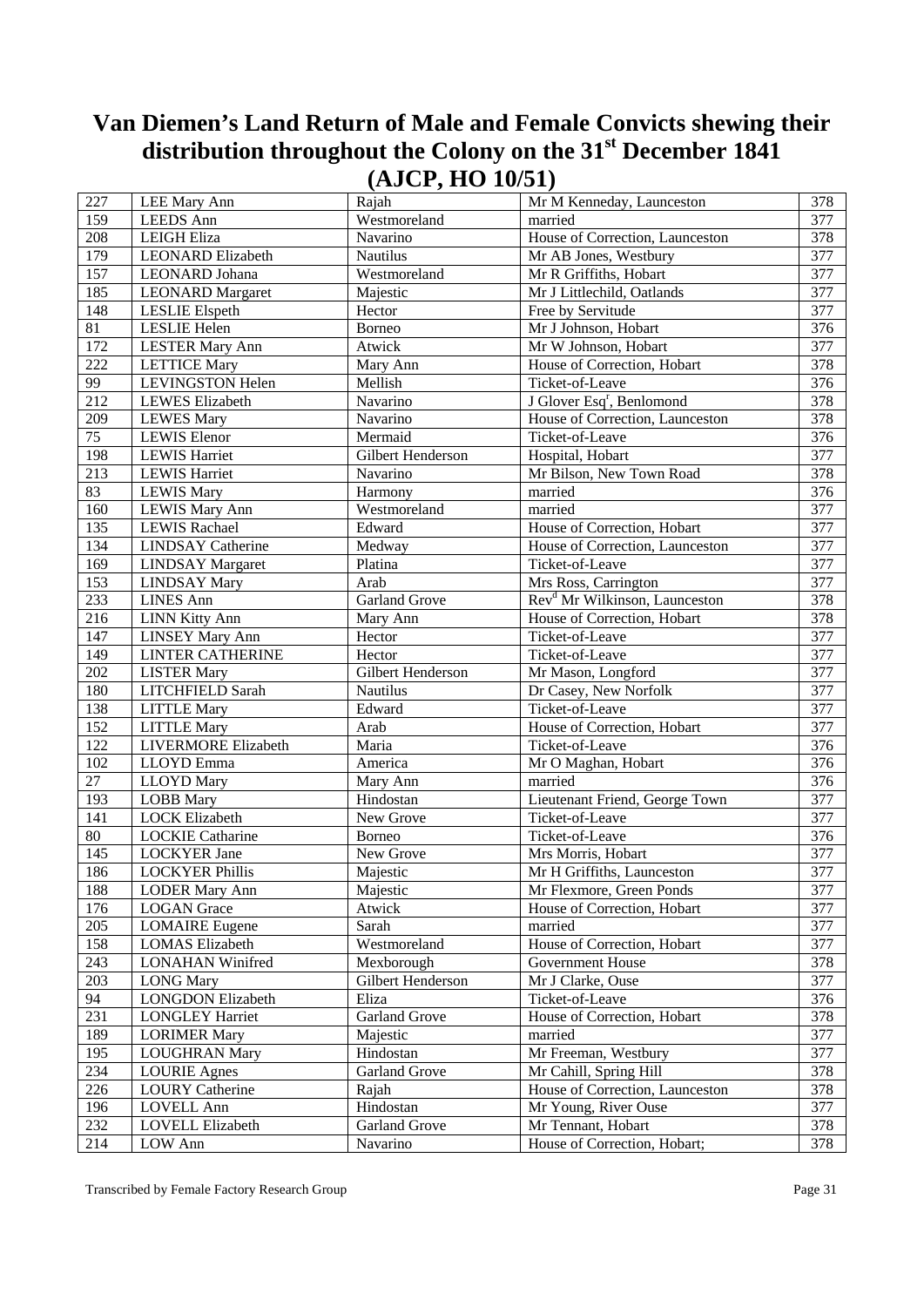# Van Diemen's Land Return of Male and Female Convicts shewing their distribution throughout the Colony on the 31st December 1841 (AJCP, HO 10/51)

| | | | | |
|---|---|---|---|---|
| 227 | LEE Mary Ann | Rajah | Mr M Kenneday, Launceston | 378 |
| 159 | LEEDS Ann | Westmoreland | married | 377 |
| 208 | LEIGH Eliza | Navarino | House of Correction, Launceston | 378 |
| 179 | LEONARD Elizabeth | Nautilus | Mr AB Jones, Westbury | 377 |
| 157 | LEONARD Johana | Westmoreland | Mr R Griffiths, Hobart | 377 |
| 185 | LEONARD Margaret | Majestic | Mr J Littlechild, Oatlands | 377 |
| 148 | LESLIE Elspeth | Hector | Free by Servitude | 377 |
| 81 | LESLIE Helen | Borneo | Mr J Johnson, Hobart | 376 |
| 172 | LESTER Mary Ann | Atwick | Mr W Johnson, Hobart | 377 |
| 222 | LETTICE Mary | Mary Ann | House of Correction, Hobart | 378 |
| 99 | LEVINGSTON Helen | Mellish | Ticket-of-Leave | 376 |
| 212 | LEWES Elizabeth | Navarino | J Glover Esq[r], Benlomond | 378 |
| 209 | LEWES Mary | Navarino | House of Correction, Launceston | 378 |
| 75 | LEWIS Elenor | Mermaid | Ticket-of-Leave | 376 |
| 198 | LEWIS Harriet | Gilbert Henderson | Hospital, Hobart | 377 |
| 213 | LEWIS Harriet | Navarino | Mr Bilson, New Town Road | 378 |
| 83 | LEWIS Mary | Harmony | married | 376 |
| 160 | LEWIS Mary Ann | Westmoreland | married | 377 |
| 135 | LEWIS Rachael | Edward | House of Correction, Hobart | 377 |
| 134 | LINDSAY Catherine | Medway | House of Correction, Launceston | 377 |
| 169 | LINDSAY Margaret | Platina | Ticket-of-Leave | 377 |
| 153 | LINDSAY Mary | Arab | Mrs Ross, Carrington | 377 |
| 233 | LINES Ann | Garland Grove | Rev[d] Mr Wilkinson, Launceston | 378 |
| 216 | LINN Kitty Ann | Mary Ann | House of Correction, Hobart | 378 |
| 147 | LINSEY Mary Ann | Hector | Ticket-of-Leave | 377 |
| 149 | LINTER CATHERINE | Hector | Ticket-of-Leave | 377 |
| 202 | LISTER Mary | Gilbert Henderson | Mr Mason, Longford | 377 |
| 180 | LITCHFIELD Sarah | Nautilus | Dr Casey, New Norfolk | 377 |
| 138 | LITTLE Mary | Edward | Ticket-of-Leave | 377 |
| 152 | LITTLE Mary | Arab | House of Correction, Hobart | 377 |
| 122 | LIVERMORE Elizabeth | Maria | Ticket-of-Leave | 376 |
| 102 | LLOYD Emma | America | Mr O Maghan, Hobart | 376 |
| 27 | LLOYD Mary | Mary Ann | married | 376 |
| 193 | LOBB Mary | Hindostan | Lieutenant Friend, George Town | 377 |
| 141 | LOCK Elizabeth | New Grove | Ticket-of-Leave | 377 |
| 80 | LOCKIE Catharine | Borneo | Ticket-of-Leave | 376 |
| 145 | LOCKYER Jane | New Grove | Mrs Morris, Hobart | 377 |
| 186 | LOCKYER Phillis | Majestic | Mr H Griffiths, Launceston | 377 |
| 188 | LODER Mary Ann | Majestic | Mr Flexmore, Green Ponds | 377 |
| 176 | LOGAN Grace | Atwick | House of Correction, Hobart | 377 |
| 205 | LOMAIRE Eugene | Sarah | married | 377 |
| 158 | LOMAS Elizabeth | Westmoreland | House of Correction, Hobart | 377 |
| 243 | LONAHAN Winifred | Mexborough | Government House | 378 |
| 203 | LONG Mary | Gilbert Henderson | Mr J Clarke, Ouse | 377 |
| 94 | LONGDON Elizabeth | Eliza | Ticket-of-Leave | 376 |
| 231 | LONGLEY Harriet | Garland Grove | House of Correction, Hobart | 378 |
| 189 | LORIMER Mary | Majestic | married | 377 |
| 195 | LOUGHRAN Mary | Hindostan | Mr Freeman, Westbury | 377 |
| 234 | LOURIE Agnes | Garland Grove | Mr Cahill, Spring Hill | 378 |
| 226 | LOURY Catherine | Rajah | House of Correction, Launceston | 378 |
| 196 | LOVELL Ann | Hindostan | Mr Young, River Ouse | 377 |
| 232 | LOVELL Elizabeth | Garland Grove | Mr Tennant, Hobart | 378 |
| 214 | LOW Ann | Navarino | House of Correction, Hobart; | 378 |

Transcribed by Female Factory Research Group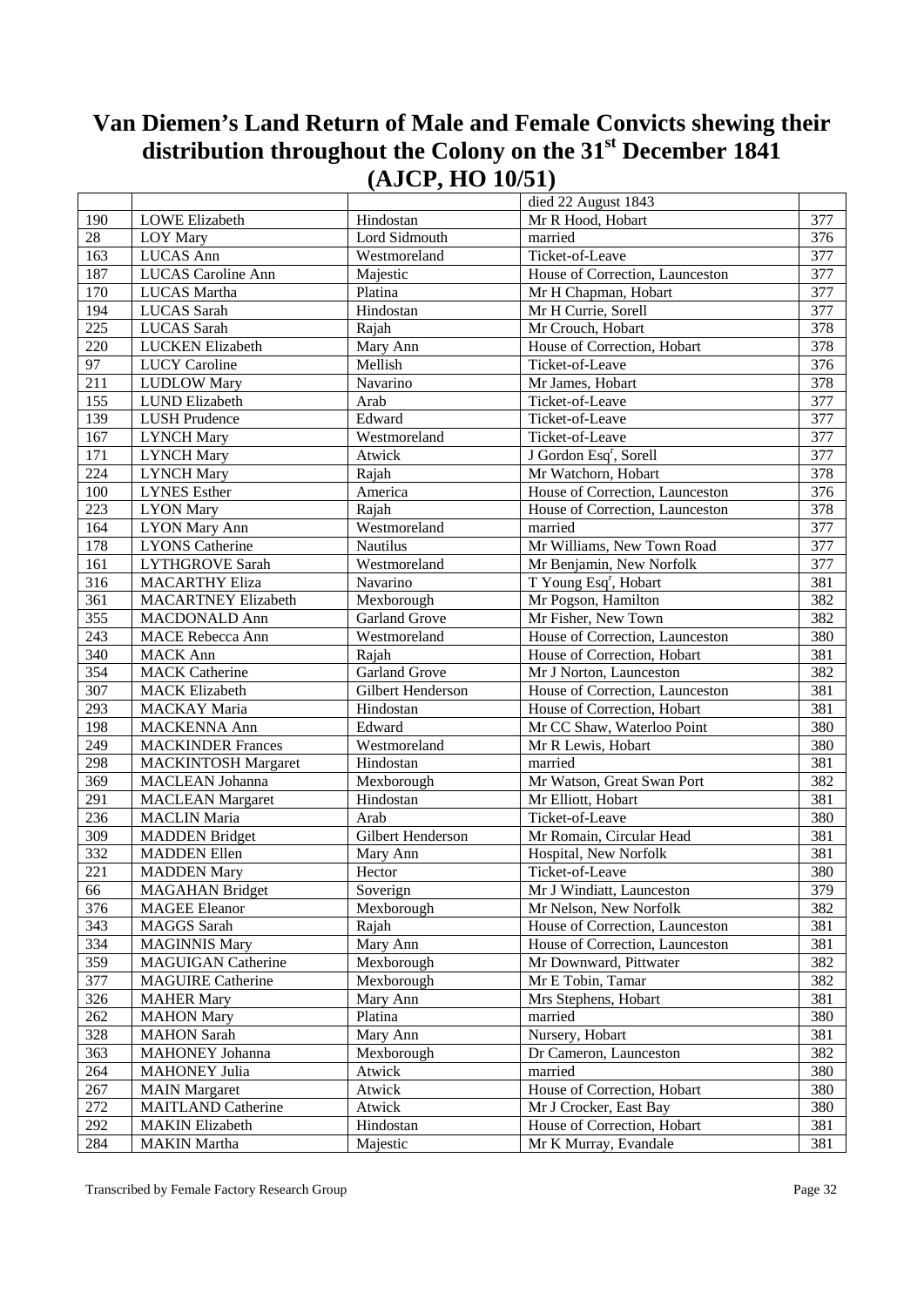# Van Diemen's Land Return of Male and Female Convicts shewing their distribution throughout the Colony on the 31st December 1841 (AJCP, HO 10/51)

| | | | | |
|---|---|---|---|---|
| | | | died 22 August 1843 | |
| 190 | LOWE Elizabeth | Hindostan | Mr R Hood, Hobart | 377 |
| 28 | LOY Mary | Lord Sidmouth | married | 376 |
| 163 | LUCAS Ann | Westmoreland | Ticket-of-Leave | 377 |
| 187 | LUCAS Caroline Ann | Majestic | House of Correction, Launceston | 377 |
| 170 | LUCAS Martha | Platina | Mr H Chapman, Hobart | 377 |
| 194 | LUCAS Sarah | Hindostan | Mr H Currie, Sorell | 377 |
| 225 | LUCAS Sarah | Rajah | Mr Crouch, Hobart | 378 |
| 220 | LUCKEN Elizabeth | Mary Ann | House of Correction, Hobart | 378 |
| 97 | LUCY Caroline | Mellish | Ticket-of-Leave | 376 |
| 211 | LUDLOW Mary | Navarino | Mr James, Hobart | 378 |
| 155 | LUND Elizabeth | Arab | Ticket-of-Leave | 377 |
| 139 | LUSH Prudence | Edward | Ticket-of-Leave | 377 |
| 167 | LYNCH Mary | Westmoreland | Ticket-of-Leave | 377 |
| 171 | LYNCH Mary | Atwick | J Gordon Esqr, Sorell | 377 |
| 224 | LYNCH Mary | Rajah | Mr Watchorn, Hobart | 378 |
| 100 | LYNES Esther | America | House of Correction, Launceston | 376 |
| 223 | LYON Mary | Rajah | House of Correction, Launceston | 378 |
| 164 | LYON Mary Ann | Westmoreland | married | 377 |
| 178 | LYONS Catherine | Nautilus | Mr Williams, New Town Road | 377 |
| 161 | LYTHGROVE Sarah | Westmoreland | Mr Benjamin, New Norfolk | 377 |
| 316 | MACARTHY Eliza | Navarino | T Young Esqr, Hobart | 381 |
| 361 | MACARTNEY Elizabeth | Mexborough | Mr Pogson, Hamilton | 382 |
| 355 | MACDONALD Ann | Garland Grove | Mr Fisher, New Town | 382 |
| 243 | MACE Rebecca Ann | Westmoreland | House of Correction, Launceston | 380 |
| 340 | MACK Ann | Rajah | House of Correction, Hobart | 381 |
| 354 | MACK Catherine | Garland Grove | Mr J Norton, Launceston | 382 |
| 307 | MACK Elizabeth | Gilbert Henderson | House of Correction, Launceston | 381 |
| 293 | MACKAY Maria | Hindostan | House of Correction, Hobart | 381 |
| 198 | MACKENNA Ann | Edward | Mr CC Shaw, Waterloo Point | 380 |
| 249 | MACKINDER Frances | Westmoreland | Mr R Lewis, Hobart | 380 |
| 298 | MACKINTOSH Margaret | Hindostan | married | 381 |
| 369 | MACLEAN Johanna | Mexborough | Mr Watson, Great Swan Port | 382 |
| 291 | MACLEAN Margaret | Hindostan | Mr Elliott, Hobart | 381 |
| 236 | MACLIN Maria | Arab | Ticket-of-Leave | 380 |
| 309 | MADDEN Bridget | Gilbert Henderson | Mr Romain, Circular Head | 381 |
| 332 | MADDEN Ellen | Mary Ann | Hospital, New Norfolk | 381 |
| 221 | MADDEN Mary | Hector | Ticket-of-Leave | 380 |
| 66 | MAGAHAN Bridget | Soverign | Mr J Windiatt, Launceston | 379 |
| 376 | MAGEE Eleanor | Mexborough | Mr Nelson, New Norfolk | 382 |
| 343 | MAGGS Sarah | Rajah | House of Correction, Launceston | 381 |
| 334 | MAGINNIS Mary | Mary Ann | House of Correction, Launceston | 381 |
| 359 | MAGUIGAN Catherine | Mexborough | Mr Downward, Pittwater | 382 |
| 377 | MAGUIRE Catherine | Mexborough | Mr E Tobin, Tamar | 382 |
| 326 | MAHER Mary | Mary Ann | Mrs Stephens, Hobart | 381 |
| 262 | MAHON Mary | Platina | married | 380 |
| 328 | MAHON Sarah | Mary Ann | Nursery, Hobart | 381 |
| 363 | MAHONEY Johanna | Mexborough | Dr Cameron, Launceston | 382 |
| 264 | MAHONEY Julia | Atwick | married | 380 |
| 267 | MAIN Margaret | Atwick | House of Correction, Hobart | 380 |
| 272 | MAITLAND Catherine | Atwick | Mr J Crocker, East Bay | 380 |
| 292 | MAKIN Elizabeth | Hindostan | House of Correction, Hobart | 381 |
| 284 | MAKIN Martha | Majestic | Mr K Murray, Evandale | 381 |

Transcribed by Female Factory Research Group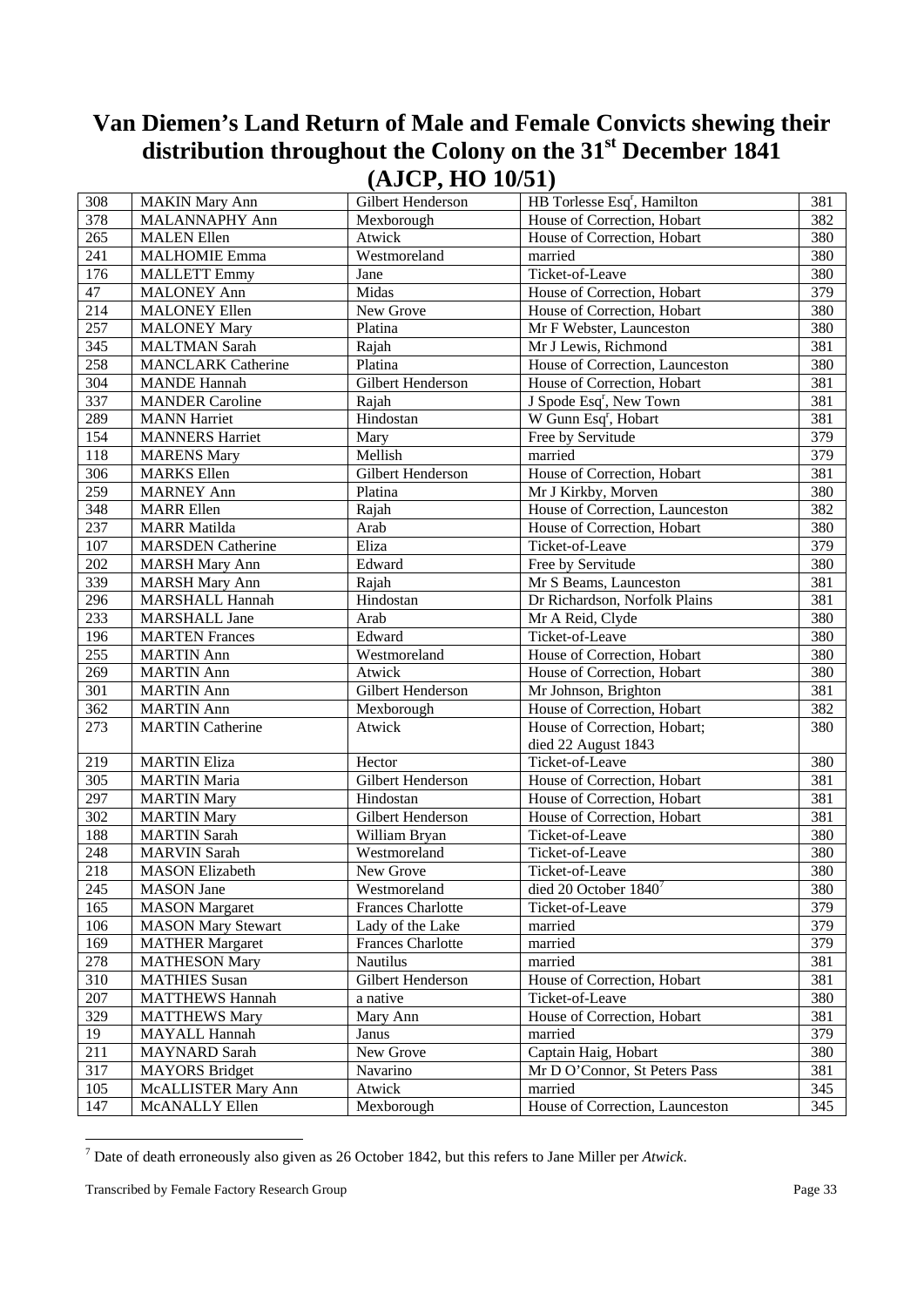# Van Diemen's Land Return of Male and Female Convicts shewing their distribution throughout the Colony on the 31st December 1841 (AJCP, HO 10/51)

| | | | | |
|---|---|---|---|---|
| 308 | MAKIN Mary Ann | Gilbert Henderson | HB Torlesse Esq[r], Hamilton | 381 |
| 378 | MALANNAPHY Ann | Mexborough | House of Correction, Hobart | 382 |
| 265 | MALEN Ellen | Atwick | House of Correction, Hobart | 380 |
| 241 | MALHOMIE Emma | Westmoreland | married | 380 |
| 176 | MALLETT Emmy | Jane | Ticket-of-Leave | 380 |
| 47 | MALONEY Ann | Midas | House of Correction, Hobart | 379 |
| 214 | MALONEY Ellen | New Grove | House of Correction, Hobart | 380 |
| 257 | MALONEY Mary | Platina | Mr F Webster, Launceston | 380 |
| 345 | MALTMAN Sarah | Rajah | Mr J Lewis, Richmond | 381 |
| 258 | MANCLARK Catherine | Platina | House of Correction, Launceston | 380 |
| 304 | MANDE Hannah | Gilbert Henderson | House of Correction, Hobart | 381 |
| 337 | MANDER Caroline | Rajah | J Spode Esq[r], New Town | 381 |
| 289 | MANN Harriet | Hindostan | W Gunn Esq[r], Hobart | 381 |
| 154 | MANNERS Harriet | Mary | Free by Servitude | 379 |
| 118 | MARENS Mary | Mellish | married | 379 |
| 306 | MARKS Ellen | Gilbert Henderson | House of Correction, Hobart | 381 |
| 259 | MARNEY Ann | Platina | Mr J Kirkby, Morven | 380 |
| 348 | MARR Ellen | Rajah | House of Correction, Launceston | 382 |
| 237 | MARR Matilda | Arab | House of Correction, Hobart | 380 |
| 107 | MARSDEN Catherine | Eliza | Ticket-of-Leave | 379 |
| 202 | MARSH Mary Ann | Edward | Free by Servitude | 380 |
| 339 | MARSH Mary Ann | Rajah | Mr S Beams, Launceston | 381 |
| 296 | MARSHALL Hannah | Hindostan | Dr Richardson, Norfolk Plains | 381 |
| 233 | MARSHALL Jane | Arab | Mr A Reid, Clyde | 380 |
| 196 | MARTEN Frances | Edward | Ticket-of-Leave | 380 |
| 255 | MARTIN Ann | Westmoreland | House of Correction, Hobart | 380 |
| 269 | MARTIN Ann | Atwick | House of Correction, Hobart | 380 |
| 301 | MARTIN Ann | Gilbert Henderson | Mr Johnson, Brighton | 381 |
| 362 | MARTIN Ann | Mexborough | House of Correction, Hobart | 382 |
| 273 | MARTIN Catherine | Atwick | House of Correction, Hobart; died 22 August 1843 | 380 |
| 219 | MARTIN Eliza | Hector | Ticket-of-Leave | 380 |
| 305 | MARTIN Maria | Gilbert Henderson | House of Correction, Hobart | 381 |
| 297 | MARTIN Mary | Hindostan | House of Correction, Hobart | 381 |
| 302 | MARTIN Mary | Gilbert Henderson | House of Correction, Hobart | 381 |
| 188 | MARTIN Sarah | William Bryan | Ticket-of-Leave | 380 |
| 248 | MARVIN Sarah | Westmoreland | Ticket-of-Leave | 380 |
| 218 | MASON Elizabeth | New Grove | Ticket-of-Leave | 380 |
| 245 | MASON Jane | Westmoreland | died 20 October 1840[7] | 380 |
| 165 | MASON Margaret | Frances Charlotte | Ticket-of-Leave | 379 |
| 106 | MASON Mary Stewart | Lady of the Lake | married | 379 |
| 169 | MATHER Margaret | Frances Charlotte | married | 379 |
| 278 | MATHESON Mary | Nautilus | married | 381 |
| 310 | MATHIES Susan | Gilbert Henderson | House of Correction, Hobart | 381 |
| 207 | MATTHEWS Hannah | a native | Ticket-of-Leave | 380 |
| 329 | MATTHEWS Mary | Mary Ann | House of Correction, Hobart | 381 |
| 19 | MAYALL Hannah | Janus | married | 379 |
| 211 | MAYNARD Sarah | New Grove | Captain Haig, Hobart | 380 |
| 317 | MAYORS Bridget | Navarino | Mr D O'Connor, St Peters Pass | 381 |
| 105 | McALLISTER Mary Ann | Atwick | married | 345 |
| 147 | McANALLY Ellen | Mexborough | House of Correction, Launceston | 345 |

[7] Date of death erroneously also given as 26 October 1842, but this refers to Jane Miller per *Atwick*.

Transcribed by Female Factory Research Group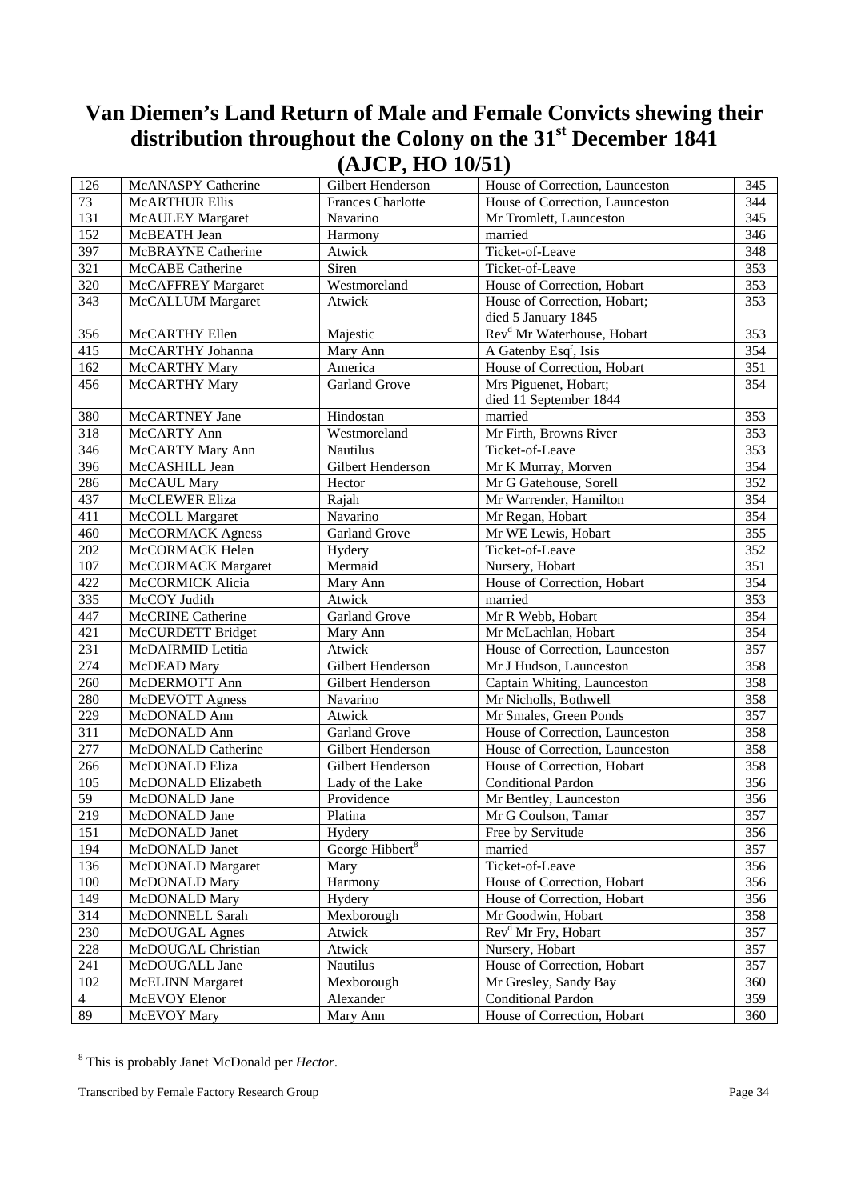# Van Diemen's Land Return of Male and Female Convicts shewing their distribution throughout the Colony on the 31st December 1841 (AJCP, HO 10/51)

| | | | | |
|---|---|---|---|---|
| 126 | McANASPY Catherine | Gilbert Henderson | House of Correction, Launceston | 345 |
| 73 | McARTHUR Ellis | Frances Charlotte | House of Correction, Launceston | 344 |
| 131 | McAULEY Margaret | Navarino | Mr Tromlett, Launceston | 345 |
| 152 | McBEATH Jean | Harmony | married | 346 |
| 397 | McBRAYNE Catherine | Atwick | Ticket-of-Leave | 348 |
| 321 | McCABE Catherine | Siren | Ticket-of-Leave | 353 |
| 320 | McCAFFREY Margaret | Westmoreland | House of Correction, Hobart | 353 |
| 343 | McCALLUM Margaret | Atwick | House of Correction, Hobart; died 5 January 1845 | 353 |
| 356 | McCARTHY Ellen | Majestic | Rev[d] Mr Waterhouse, Hobart | 353 |
| 415 | McCARTHY Johanna | Mary Ann | A Gatenby Esq[r], Isis | 354 |
| 162 | McCARTHY Mary | America | House of Correction, Hobart | 351 |
| 456 | McCARTHY Mary | Garland Grove | Mrs Piguenet, Hobart; died 11 September 1844 | 354 |
| 380 | McCARTNEY Jane | Hindostan | married | 353 |
| 318 | McCARTY Ann | Westmoreland | Mr Firth, Browns River | 353 |
| 346 | McCARTY Mary Ann | Nautilus | Ticket-of-Leave | 353 |
| 396 | McCASHILL Jean | Gilbert Henderson | Mr K Murray, Morven | 354 |
| 286 | McCAUL Mary | Hector | Mr G Gatehouse, Sorell | 352 |
| 437 | McCLEWER Eliza | Rajah | Mr Warrender, Hamilton | 354 |
| 411 | McCOLL Margaret | Navarino | Mr Regan, Hobart | 354 |
| 460 | McCORMACK Agness | Garland Grove | Mr WE Lewis, Hobart | 355 |
| 202 | McCORMACK Helen | Hydery | Ticket-of-Leave | 352 |
| 107 | McCORMACK Margaret | Mermaid | Nursery, Hobart | 351 |
| 422 | McCORMICK Alicia | Mary Ann | House of Correction, Hobart | 354 |
| 335 | McCOY Judith | Atwick | married | 353 |
| 447 | McCRINE Catherine | Garland Grove | Mr R Webb, Hobart | 354 |
| 421 | McCURDETT Bridget | Mary Ann | Mr McLachlan, Hobart | 354 |
| 231 | McDAIRMID Letitia | Atwick | House of Correction, Launceston | 357 |
| 274 | McDEAD Mary | Gilbert Henderson | Mr J Hudson, Launceston | 358 |
| 260 | McDERMOTT Ann | Gilbert Henderson | Captain Whiting, Launceston | 358 |
| 280 | McDEVOTT Agness | Navarino | Mr Nicholls, Bothwell | 358 |
| 229 | McDONALD Ann | Atwick | Mr Smales, Green Ponds | 357 |
| 311 | McDONALD Ann | Garland Grove | House of Correction, Launceston | 358 |
| 277 | McDONALD Catherine | Gilbert Henderson | House of Correction, Launceston | 358 |
| 266 | McDONALD Eliza | Gilbert Henderson | House of Correction, Hobart | 358 |
| 105 | McDONALD Elizabeth | Lady of the Lake | Conditional Pardon | 356 |
| 59 | McDONALD Jane | Providence | Mr Bentley, Launceston | 356 |
| 219 | McDONALD Jane | Platina | Mr G Coulson, Tamar | 357 |
| 151 | McDONALD Janet | Hydery | Free by Servitude | 356 |
| 194 | McDONALD Janet | George Hibbert[8] | married | 357 |
| 136 | McDONALD Margaret | Mary | Ticket-of-Leave | 356 |
| 100 | McDONALD Mary | Harmony | House of Correction, Hobart | 356 |
| 149 | McDONALD Mary | Hydery | House of Correction, Hobart | 356 |
| 314 | McDONNELL Sarah | Mexborough | Mr Goodwin, Hobart | 358 |
| 230 | McDOUGAL Agnes | Atwick | Rev[d] Mr Fry, Hobart | 357 |
| 228 | McDOUGAL Christian | Atwick | Nursery, Hobart | 357 |
| 241 | McDOUGALL Jane | Nautilus | House of Correction, Hobart | 357 |
| 102 | McELINN Margaret | Mexborough | Mr Gresley, Sandy Bay | 360 |
| 4 | McEVOY Elenor | Alexander | Conditional Pardon | 359 |
| 89 | McEVOY Mary | Mary Ann | House of Correction, Hobart | 360 |

[8] This is probably Janet McDonald per *Hector*.

Transcribed by Female Factory Research Group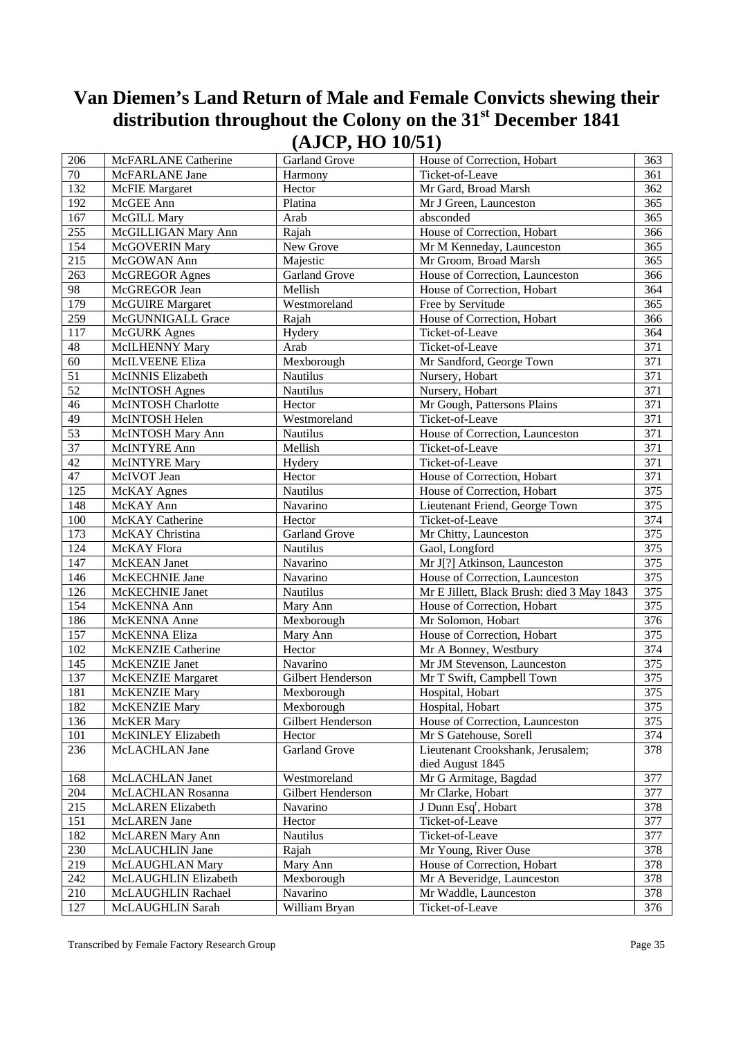# Van Diemen's Land Return of Male and Female Convicts shewing their distribution throughout the Colony on the 31st December 1841 (AJCP, HO 10/51)

| | | | | |
|---|---|---|---|---|
| 206 | McFARLANE Catherine | Garland Grove | House of Correction, Hobart | 363 |
| 70 | McFARLANE Jane | Harmony | Ticket-of-Leave | 361 |
| 132 | McFIE Margaret | Hector | Mr Gard, Broad Marsh | 362 |
| 192 | McGEE Ann | Platina | Mr J Green, Launceston | 365 |
| 167 | McGILL Mary | Arab | absconded | 365 |
| 255 | McGILLIGAN Mary Ann | Rajah | House of Correction, Hobart | 366 |
| 154 | McGOVERIN Mary | New Grove | Mr M Kenneday, Launceston | 365 |
| 215 | McGOWAN Ann | Majestic | Mr Groom, Broad Marsh | 365 |
| 263 | McGREGOR Agnes | Garland Grove | House of Correction, Launceston | 366 |
| 98 | McGREGOR Jean | Mellish | House of Correction, Hobart | 364 |
| 179 | McGUIRE Margaret | Westmoreland | Free by Servitude | 365 |
| 259 | McGUNNIGALL Grace | Rajah | House of Correction, Hobart | 366 |
| 117 | McGURK Agnes | Hydery | Ticket-of-Leave | 364 |
| 48 | McILHENNY Mary | Arab | Ticket-of-Leave | 371 |
| 60 | McILVEENE Eliza | Mexborough | Mr Sandford, George Town | 371 |
| 51 | McINNIS Elizabeth | Nautilus | Nursery, Hobart | 371 |
| 52 | McINTOSH Agnes | Nautilus | Nursery, Hobart | 371 |
| 46 | McINTOSH Charlotte | Hector | Mr Gough, Pattersons Plains | 371 |
| 49 | McINTOSH Helen | Westmoreland | Ticket-of-Leave | 371 |
| 53 | McINTOSH Mary Ann | Nautilus | House of Correction, Launceston | 371 |
| 37 | McINTYRE Ann | Mellish | Ticket-of-Leave | 371 |
| 42 | McINTYRE Mary | Hydery | Ticket-of-Leave | 371 |
| 47 | McIVOT Jean | Hector | House of Correction, Hobart | 371 |
| 125 | McKAY Agnes | Nautilus | House of Correction, Hobart | 375 |
| 148 | McKAY Ann | Navarino | Lieutenant Friend, George Town | 375 |
| 100 | McKAY Catherine | Hector | Ticket-of-Leave | 374 |
| 173 | McKAY Christina | Garland Grove | Mr Chitty, Launceston | 375 |
| 124 | McKAY Flora | Nautilus | Gaol, Longford | 375 |
| 147 | McKEAN Janet | Navarino | Mr J[?] Atkinson, Launceston | 375 |
| 146 | McKECHNIE Jane | Navarino | House of Correction, Launceston | 375 |
| 126 | McKECHNIE Janet | Nautilus | Mr E Jillett, Black Brush: died 3 May 1843 | 375 |
| 154 | McKENNA Ann | Mary Ann | House of Correction, Hobart | 375 |
| 186 | McKENNA Anne | Mexborough | Mr Solomon, Hobart | 376 |
| 157 | McKENNA Eliza | Mary Ann | House of Correction, Hobart | 375 |
| 102 | McKENZIE Catherine | Hector | Mr A Bonney, Westbury | 374 |
| 145 | McKENZIE Janet | Navarino | Mr JM Stevenson, Launceston | 375 |
| 137 | McKENZIE Margaret | Gilbert Henderson | Mr T Swift, Campbell Town | 375 |
| 181 | McKENZIE Mary | Mexborough | Hospital, Hobart | 375 |
| 182 | McKENZIE Mary | Mexborough | Hospital, Hobart | 375 |
| 136 | McKER Mary | Gilbert Henderson | House of Correction, Launceston | 375 |
| 101 | McKINLEY Elizabeth | Hector | Mr S Gatehouse, Sorell | 374 |
| 236 | McLACHLAN Jane | Garland Grove | Lieutenant Crookshank, Jerusalem; died August 1845 | 378 |
| 168 | McLACHLAN Janet | Westmoreland | Mr G Armitage, Bagdad | 377 |
| 204 | McLACHLAN Rosanna | Gilbert Henderson | Mr Clarke, Hobart | 377 |
| 215 | McLAREN Elizabeth | Navarino | J Dunn Esq[r], Hobart | 378 |
| 151 | McLAREN Jane | Hector | Ticket-of-Leave | 377 |
| 182 | McLAREN Mary Ann | Nautilus | Ticket-of-Leave | 377 |
| 230 | McLAUCHLIN Jane | Rajah | Mr Young, River Ouse | 378 |
| 219 | McLAUGHLAN Mary | Mary Ann | House of Correction, Hobart | 378 |
| 242 | McLAUGHLIN Elizabeth | Mexborough | Mr A Beveridge, Launceston | 378 |
| 210 | McLAUGHLIN Rachael | Navarino | Mr Waddle, Launceston | 378 |
| 127 | McLAUGHLIN Sarah | William Bryan | Ticket-of-Leave | 376 |

Transcribed by Female Factory Research Group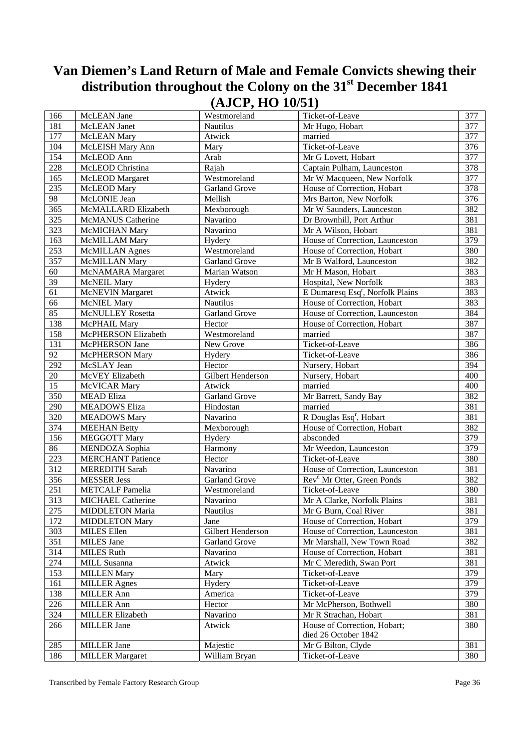# Van Diemen's Land Return of Male and Female Convicts shewing their distribution throughout the Colony on the 31st December 1841 (AJCP, HO 10/51)

| | | | | |
|---|---|---|---|---|
| 166 | McLEAN Jane | Westmoreland | Ticket-of-Leave | 377 |
| 181 | McLEAN Janet | Nautilus | Mr Hugo, Hobart | 377 |
| 177 | McLEAN Mary | Atwick | married | 377 |
| 104 | McLEISH Mary Ann | Mary | Ticket-of-Leave | 376 |
| 154 | McLEOD Ann | Arab | Mr G Lovett, Hobart | 377 |
| 228 | McLEOD Christina | Rajah | Captain Pulham, Launceston | 378 |
| 165 | McLEOD Margaret | Westmoreland | Mr W Macqueen, New Norfolk | 377 |
| 235 | McLEOD Mary | Garland Grove | House of Correction, Hobart | 378 |
| 98 | McLONIE Jean | Mellish | Mrs Barton, New Norfolk | 376 |
| 365 | McMALLARD Elizabeth | Mexborough | Mr W Saunders, Launceston | 382 |
| 325 | McMANUS Catherine | Navarino | Dr Brownhill, Port Arthur | 381 |
| 323 | McMICHAN Mary | Navarino | Mr A Wilson, Hobart | 381 |
| 163 | McMILLAM Mary | Hydery | House of Correction, Launceston | 379 |
| 253 | McMILLAN Agnes | Westmoreland | House of Correction, Hobart | 380 |
| 357 | McMILLAN Mary | Garland Grove | Mr B Walford, Launceston | 382 |
| 60 | McNAMARA Margaret | Marian Watson | Mr H Mason, Hobart | 383 |
| 39 | McNEIL Mary | Hydery | Hospital, New Norfolk | 383 |
| 61 | McNEVIN Margaret | Atwick | E Dumaresq Esq[r], Norfolk Plains | 383 |
| 66 | McNIEL Mary | Nautilus | House of Correction, Hobart | 383 |
| 85 | McNULLEY Rosetta | Garland Grove | House of Correction, Launceston | 384 |
| 138 | McPHAIL Mary | Hector | House of Correction, Hobart | 387 |
| 158 | McPHERSON Elizabeth | Westmoreland | married | 387 |
| 131 | McPHERSON Jane | New Grove | Ticket-of-Leave | 386 |
| 92 | McPHERSON Mary | Hydery | Ticket-of-Leave | 386 |
| 292 | McSLAY Jean | Hector | Nursery, Hobart | 394 |
| 20 | McVEY Elizabeth | Gilbert Henderson | Nursery, Hobart | 400 |
| 15 | McVICAR Mary | Atwick | married | 400 |
| 350 | MEAD Eliza | Garland Grove | Mr Barrett, Sandy Bay | 382 |
| 290 | MEADOWS Eliza | Hindostan | married | 381 |
| 320 | MEADOWS Mary | Navarino | R Douglas Esq[r], Hobart | 381 |
| 374 | MEEHAN Betty | Mexborough | House of Correction, Hobart | 382 |
| 156 | MEGGOTT Mary | Hydery | absconded | 379 |
| 86 | MENDOZA Sophia | Harmony | Mr Weedon, Launceston | 379 |
| 223 | MERCHANT Patience | Hector | Ticket-of-Leave | 380 |
| 312 | MEREDITH Sarah | Navarino | House of Correction, Launceston | 381 |
| 356 | MESSER Jess | Garland Grove | Rev[d] Mr Otter, Green Ponds | 382 |
| 251 | METCALF Pamelia | Westmoreland | Ticket-of-Leave | 380 |
| 313 | MICHAEL Catherine | Navarino | Mr A Clarke, Norfolk Plains | 381 |
| 275 | MIDDLETON Maria | Nautilus | Mr G Burn, Coal River | 381 |
| 172 | MIDDLETON Mary | Jane | House of Correction, Hobart | 379 |
| 303 | MILES Ellen | Gilbert Henderson | House of Correction, Launceston | 381 |
| 351 | MILES Jane | Garland Grove | Mr Marshall, New Town Road | 382 |
| 314 | MILES Ruth | Navarino | House of Correction, Hobart | 381 |
| 274 | MILL Susanna | Atwick | Mr C Meredith, Swan Port | 381 |
| 153 | MILLEN Mary | Mary | Ticket-of-Leave | 379 |
| 161 | MILLER Agnes | Hydery | Ticket-of-Leave | 379 |
| 138 | MILLER Ann | America | Ticket-of-Leave | 379 |
| 226 | MILLER Ann | Hector | Mr McPherson, Bothwell | 380 |
| 324 | MILLER Elizabeth | Navarino | Mr R Strachan, Hobart | 381 |
| 266 | MILLER Jane | Atwick | House of Correction, Hobart; died 26 October 1842 | 380 |
| 285 | MILLER Jane | Majestic | Mr G Bilton, Clyde | 381 |
| 186 | MILLER Margaret | William Bryan | Ticket-of-Leave | 380 |

Transcribed by Female Factory Research Group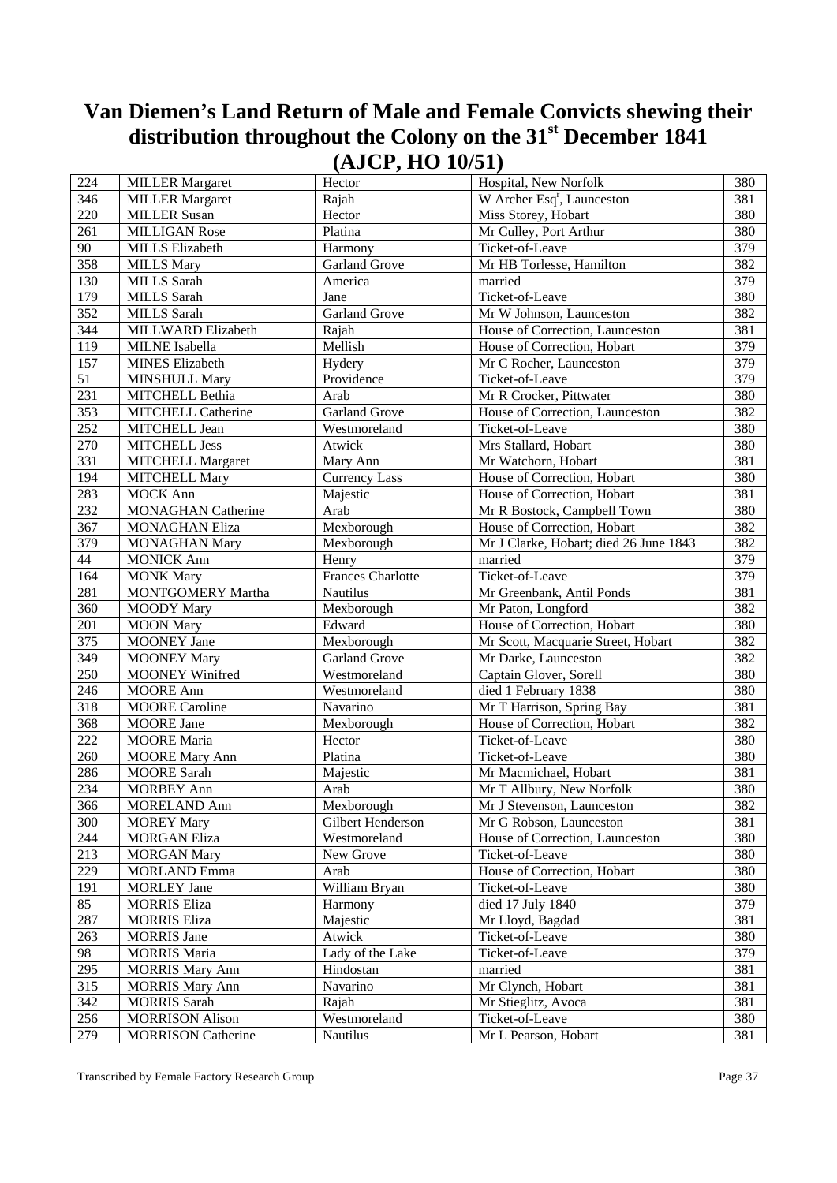# Van Diemen's Land Return of Male and Female Convicts shewing their distribution throughout the Colony on the 31st December 1841 (AJCP, HO 10/51)

| | | | | |
|---|---|---|---|---|
| 224 | MILLER Margaret | Hector | Hospital, New Norfolk | 380 |
| 346 | MILLER Margaret | Rajah | W Archer Esq$^{r}$, Launceston | 381 |
| 220 | MILLER Susan | Hector | Miss Storey, Hobart | 380 |
| 261 | MILLIGAN Rose | Platina | Mr Culley, Port Arthur | 380 |
| 90 | MILLS Elizabeth | Harmony | Ticket-of-Leave | 379 |
| 358 | MILLS Mary | Garland Grove | Mr HB Torlesse, Hamilton | 382 |
| 130 | MILLS Sarah | America | married | 379 |
| 179 | MILLS Sarah | Jane | Ticket-of-Leave | 380 |
| 352 | MILLS Sarah | Garland Grove | Mr W Johnson, Launceston | 382 |
| 344 | MILLWARD Elizabeth | Rajah | House of Correction, Launceston | 381 |
| 119 | MILNE Isabella | Mellish | House of Correction, Hobart | 379 |
| 157 | MINES Elizabeth | Hydery | Mr C Rocher, Launceston | 379 |
| 51 | MINSHULL Mary | Providence | Ticket-of-Leave | 379 |
| 231 | MITCHELL Bethia | Arab | Mr R Crocker, Pittwater | 380 |
| 353 | MITCHELL Catherine | Garland Grove | House of Correction, Launceston | 382 |
| 252 | MITCHELL Jean | Westmoreland | Ticket-of-Leave | 380 |
| 270 | MITCHELL Jess | Atwick | Mrs Stallard, Hobart | 380 |
| 331 | MITCHELL Margaret | Mary Ann | Mr Watchorn, Hobart | 381 |
| 194 | MITCHELL Mary | Currency Lass | House of Correction, Hobart | 380 |
| 283 | MOCK Ann | Majestic | House of Correction, Hobart | 381 |
| 232 | MONAGHAN Catherine | Arab | Mr R Bostock, Campbell Town | 380 |
| 367 | MONAGHAN Eliza | Mexborough | House of Correction, Hobart | 382 |
| 379 | MONAGHAN Mary | Mexborough | Mr J Clarke, Hobart; died 26 June 1843 | 382 |
| 44 | MONICK Ann | Henry | married | 379 |
| 164 | MONK Mary | Frances Charlotte | Ticket-of-Leave | 379 |
| 281 | MONTGOMERY Martha | Nautilus | Mr Greenbank, Antil Ponds | 381 |
| 360 | MOODY Mary | Mexborough | Mr Paton, Longford | 382 |
| 201 | MOON Mary | Edward | House of Correction, Hobart | 380 |
| 375 | MOONEY Jane | Mexborough | Mr Scott, Macquarie Street, Hobart | 382 |
| 349 | MOONEY Mary | Garland Grove | Mr Darke, Launceston | 382 |
| 250 | MOONEY Winifred | Westmoreland | Captain Glover, Sorell | 380 |
| 246 | MOORE Ann | Westmoreland | died 1 February 1838 | 380 |
| 318 | MOORE Caroline | Navarino | Mr T Harrison, Spring Bay | 381 |
| 368 | MOORE Jane | Mexborough | House of Correction, Hobart | 382 |
| 222 | MOORE Maria | Hector | Ticket-of-Leave | 380 |
| 260 | MOORE Mary Ann | Platina | Ticket-of-Leave | 380 |
| 286 | MOORE Sarah | Majestic | Mr Macmichael, Hobart | 381 |
| 234 | MORBEY Ann | Arab | Mr T Allbury, New Norfolk | 380 |
| 366 | MORELAND Ann | Mexborough | Mr J Stevenson, Launceston | 382 |
| 300 | MOREY Mary | Gilbert Henderson | Mr G Robson, Launceston | 381 |
| 244 | MORGAN Eliza | Westmoreland | House of Correction, Launceston | 380 |
| 213 | MORGAN Mary | New Grove | Ticket-of-Leave | 380 |
| 229 | MORLAND Emma | Arab | House of Correction, Hobart | 380 |
| 191 | MORLEY Jane | William Bryan | Ticket-of-Leave | 380 |
| 85 | MORRIS Eliza | Harmony | died 17 July 1840 | 379 |
| 287 | MORRIS Eliza | Majestic | Mr Lloyd, Bagdad | 381 |
| 263 | MORRIS Jane | Atwick | Ticket-of-Leave | 380 |
| 98 | MORRIS Maria | Lady of the Lake | Ticket-of-Leave | 379 |
| 295 | MORRIS Mary Ann | Hindostan | married | 381 |
| 315 | MORRIS Mary Ann | Navarino | Mr Clynch, Hobart | 381 |
| 342 | MORRIS Sarah | Rajah | Mr Stieglitz, Avoca | 381 |
| 256 | MORRISON Alison | Westmoreland | Ticket-of-Leave | 380 |
| 279 | MORRISON Catherine | Nautilus | Mr L Pearson, Hobart | 381 |

Transcribed by Female Factory Research Group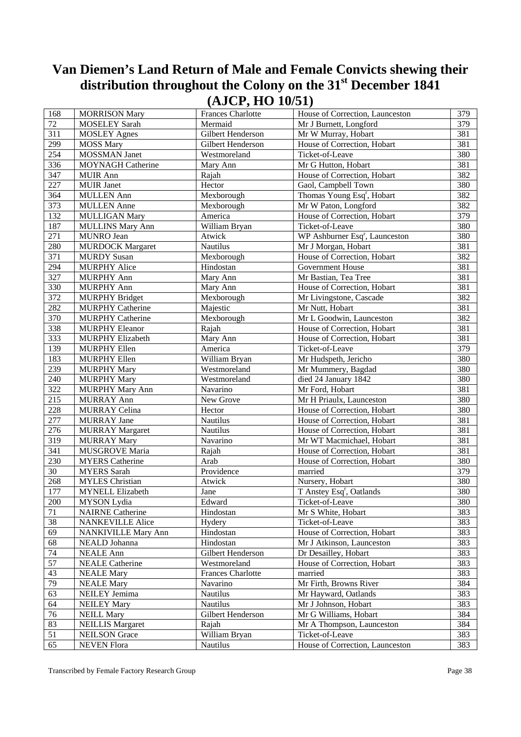# Van Diemen's Land Return of Male and Female Convicts shewing their distribution throughout the Colony on the 31st December 1841 (AJCP, HO 10/51)

| | | | | |
|---|---|---|---|---|
| 168 | MORRISON Mary | Frances Charlotte | House of Correction, Launceston | 379 |
| 72 | MOSELEY Sarah | Mermaid | Mr J Burnett, Longford | 379 |
| 311 | MOSLEY Agnes | Gilbert Henderson | Mr W Murray, Hobart | 381 |
| 299 | MOSS Mary | Gilbert Henderson | House of Correction, Hobart | 381 |
| 254 | MOSSMAN Janet | Westmoreland | Ticket-of-Leave | 380 |
| 336 | MOYNAGH Catherine | Mary Ann | Mr G Hutton, Hobart | 381 |
| 347 | MUIR Ann | Rajah | House of Correction, Hobart | 382 |
| 227 | MUIR Janet | Hector | Gaol, Campbell Town | 380 |
| 364 | MULLEN Ann | Mexborough | Thomas Young Esq[r], Hobart | 382 |
| 373 | MULLEN Anne | Mexborough | Mr W Paton, Longford | 382 |
| 132 | MULLIGAN Mary | America | House of Correction, Hobart | 379 |
| 187 | MULLINS Mary Ann | William Bryan | Ticket-of-Leave | 380 |
| 271 | MUNRO Jean | Atwick | WP Ashburner Esq[r], Launceston | 380 |
| 280 | MURDOCK Margaret | Nautilus | Mr J Morgan, Hobart | 381 |
| 371 | MURDY Susan | Mexborough | House of Correction, Hobart | 382 |
| 294 | MURPHY Alice | Hindostan | Government House | 381 |
| 327 | MURPHY Ann | Mary Ann | Mr Bastian, Tea Tree | 381 |
| 330 | MURPHY Ann | Mary Ann | House of Correction, Hobart | 381 |
| 372 | MURPHY Bridget | Mexborough | Mr Livingstone, Cascade | 382 |
| 282 | MURPHY Catherine | Majestic | Mr Nutt, Hobart | 381 |
| 370 | MURPHY Catherine | Mexborough | Mr L Goodwin, Launceston | 382 |
| 338 | MURPHY Eleanor | Rajah | House of Correction, Hobart | 381 |
| 333 | MURPHY Elizabeth | Mary Ann | House of Correction, Hobart | 381 |
| 139 | MURPHY Ellen | America | Ticket-of-Leave | 379 |
| 183 | MURPHY Ellen | William Bryan | Mr Hudspeth, Jericho | 380 |
| 239 | MURPHY Mary | Westmoreland | Mr Mummery, Bagdad | 380 |
| 240 | MURPHY Mary | Westmoreland | died 24 January 1842 | 380 |
| 322 | MURPHY Mary Ann | Navarino | Mr Ford, Hobart | 381 |
| 215 | MURRAY Ann | New Grove | Mr H Priaulx, Launceston | 380 |
| 228 | MURRAY Celina | Hector | House of Correction, Hobart | 380 |
| 277 | MURRAY Jane | Nautilus | House of Correction, Hobart | 381 |
| 276 | MURRAY Margaret | Nautilus | House of Correction, Hobart | 381 |
| 319 | MURRAY Mary | Navarino | Mr WT Macmichael, Hobart | 381 |
| 341 | MUSGROVE Maria | Rajah | House of Correction, Hobart | 381 |
| 230 | MYERS Catherine | Arab | House of Correction, Hobart | 380 |
| 30 | MYERS Sarah | Providence | married | 379 |
| 268 | MYLES Christian | Atwick | Nursery, Hobart | 380 |
| 177 | MYNELL Elizabeth | Jane | T Anstey Esq[r], Oatlands | 380 |
| 200 | MYSON Lydia | Edward | Ticket-of-Leave | 380 |
| 71 | NAIRNE Catherine | Hindostan | Mr S White, Hobart | 383 |
| 38 | NANKEVILLE Alice | Hydery | Ticket-of-Leave | 383 |
| 69 | NANKIVILLE Mary Ann | Hindostan | House of Correction, Hobart | 383 |
| 68 | NEALD Johanna | Hindostan | Mr J Atkinson, Launceston | 383 |
| 74 | NEALE Ann | Gilbert Henderson | Dr Desailley, Hobart | 383 |
| 57 | NEALE Catherine | Westmoreland | House of Correction, Hobart | 383 |
| 43 | NEALE Mary | Frances Charlotte | married | 383 |
| 79 | NEALE Mary | Navarino | Mr Firth, Browns River | 384 |
| 63 | NEILEY Jemima | Nautilus | Mr Hayward, Oatlands | 383 |
| 64 | NEILEY Mary | Nautilus | Mr J Johnson, Hobart | 383 |
| 76 | NEILL Mary | Gilbert Henderson | Mr G Williams, Hobart | 384 |
| 83 | NEILLIS Margaret | Rajah | Mr A Thompson, Launceston | 384 |
| 51 | NEILSON Grace | William Bryan | Ticket-of-Leave | 383 |
| 65 | NEVEN Flora | Nautilus | House of Correction, Launceston | 383 |

Transcribed by Female Factory Research Group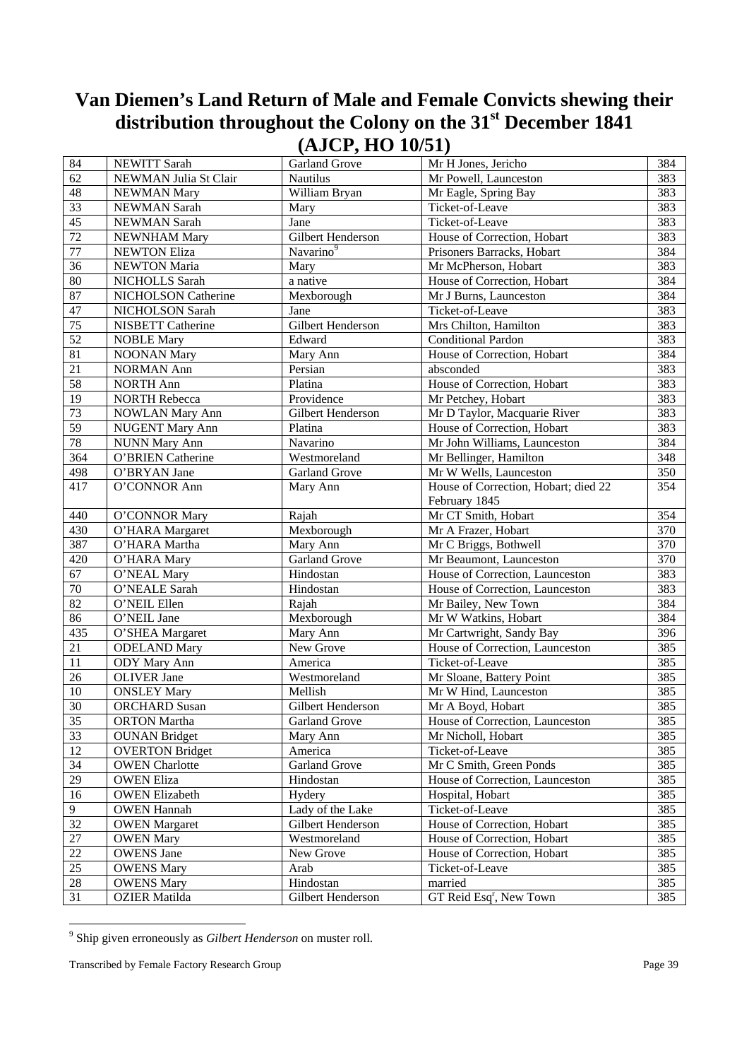# Van Diemen's Land Return of Male and Female Convicts shewing their distribution throughout the Colony on the 31st December 1841 (AJCP, HO 10/51)

| | | | | |
|---|---|---|---|---|
| 84 | NEWITT Sarah | Garland Grove | Mr H Jones, Jericho | 384 |
| 62 | NEWMAN Julia St Clair | Nautilus | Mr Powell, Launceston | 383 |
| 48 | NEWMAN Mary | William Bryan | Mr Eagle, Spring Bay | 383 |
| 33 | NEWMAN Sarah | Mary | Ticket-of-Leave | 383 |
| 45 | NEWMAN Sarah | Jane | Ticket-of-Leave | 383 |
| 72 | NEWNHAM Mary | Gilbert Henderson | House of Correction, Hobart | 383 |
| 77 | NEWTON Eliza | Navarino[9] | Prisoners Barracks, Hobart | 384 |
| 36 | NEWTON Maria | Mary | Mr McPherson, Hobart | 383 |
| 80 | NICHOLLS Sarah | a native | House of Correction, Hobart | 384 |
| 87 | NICHOLSON Catherine | Mexborough | Mr J Burns, Launceston | 384 |
| 47 | NICHOLSON Sarah | Jane | Ticket-of-Leave | 383 |
| 75 | NISBETT Catherine | Gilbert Henderson | Mrs Chilton, Hamilton | 383 |
| 52 | NOBLE Mary | Edward | Conditional Pardon | 383 |
| 81 | NOONAN Mary | Mary Ann | House of Correction, Hobart | 384 |
| 21 | NORMAN Ann | Persian | absconded | 383 |
| 58 | NORTH Ann | Platina | House of Correction, Hobart | 383 |
| 19 | NORTH Rebecca | Providence | Mr Petchey, Hobart | 383 |
| 73 | NOWLAN Mary Ann | Gilbert Henderson | Mr D Taylor, Macquarie River | 383 |
| 59 | NUGENT Mary Ann | Platina | House of Correction, Hobart | 383 |
| 78 | NUNN Mary Ann | Navarino | Mr John Williams, Launceston | 384 |
| 364 | O'BRIEN Catherine | Westmoreland | Mr Bellinger, Hamilton | 348 |
| 498 | O'BRYAN Jane | Garland Grove | Mr W Wells, Launceston | 350 |
| 417 | O'CONNOR Ann | Mary Ann | House of Correction, Hobart; died 22 February 1845 | 354 |
| 440 | O'CONNOR Mary | Rajah | Mr CT Smith, Hobart | 354 |
| 430 | O'HARA Margaret | Mexborough | Mr A Frazer, Hobart | 370 |
| 387 | O'HARA Martha | Mary Ann | Mr C Briggs, Bothwell | 370 |
| 420 | O'HARA Mary | Garland Grove | Mr Beaumont, Launceston | 370 |
| 67 | O'NEAL Mary | Hindostan | House of Correction, Launceston | 383 |
| 70 | O'NEALE Sarah | Hindostan | House of Correction, Launceston | 383 |
| 82 | O'NEIL Ellen | Rajah | Mr Bailey, New Town | 384 |
| 86 | O'NEIL Jane | Mexborough | Mr W Watkins, Hobart | 384 |
| 435 | O'SHEA Margaret | Mary Ann | Mr Cartwright, Sandy Bay | 396 |
| 21 | ODELAND Mary | New Grove | House of Correction, Launceston | 385 |
| 11 | ODY Mary Ann | America | Ticket-of-Leave | 385 |
| 26 | OLIVER Jane | Westmoreland | Mr Sloane, Battery Point | 385 |
| 10 | ONSLEY Mary | Mellish | Mr W Hind, Launceston | 385 |
| 30 | ORCHARD Susan | Gilbert Henderson | Mr A Boyd, Hobart | 385 |
| 35 | ORTON Martha | Garland Grove | House of Correction, Launceston | 385 |
| 33 | OUNAN Bridget | Mary Ann | Mr Nicholl, Hobart | 385 |
| 12 | OVERTON Bridget | America | Ticket-of-Leave | 385 |
| 34 | OWEN Charlotte | Garland Grove | Mr C Smith, Green Ponds | 385 |
| 29 | OWEN Eliza | Hindostan | House of Correction, Launceston | 385 |
| 16 | OWEN Elizabeth | Hydery | Hospital, Hobart | 385 |
| 9 | OWEN Hannah | Lady of the Lake | Ticket-of-Leave | 385 |
| 32 | OWEN Margaret | Gilbert Henderson | House of Correction, Hobart | 385 |
| 27 | OWEN Mary | Westmoreland | House of Correction, Hobart | 385 |
| 22 | OWENS Jane | New Grove | House of Correction, Hobart | 385 |
| 25 | OWENS Mary | Arab | Ticket-of-Leave | 385 |
| 28 | OWENS Mary | Hindostan | married | 385 |
| 31 | OZIER Matilda | Gilbert Henderson | GT Reid Esq[r], New Town | 385 |

[9] Ship given erroneously as *Gilbert Henderson* on muster roll.

Transcribed by Female Factory Research Group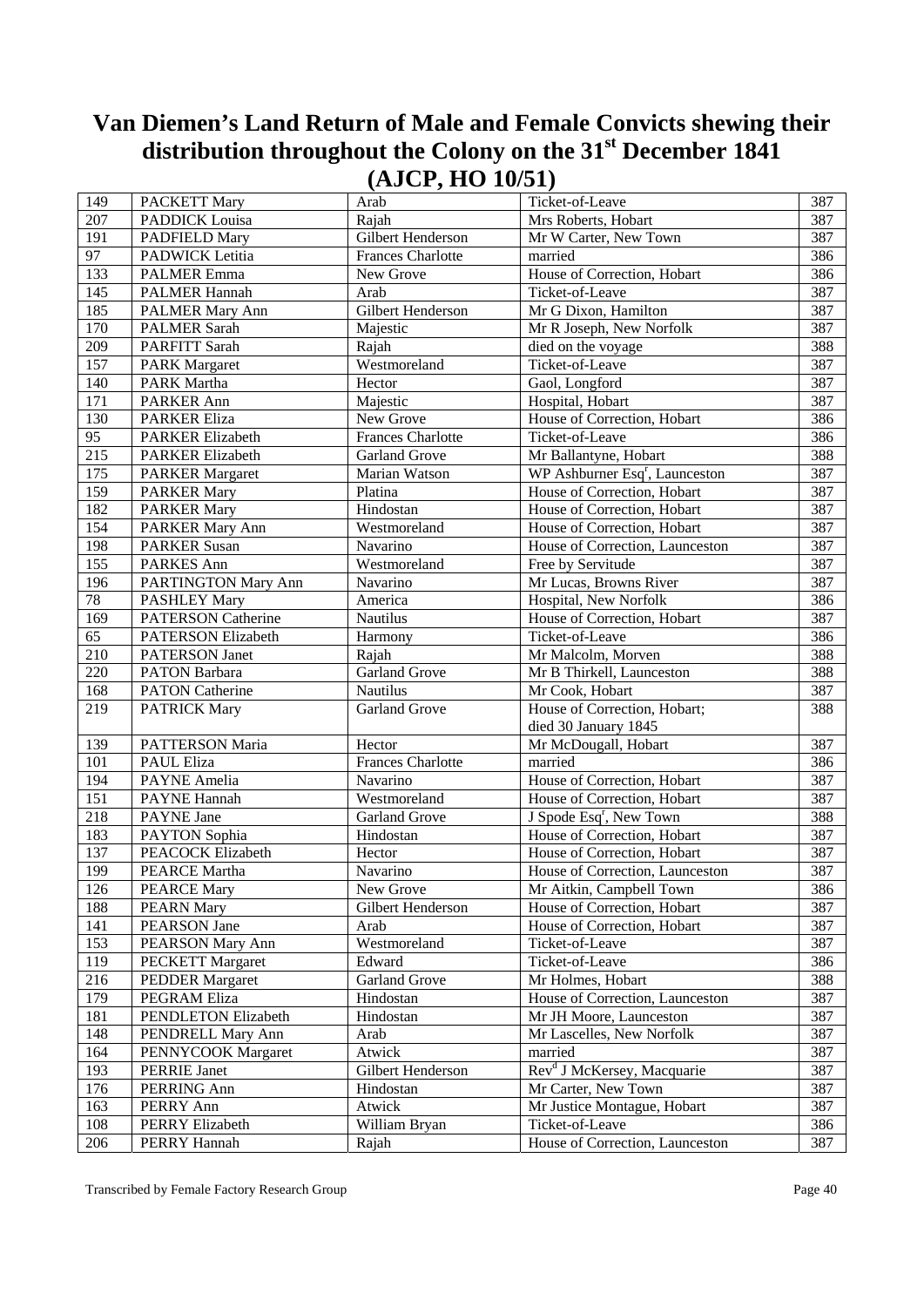# Van Diemen's Land Return of Male and Female Convicts shewing their distribution throughout the Colony on the 31st December 1841 (AJCP, HO 10/51)

| | | | | |
|---|---|---|---|---|
| 149 | PACKETT Mary | Arab | Ticket-of-Leave | 387 |
| 207 | PADDICK Louisa | Rajah | Mrs Roberts, Hobart | 387 |
| 191 | PADFIELD Mary | Gilbert Henderson | Mr W Carter, New Town | 387 |
| 97 | PADWICK Letitia | Frances Charlotte | married | 386 |
| 133 | PALMER Emma | New Grove | House of Correction, Hobart | 386 |
| 145 | PALMER Hannah | Arab | Ticket-of-Leave | 387 |
| 185 | PALMER Mary Ann | Gilbert Henderson | Mr G Dixon, Hamilton | 387 |
| 170 | PALMER Sarah | Majestic | Mr R Joseph, New Norfolk | 387 |
| 209 | PARFITT Sarah | Rajah | died on the voyage | 388 |
| 157 | PARK Margaret | Westmoreland | Ticket-of-Leave | 387 |
| 140 | PARK Martha | Hector | Gaol, Longford | 387 |
| 171 | PARKER Ann | Majestic | Hospital, Hobart | 387 |
| 130 | PARKER Eliza | New Grove | House of Correction, Hobart | 386 |
| 95 | PARKER Elizabeth | Frances Charlotte | Ticket-of-Leave | 386 |
| 215 | PARKER Elizabeth | Garland Grove | Mr Ballantyne, Hobart | 388 |
| 175 | PARKER Margaret | Marian Watson | WP Ashburner Esq[r], Launceston | 387 |
| 159 | PARKER Mary | Platina | House of Correction, Hobart | 387 |
| 182 | PARKER Mary | Hindostan | House of Correction, Hobart | 387 |
| 154 | PARKER Mary Ann | Westmoreland | House of Correction, Hobart | 387 |
| 198 | PARKER Susan | Navarino | House of Correction, Launceston | 387 |
| 155 | PARKES Ann | Westmoreland | Free by Servitude | 387 |
| 196 | PARTINGTON Mary Ann | Navarino | Mr Lucas, Browns River | 387 |
| 78 | PASHLEY Mary | America | Hospital, New Norfolk | 386 |
| 169 | PATERSON Catherine | Nautilus | House of Correction, Hobart | 387 |
| 65 | PATERSON Elizabeth | Harmony | Ticket-of-Leave | 386 |
| 210 | PATERSON Janet | Rajah | Mr Malcolm, Morven | 388 |
| 220 | PATON Barbara | Garland Grove | Mr B Thirkell, Launceston | 388 |
| 168 | PATON Catherine | Nautilus | Mr Cook, Hobart | 387 |
| 219 | PATRICK Mary | Garland Grove | House of Correction, Hobart; died 30 January 1845 | 388 |
| 139 | PATTERSON Maria | Hector | Mr McDougall, Hobart | 387 |
| 101 | PAUL Eliza | Frances Charlotte | married | 386 |
| 194 | PAYNE Amelia | Navarino | House of Correction, Hobart | 387 |
| 151 | PAYNE Hannah | Westmoreland | House of Correction, Hobart | 387 |
| 218 | PAYNE Jane | Garland Grove | J Spode Esq[r], New Town | 388 |
| 183 | PAYTON Sophia | Hindostan | House of Correction, Hobart | 387 |
| 137 | PEACOCK Elizabeth | Hector | House of Correction, Hobart | 387 |
| 199 | PEARCE Martha | Navarino | House of Correction, Launceston | 387 |
| 126 | PEARCE Mary | New Grove | Mr Aitkin, Campbell Town | 386 |
| 188 | PEARN Mary | Gilbert Henderson | House of Correction, Hobart | 387 |
| 141 | PEARSON Jane | Arab | House of Correction, Hobart | 387 |
| 153 | PEARSON Mary Ann | Westmoreland | Ticket-of-Leave | 387 |
| 119 | PECKETT Margaret | Edward | Ticket-of-Leave | 386 |
| 216 | PEDDER Margaret | Garland Grove | Mr Holmes, Hobart | 388 |
| 179 | PEGRAM Eliza | Hindostan | House of Correction, Launceston | 387 |
| 181 | PENDLETON Elizabeth | Hindostan | Mr JH Moore, Launceston | 387 |
| 148 | PENDRELL Mary Ann | Arab | Mr Lascelles, New Norfolk | 387 |
| 164 | PENNYCOOK Margaret | Atwick | married | 387 |
| 193 | PERRIE Janet | Gilbert Henderson | Rev[d] J McKersey, Macquarie | 387 |
| 176 | PERRING Ann | Hindostan | Mr Carter, New Town | 387 |
| 163 | PERRY Ann | Atwick | Mr Justice Montague, Hobart | 387 |
| 108 | PERRY Elizabeth | William Bryan | Ticket-of-Leave | 386 |
| 206 | PERRY Hannah | Rajah | House of Correction, Launceston | 387 |

Transcribed by Female Factory Research Group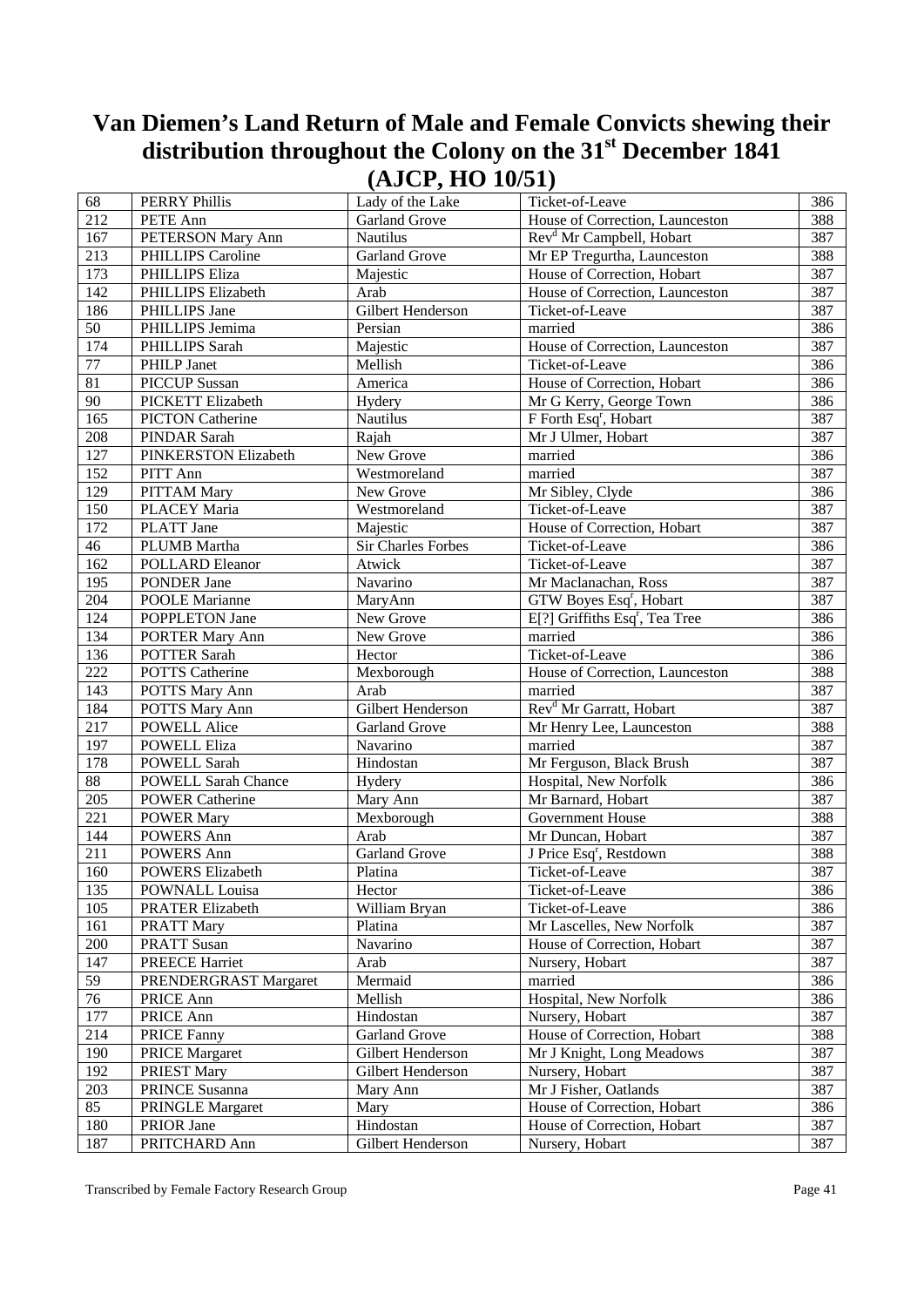# Van Diemen's Land Return of Male and Female Convicts shewing their distribution throughout the Colony on the 31st December 1841 (AJCP, HO 10/51)

| | | | | |
|---|---|---|---|---|
| 68 | PERRY Phillis | Lady of the Lake | Ticket-of-Leave | 386 |
| 212 | PETE Ann | Garland Grove | House of Correction, Launceston | 388 |
| 167 | PETERSON Mary Ann | Nautilus | Rev[d] Mr Campbell, Hobart | 387 |
| 213 | PHILLIPS Caroline | Garland Grove | Mr EP Tregurtha, Launceston | 388 |
| 173 | PHILLIPS Eliza | Majestic | House of Correction, Hobart | 387 |
| 142 | PHILLIPS Elizabeth | Arab | House of Correction, Launceston | 387 |
| 186 | PHILLIPS Jane | Gilbert Henderson | Ticket-of-Leave | 387 |
| 50 | PHILLIPS Jemima | Persian | married | 386 |
| 174 | PHILLIPS Sarah | Majestic | House of Correction, Launceston | 387 |
| 77 | PHILP Janet | Mellish | Ticket-of-Leave | 386 |
| 81 | PICCUP Sussan | America | House of Correction, Hobart | 386 |
| 90 | PICKETT Elizabeth | Hydery | Mr G Kerry, George Town | 386 |
| 165 | PICTON Catherine | Nautilus | F Forth Esq[r], Hobart | 387 |
| 208 | PINDAR Sarah | Rajah | Mr J Ulmer, Hobart | 387 |
| 127 | PINKERSTON Elizabeth | New Grove | married | 386 |
| 152 | PITT Ann | Westmoreland | married | 387 |
| 129 | PITTAM Mary | New Grove | Mr Sibley, Clyde | 386 |
| 150 | PLACEY Maria | Westmoreland | Ticket-of-Leave | 387 |
| 172 | PLATT Jane | Majestic | House of Correction, Hobart | 387 |
| 46 | PLUMB Martha | Sir Charles Forbes | Ticket-of-Leave | 386 |
| 162 | POLLARD Eleanor | Atwick | Ticket-of-Leave | 387 |
| 195 | PONDER Jane | Navarino | Mr Maclanachan, Ross | 387 |
| 204 | POOLE Marianne | MaryAnn | GTW Boyes Esq[r], Hobart | 387 |
| 124 | POPPLETON Jane | New Grove | E[?] Griffiths Esq[r], Tea Tree | 386 |
| 134 | PORTER Mary Ann | New Grove | married | 386 |
| 136 | POTTER Sarah | Hector | Ticket-of-Leave | 386 |
| 222 | POTTS Catherine | Mexborough | House of Correction, Launceston | 388 |
| 143 | POTTS Mary Ann | Arab | married | 387 |
| 184 | POTTS Mary Ann | Gilbert Henderson | Rev[d] Mr Garratt, Hobart | 387 |
| 217 | POWELL Alice | Garland Grove | Mr Henry Lee, Launceston | 388 |
| 197 | POWELL Eliza | Navarino | married | 387 |
| 178 | POWELL Sarah | Hindostan | Mr Ferguson, Black Brush | 387 |
| 88 | POWELL Sarah Chance | Hydery | Hospital, New Norfolk | 386 |
| 205 | POWER Catherine | Mary Ann | Mr Barnard, Hobart | 387 |
| 221 | POWER Mary | Mexborough | Government House | 388 |
| 144 | POWERS Ann | Arab | Mr Duncan, Hobart | 387 |
| 211 | POWERS Ann | Garland Grove | J Price Esq[r], Restdown | 388 |
| 160 | POWERS Elizabeth | Platina | Ticket-of-Leave | 387 |
| 135 | POWNALL Louisa | Hector | Ticket-of-Leave | 386 |
| 105 | PRATER Elizabeth | William Bryan | Ticket-of-Leave | 386 |
| 161 | PRATT Mary | Platina | Mr Lascelles, New Norfolk | 387 |
| 200 | PRATT Susan | Navarino | House of Correction, Hobart | 387 |
| 147 | PREECE Harriet | Arab | Nursery, Hobart | 387 |
| 59 | PRENDERGRAST Margaret | Mermaid | married | 386 |
| 76 | PRICE Ann | Mellish | Hospital, New Norfolk | 386 |
| 177 | PRICE Ann | Hindostan | Nursery, Hobart | 387 |
| 214 | PRICE Fanny | Garland Grove | House of Correction, Hobart | 388 |
| 190 | PRICE Margaret | Gilbert Henderson | Mr J Knight, Long Meadows | 387 |
| 192 | PRIEST Mary | Gilbert Henderson | Nursery, Hobart | 387 |
| 203 | PRINCE Susanna | Mary Ann | Mr J Fisher, Oatlands | 387 |
| 85 | PRINGLE Margaret | Mary | House of Correction, Hobart | 386 |
| 180 | PRIOR Jane | Hindostan | House of Correction, Hobart | 387 |
| 187 | PRITCHARD Ann | Gilbert Henderson | Nursery, Hobart | 387 |

Transcribed by Female Factory Research Group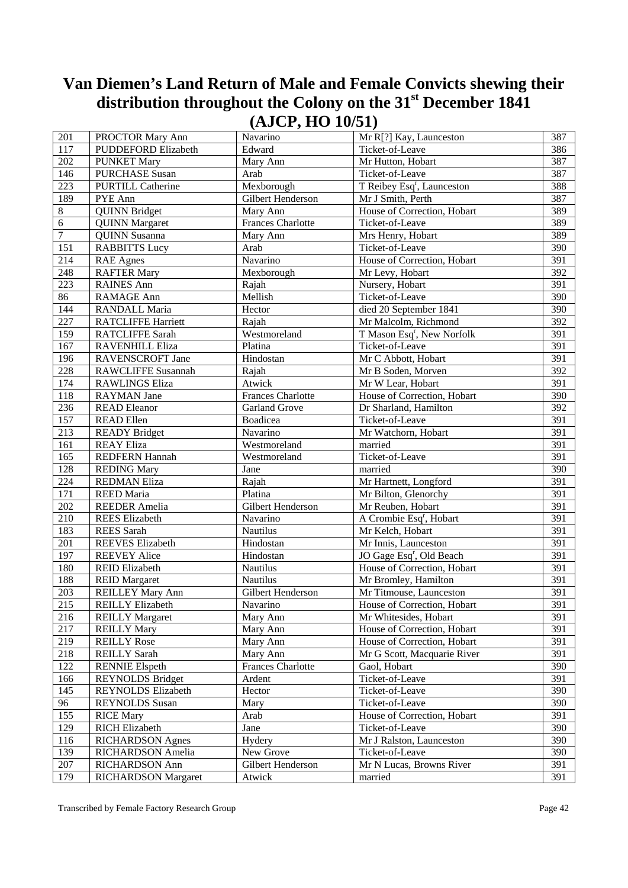# Van Diemen's Land Return of Male and Female Convicts shewing their distribution throughout the Colony on the 31st December 1841 (AJCP, HO 10/51)

| | | | | |
|---|---|---|---|---|
| 201 | PROCTOR Mary Ann | Navarino | Mr R[?] Kay, Launceston | 387 |
| 117 | PUDDEFORD Elizabeth | Edward | Ticket-of-Leave | 386 |
| 202 | PUNKET Mary | Mary Ann | Mr Hutton, Hobart | 387 |
| 146 | PURCHASE Susan | Arab | Ticket-of-Leave | 387 |
| 223 | PURTILL Catherine | Mexborough | T Reibey Esqr, Launceston | 388 |
| 189 | PYE Ann | Gilbert Henderson | Mr J Smith, Perth | 387 |
| 8 | QUINN Bridget | Mary Ann | House of Correction, Hobart | 389 |
| 6 | QUINN Margaret | Frances Charlotte | Ticket-of-Leave | 389 |
| 7 | QUINN Susanna | Mary Ann | Mrs Henry, Hobart | 389 |
| 151 | RABBITTS Lucy | Arab | Ticket-of-Leave | 390 |
| 214 | RAE Agnes | Navarino | House of Correction, Hobart | 391 |
| 248 | RAFTER Mary | Mexborough | Mr Levy, Hobart | 392 |
| 223 | RAINES Ann | Rajah | Nursery, Hobart | 391 |
| 86 | RAMAGE Ann | Mellish | Ticket-of-Leave | 390 |
| 144 | RANDALL Maria | Hector | died 20 September 1841 | 390 |
| 227 | RATCLIFFE Harriett | Rajah | Mr Malcolm, Richmond | 392 |
| 159 | RATCLIFFE Sarah | Westmoreland | T Mason Esqr, New Norfolk | 391 |
| 167 | RAVENHILL Eliza | Platina | Ticket-of-Leave | 391 |
| 196 | RAVENSCROFT Jane | Hindostan | Mr C Abbott, Hobart | 391 |
| 228 | RAWCLIFFE Susannah | Rajah | Mr B Soden, Morven | 392 |
| 174 | RAWLINGS Eliza | Atwick | Mr W Lear, Hobart | 391 |
| 118 | RAYMAN Jane | Frances Charlotte | House of Correction, Hobart | 390 |
| 236 | READ Eleanor | Garland Grove | Dr Sharland, Hamilton | 392 |
| 157 | READ Ellen | Boadicea | Ticket-of-Leave | 391 |
| 213 | READY Bridget | Navarino | Mr Watchorn, Hobart | 391 |
| 161 | REAY Eliza | Westmoreland | married | 391 |
| 165 | REDFERN Hannah | Westmoreland | Ticket-of-Leave | 391 |
| 128 | REDING Mary | Jane | married | 390 |
| 224 | REDMAN Eliza | Rajah | Mr Hartnett, Longford | 391 |
| 171 | REED Maria | Platina | Mr Bilton, Glenorchy | 391 |
| 202 | REEDER Amelia | Gilbert Henderson | Mr Reuben, Hobart | 391 |
| 210 | REES Elizabeth | Navarino | A Crombie Esqr, Hobart | 391 |
| 183 | REES Sarah | Nautilus | Mr Kelch, Hobart | 391 |
| 201 | REEVES Elizabeth | Hindostan | Mr Innis, Launceston | 391 |
| 197 | REEVEY Alice | Hindostan | JO Gage Esqr, Old Beach | 391 |
| 180 | REID Elizabeth | Nautilus | House of Correction, Hobart | 391 |
| 188 | REID Margaret | Nautilus | Mr Bromley, Hamilton | 391 |
| 203 | REILLEY Mary Ann | Gilbert Henderson | Mr Titmouse, Launceston | 391 |
| 215 | REILLY Elizabeth | Navarino | House of Correction, Hobart | 391 |
| 216 | REILLY Margaret | Mary Ann | Mr Whitesides, Hobart | 391 |
| 217 | REILLY Mary | Mary Ann | House of Correction, Hobart | 391 |
| 219 | REILLY Rose | Mary Ann | House of Correction, Hobart | 391 |
| 218 | REILLY Sarah | Mary Ann | Mr G Scott, Macquarie River | 391 |
| 122 | RENNIE Elspeth | Frances Charlotte | Gaol, Hobart | 390 |
| 166 | REYNOLDS Bridget | Ardent | Ticket-of-Leave | 391 |
| 145 | REYNOLDS Elizabeth | Hector | Ticket-of-Leave | 390 |
| 96 | REYNOLDS Susan | Mary | Ticket-of-Leave | 390 |
| 155 | RICE Mary | Arab | House of Correction, Hobart | 391 |
| 129 | RICH Elizabeth | Jane | Ticket-of-Leave | 390 |
| 116 | RICHARDSON Agnes | Hydery | Mr J Ralston, Launceston | 390 |
| 139 | RICHARDSON Amelia | New Grove | Ticket-of-Leave | 390 |
| 207 | RICHARDSON Ann | Gilbert Henderson | Mr N Lucas, Browns River | 391 |
| 179 | RICHARDSON Margaret | Atwick | married | 391 |

Transcribed by Female Factory Research Group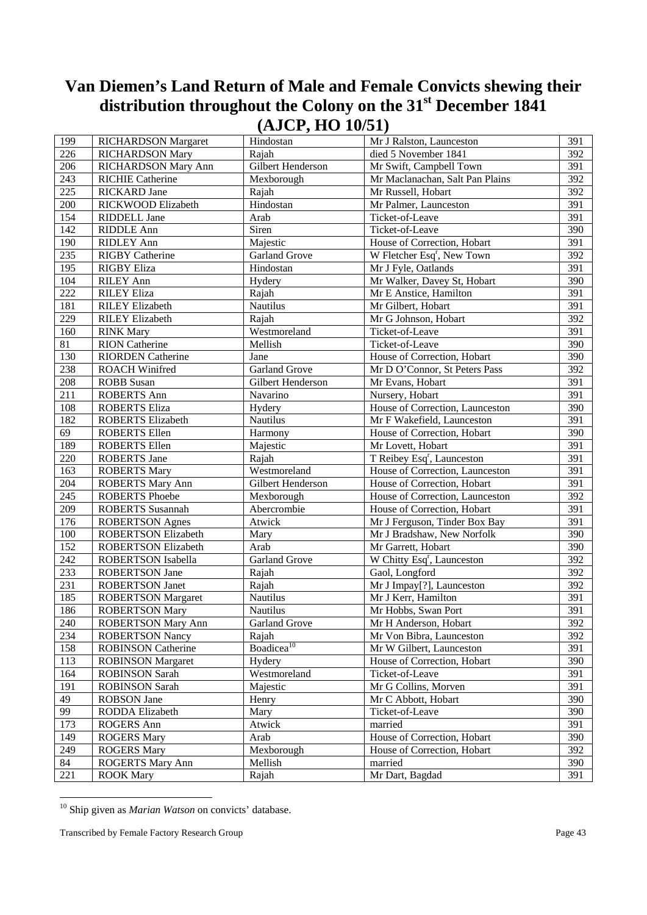# Van Diemen's Land Return of Male and Female Convicts shewing their distribution throughout the Colony on the 31st December 1841 (AJCP, HO 10/51)

| | | | | |
|---|---|---|---|---|
| 199 | RICHARDSON Margaret | Hindostan | Mr J Ralston, Launceston | 391 |
| 226 | RICHARDSON Mary | Rajah | died 5 November 1841 | 392 |
| 206 | RICHARDSON Mary Ann | Gilbert Henderson | Mr Swift, Campbell Town | 391 |
| 243 | RICHIE Catherine | Mexborough | Mr Maclanachan, Salt Pan Plains | 392 |
| 225 | RICKARD Jane | Rajah | Mr Russell, Hobart | 392 |
| 200 | RICKWOOD Elizabeth | Hindostan | Mr Palmer, Launceston | 391 |
| 154 | RIDDELL Jane | Arab | Ticket-of-Leave | 391 |
| 142 | RIDDLE Ann | Siren | Ticket-of-Leave | 390 |
| 190 | RIDLEY Ann | Majestic | House of Correction, Hobart | 391 |
| 235 | RIGBY Catherine | Garland Grove | W Fletcher Esqr, New Town | 392 |
| 195 | RIGBY Eliza | Hindostan | Mr J Fyle, Oatlands | 391 |
| 104 | RILEY Ann | Hydery | Mr Walker, Davey St, Hobart | 390 |
| 222 | RILEY Eliza | Rajah | Mr E Anstice, Hamilton | 391 |
| 181 | RILEY Elizabeth | Nautilus | Mr Gilbert, Hobart | 391 |
| 229 | RILEY Elizabeth | Rajah | Mr G Johnson, Hobart | 392 |
| 160 | RINK Mary | Westmoreland | Ticket-of-Leave | 391 |
| 81 | RION Catherine | Mellish | Ticket-of-Leave | 390 |
| 130 | RIORDEN Catherine | Jane | House of Correction, Hobart | 390 |
| 238 | ROACH Winifred | Garland Grove | Mr D O'Connor, St Peters Pass | 392 |
| 208 | ROBB Susan | Gilbert Henderson | Mr Evans, Hobart | 391 |
| 211 | ROBERTS Ann | Navarino | Nursery, Hobart | 391 |
| 108 | ROBERTS Eliza | Hydery | House of Correction, Launceston | 390 |
| 182 | ROBERTS Elizabeth | Nautilus | Mr F Wakefield, Launceston | 391 |
| 69 | ROBERTS Ellen | Harmony | House of Correction, Hobart | 390 |
| 189 | ROBERTS Ellen | Majestic | Mr Lovett, Hobart | 391 |
| 220 | ROBERTS Jane | Rajah | T Reibey Esqr, Launceston | 391 |
| 163 | ROBERTS Mary | Westmoreland | House of Correction, Launceston | 391 |
| 204 | ROBERTS Mary Ann | Gilbert Henderson | House of Correction, Hobart | 391 |
| 245 | ROBERTS Phoebe | Mexborough | House of Correction, Launceston | 392 |
| 209 | ROBERTS Susannah | Abercrombie | House of Correction, Hobart | 391 |
| 176 | ROBERTSON Agnes | Atwick | Mr J Ferguson, Tinder Box Bay | 391 |
| 100 | ROBERTSON Elizabeth | Mary | Mr J Bradshaw, New Norfolk | 390 |
| 152 | ROBERTSON Elizabeth | Arab | Mr Garrett, Hobart | 390 |
| 242 | ROBERTSON Isabella | Garland Grove | W Chitty Esqr, Launceston | 392 |
| 233 | ROBERTSON Jane | Rajah | Gaol, Longford | 392 |
| 231 | ROBERTSON Janet | Rajah | Mr J Impay[?], Launceston | 392 |
| 185 | ROBERTSON Margaret | Nautilus | Mr J Kerr, Hamilton | 391 |
| 186 | ROBERTSON Mary | Nautilus | Mr Hobbs, Swan Port | 391 |
| 240 | ROBERTSON Mary Ann | Garland Grove | Mr H Anderson, Hobart | 392 |
| 234 | ROBERTSON Nancy | Rajah | Mr Von Bibra, Launceston | 392 |
| 158 | ROBINSON Catherine | Boadicea[10] | Mr W Gilbert, Launceston | 391 |
| 113 | ROBINSON Margaret | Hydery | House of Correction, Hobart | 390 |
| 164 | ROBINSON Sarah | Westmoreland | Ticket-of-Leave | 391 |
| 191 | ROBINSON Sarah | Majestic | Mr G Collins, Morven | 391 |
| 49 | ROBSON Jane | Henry | Mr C Abbott, Hobart | 390 |
| 99 | RODDA Elizabeth | Mary | Ticket-of-Leave | 390 |
| 173 | ROGERS Ann | Atwick | married | 391 |
| 149 | ROGERS Mary | Arab | House of Correction, Hobart | 390 |
| 249 | ROGERS Mary | Mexborough | House of Correction, Hobart | 392 |
| 84 | ROGERTS Mary Ann | Mellish | married | 390 |
| 221 | ROOK Mary | Rajah | Mr Dart, Bagdad | 391 |

[10] Ship given as *Marian Watson* on convicts' database.

Transcribed by Female Factory Research Group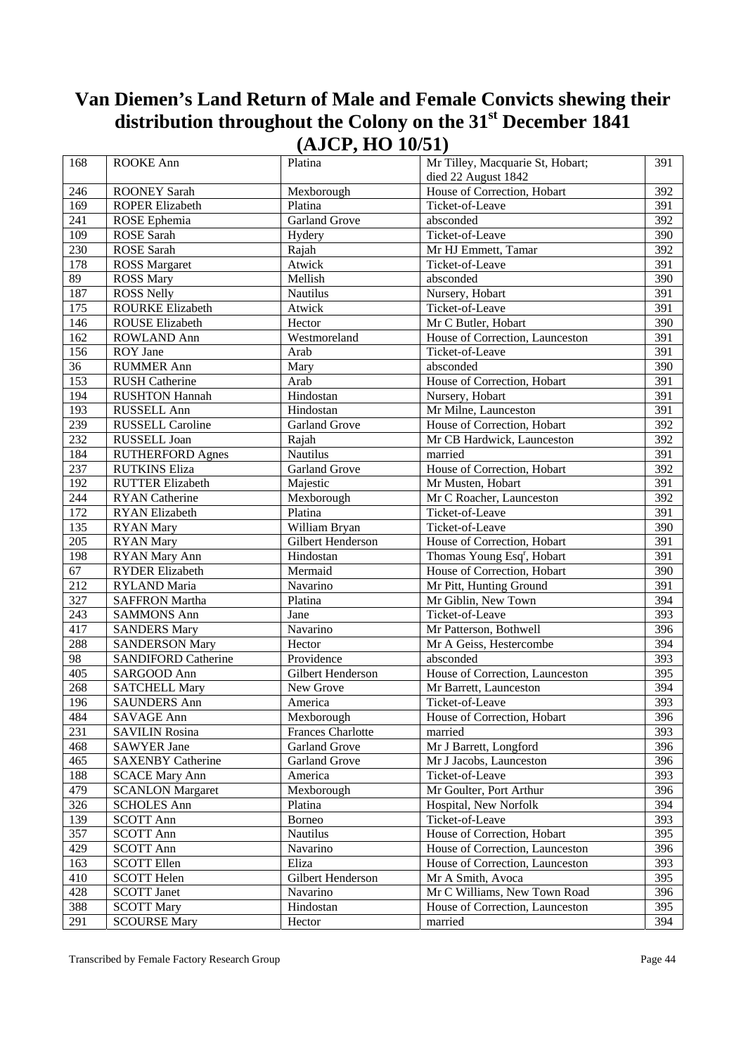# Van Diemen's Land Return of Male and Female Convicts shewing their distribution throughout the Colony on the 31st December 1841 (AJCP, HO 10/51)

| | | | | |
|---|---|---|---|---|
| 168 | ROOKE Ann | Platina | Mr Tilley, Macquarie St, Hobart; died 22 August 1842 | 391 |
| 246 | ROONEY Sarah | Mexborough | House of Correction, Hobart | 392 |
| 169 | ROPER Elizabeth | Platina | Ticket-of-Leave | 391 |
| 241 | ROSE Ephemia | Garland Grove | absconded | 392 |
| 109 | ROSE Sarah | Hydery | Ticket-of-Leave | 390 |
| 230 | ROSE Sarah | Rajah | Mr HJ Emmett, Tamar | 392 |
| 178 | ROSS Margaret | Atwick | Ticket-of-Leave | 391 |
| 89 | ROSS Mary | Mellish | absconded | 390 |
| 187 | ROSS Nelly | Nautilus | Nursery, Hobart | 391 |
| 175 | ROURKE Elizabeth | Atwick | Ticket-of-Leave | 391 |
| 146 | ROUSE Elizabeth | Hector | Mr C Butler, Hobart | 390 |
| 162 | ROWLAND Ann | Westmoreland | House of Correction, Launceston | 391 |
| 156 | ROY Jane | Arab | Ticket-of-Leave | 391 |
| 36 | RUMMER Ann | Mary | absconded | 390 |
| 153 | RUSH Catherine | Arab | House of Correction, Hobart | 391 |
| 194 | RUSHTON Hannah | Hindostan | Nursery, Hobart | 391 |
| 193 | RUSSELL Ann | Hindostan | Mr Milne, Launceston | 391 |
| 239 | RUSSELL Caroline | Garland Grove | House of Correction, Hobart | 392 |
| 232 | RUSSELL Joan | Rajah | Mr CB Hardwick, Launceston | 392 |
| 184 | RUTHERFORD Agnes | Nautilus | married | 391 |
| 237 | RUTKINS Eliza | Garland Grove | House of Correction, Hobart | 392 |
| 192 | RUTTER Elizabeth | Majestic | Mr Musten, Hobart | 391 |
| 244 | RYAN Catherine | Mexborough | Mr C Roacher, Launceston | 392 |
| 172 | RYAN Elizabeth | Platina | Ticket-of-Leave | 391 |
| 135 | RYAN Mary | William Bryan | Ticket-of-Leave | 390 |
| 205 | RYAN Mary | Gilbert Henderson | House of Correction, Hobart | 391 |
| 198 | RYAN Mary Ann | Hindostan | Thomas Young Esq[r], Hobart | 391 |
| 67 | RYDER Elizabeth | Mermaid | House of Correction, Hobart | 390 |
| 212 | RYLAND Maria | Navarino | Mr Pitt, Hunting Ground | 391 |
| 327 | SAFFRON Martha | Platina | Mr Giblin, New Town | 394 |
| 243 | SAMMONS Ann | Jane | Ticket-of-Leave | 393 |
| 417 | SANDERS Mary | Navarino | Mr Patterson, Bothwell | 396 |
| 288 | SANDERSON Mary | Hector | Mr A Geiss, Hestercombe | 394 |
| 98 | SANDIFORD Catherine | Providence | absconded | 393 |
| 405 | SARGOOD Ann | Gilbert Henderson | House of Correction, Launceston | 395 |
| 268 | SATCHELL Mary | New Grove | Mr Barrett, Launceston | 394 |
| 196 | SAUNDERS Ann | America | Ticket-of-Leave | 393 |
| 484 | SAVAGE Ann | Mexborough | House of Correction, Hobart | 396 |
| 231 | SAVILIN Rosina | Frances Charlotte | married | 393 |
| 468 | SAWYER Jane | Garland Grove | Mr J Barrett, Longford | 396 |
| 465 | SAXENBY Catherine | Garland Grove | Mr J Jacobs, Launceston | 396 |
| 188 | SCACE Mary Ann | America | Ticket-of-Leave | 393 |
| 479 | SCANLON Margaret | Mexborough | Mr Goulter, Port Arthur | 396 |
| 326 | SCHOLES Ann | Platina | Hospital, New Norfolk | 394 |
| 139 | SCOTT Ann | Borneo | Ticket-of-Leave | 393 |
| 357 | SCOTT Ann | Nautilus | House of Correction, Hobart | 395 |
| 429 | SCOTT Ann | Navarino | House of Correction, Launceston | 396 |
| 163 | SCOTT Ellen | Eliza | House of Correction, Launceston | 393 |
| 410 | SCOTT Helen | Gilbert Henderson | Mr A Smith, Avoca | 395 |
| 428 | SCOTT Janet | Navarino | Mr C Williams, New Town Road | 396 |
| 388 | SCOTT Mary | Hindostan | House of Correction, Launceston | 395 |
| 291 | SCOURSE Mary | Hector | married | 394 |

Transcribed by Female Factory Research Group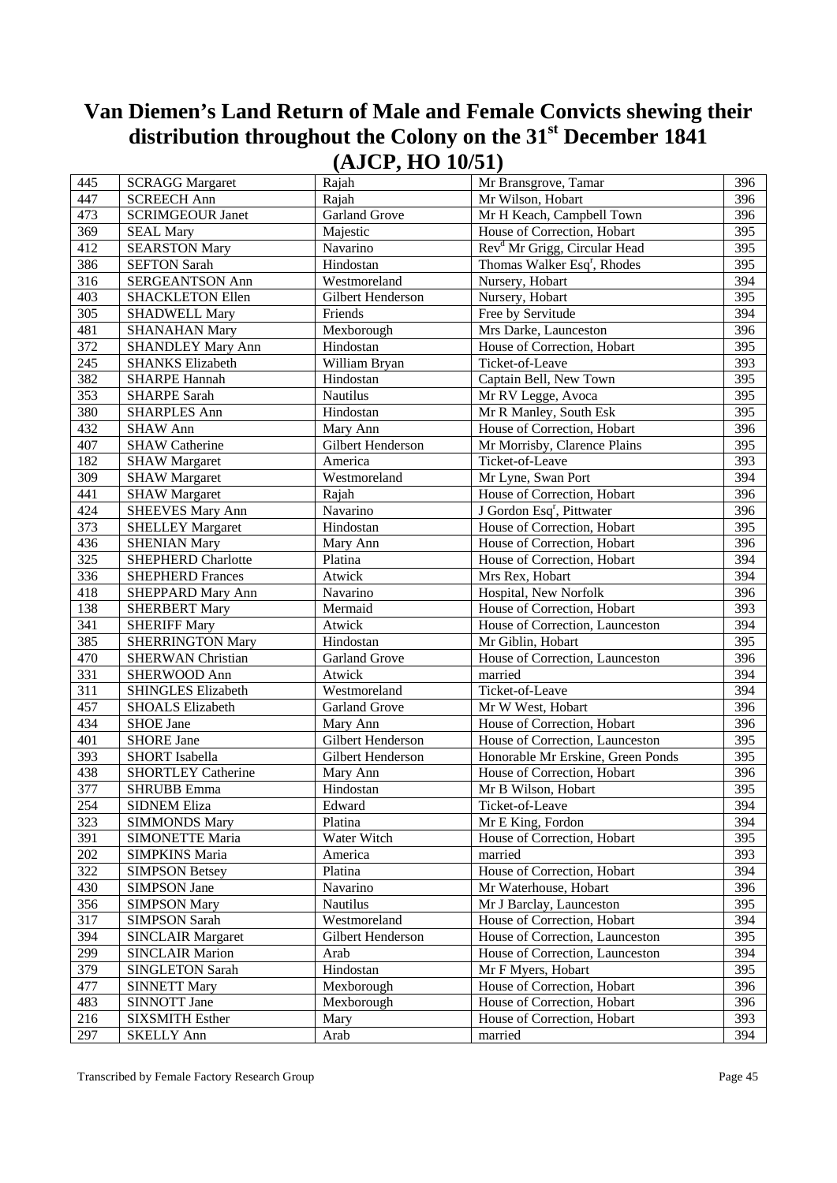# Van Diemen's Land Return of Male and Female Convicts shewing their distribution throughout the Colony on the 31st December 1841 (AJCP, HO 10/51)

| | | | | |
|---|---|---|---|---|
| 445 | SCRAGG Margaret | Rajah | Mr Bransgrove, Tamar | 396 |
| 447 | SCREECH Ann | Rajah | Mr Wilson, Hobart | 396 |
| 473 | SCRIMGEOUR Janet | Garland Grove | Mr H Keach, Campbell Town | 396 |
| 369 | SEAL Mary | Majestic | House of Correction, Hobart | 395 |
| 412 | SEARSTON Mary | Navarino | Rev[d] Mr Grigg, Circular Head | 395 |
| 386 | SEFTON Sarah | Hindostan | Thomas Walker Esq[r], Rhodes | 395 |
| 316 | SERGEANTSON Ann | Westmoreland | Nursery, Hobart | 394 |
| 403 | SHACKLETON Ellen | Gilbert Henderson | Nursery, Hobart | 395 |
| 305 | SHADWELL Mary | Friends | Free by Servitude | 394 |
| 481 | SHANAHAN Mary | Mexborough | Mrs Darke, Launceston | 396 |
| 372 | SHANDLEY Mary Ann | Hindostan | House of Correction, Hobart | 395 |
| 245 | SHANKS Elizabeth | William Bryan | Ticket-of-Leave | 393 |
| 382 | SHARPE Hannah | Hindostan | Captain Bell, New Town | 395 |
| 353 | SHARPE Sarah | Nautilus | Mr RV Legge, Avoca | 395 |
| 380 | SHARPLES Ann | Hindostan | Mr R Manley, South Esk | 395 |
| 432 | SHAW Ann | Mary Ann | House of Correction, Hobart | 396 |
| 407 | SHAW Catherine | Gilbert Henderson | Mr Morrisby, Clarence Plains | 395 |
| 182 | SHAW Margaret | America | Ticket-of-Leave | 393 |
| 309 | SHAW Margaret | Westmoreland | Mr Lyne, Swan Port | 394 |
| 441 | SHAW Margaret | Rajah | House of Correction, Hobart | 396 |
| 424 | SHEEVES Mary Ann | Navarino | J Gordon Esq[r], Pittwater | 396 |
| 373 | SHELLEY Margaret | Hindostan | House of Correction, Hobart | 395 |
| 436 | SHENIAN Mary | Mary Ann | House of Correction, Hobart | 396 |
| 325 | SHEPHERD Charlotte | Platina | House of Correction, Hobart | 394 |
| 336 | SHEPHERD Frances | Atwick | Mrs Rex, Hobart | 394 |
| 418 | SHEPPARD Mary Ann | Navarino | Hospital, New Norfolk | 396 |
| 138 | SHERBERT Mary | Mermaid | House of Correction, Hobart | 393 |
| 341 | SHERIFF Mary | Atwick | House of Correction, Launceston | 394 |
| 385 | SHERRINGTON Mary | Hindostan | Mr Giblin, Hobart | 395 |
| 470 | SHERWAN Christian | Garland Grove | House of Correction, Launceston | 396 |
| 331 | SHERWOOD Ann | Atwick | married | 394 |
| 311 | SHINGLES Elizabeth | Westmoreland | Ticket-of-Leave | 394 |
| 457 | SHOALS Elizabeth | Garland Grove | Mr W West, Hobart | 396 |
| 434 | SHOE Jane | Mary Ann | House of Correction, Hobart | 396 |
| 401 | SHORE Jane | Gilbert Henderson | House of Correction, Launceston | 395 |
| 393 | SHORT Isabella | Gilbert Henderson | Honorable Mr Erskine, Green Ponds | 395 |
| 438 | SHORTLEY Catherine | Mary Ann | House of Correction, Hobart | 396 |
| 377 | SHRUBB Emma | Hindostan | Mr B Wilson, Hobart | 395 |
| 254 | SIDNEM Eliza | Edward | Ticket-of-Leave | 394 |
| 323 | SIMMONDS Mary | Platina | Mr E King, Fordon | 394 |
| 391 | SIMONETTE Maria | Water Witch | House of Correction, Hobart | 395 |
| 202 | SIMPKINS Maria | America | married | 393 |
| 322 | SIMPSON Betsey | Platina | House of Correction, Hobart | 394 |
| 430 | SIMPSON Jane | Navarino | Mr Waterhouse, Hobart | 396 |
| 356 | SIMPSON Mary | Nautilus | Mr J Barclay, Launceston | 395 |
| 317 | SIMPSON Sarah | Westmoreland | House of Correction, Hobart | 394 |
| 394 | SINCLAIR Margaret | Gilbert Henderson | House of Correction, Launceston | 395 |
| 299 | SINCLAIR Marion | Arab | House of Correction, Launceston | 394 |
| 379 | SINGLETON Sarah | Hindostan | Mr F Myers, Hobart | 395 |
| 477 | SINNETT Mary | Mexborough | House of Correction, Hobart | 396 |
| 483 | SINNOTT Jane | Mexborough | House of Correction, Hobart | 396 |
| 216 | SIXSMITH Esther | Mary | House of Correction, Hobart | 393 |
| 297 | SKELLY Ann | Arab | married | 394 |

Transcribed by Female Factory Research Group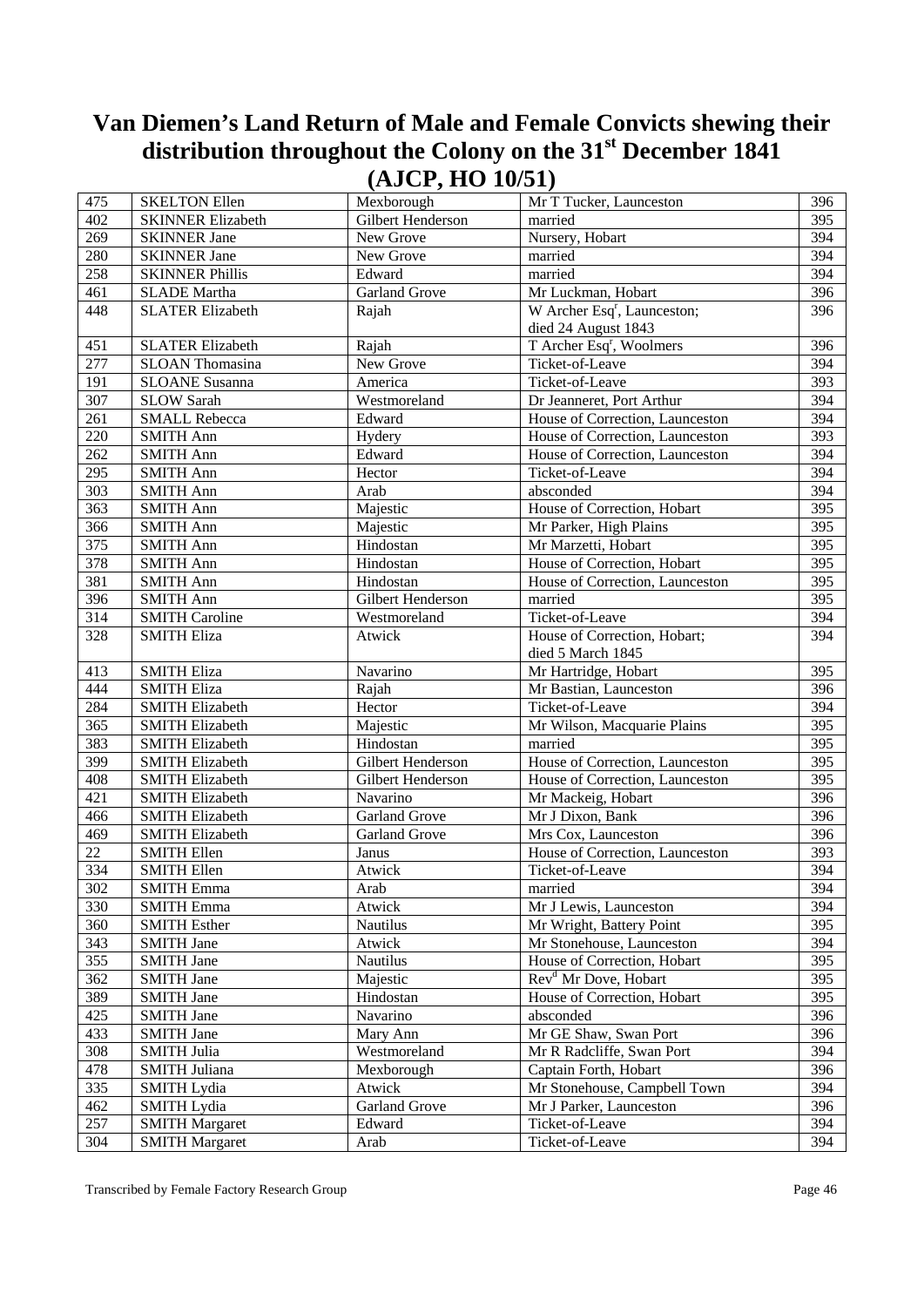# Van Diemen's Land Return of Male and Female Convicts shewing their distribution throughout the Colony on the 31st December 1841 (AJCP, HO 10/51)

| | | | | |
|---|---|---|---|---|
| 475 | SKELTON Ellen | Mexborough | Mr T Tucker, Launceston | 396 |
| 402 | SKINNER Elizabeth | Gilbert Henderson | married | 395 |
| 269 | SKINNER Jane | New Grove | Nursery, Hobart | 394 |
| 280 | SKINNER Jane | New Grove | married | 394 |
| 258 | SKINNER Phillis | Edward | married | 394 |
| 461 | SLADE Martha | Garland Grove | Mr Luckman, Hobart | 396 |
| 448 | SLATER Elizabeth | Rajah | W Archer Esq[r], Launceston; died 24 August 1843 | 396 |
| 451 | SLATER Elizabeth | Rajah | T Archer Esq[r], Woolmers | 396 |
| 277 | SLOAN Thomasina | New Grove | Ticket-of-Leave | 394 |
| 191 | SLOANE Susanna | America | Ticket-of-Leave | 393 |
| 307 | SLOW Sarah | Westmoreland | Dr Jeanneret, Port Arthur | 394 |
| 261 | SMALL Rebecca | Edward | House of Correction, Launceston | 394 |
| 220 | SMITH Ann | Hydery | House of Correction, Launceston | 393 |
| 262 | SMITH Ann | Edward | House of Correction, Launceston | 394 |
| 295 | SMITH Ann | Hector | Ticket-of-Leave | 394 |
| 303 | SMITH Ann | Arab | absconded | 394 |
| 363 | SMITH Ann | Majestic | House of Correction, Hobart | 395 |
| 366 | SMITH Ann | Majestic | Mr Parker, High Plains | 395 |
| 375 | SMITH Ann | Hindostan | Mr Marzetti, Hobart | 395 |
| 378 | SMITH Ann | Hindostan | House of Correction, Hobart | 395 |
| 381 | SMITH Ann | Hindostan | House of Correction, Launceston | 395 |
| 396 | SMITH Ann | Gilbert Henderson | married | 395 |
| 314 | SMITH Caroline | Westmoreland | Ticket-of-Leave | 394 |
| 328 | SMITH Eliza | Atwick | House of Correction, Hobart; died 5 March 1845 | 394 |
| 413 | SMITH Eliza | Navarino | Mr Hartridge, Hobart | 395 |
| 444 | SMITH Eliza | Rajah | Mr Bastian, Launceston | 396 |
| 284 | SMITH Elizabeth | Hector | Ticket-of-Leave | 394 |
| 365 | SMITH Elizabeth | Majestic | Mr Wilson, Macquarie Plains | 395 |
| 383 | SMITH Elizabeth | Hindostan | married | 395 |
| 399 | SMITH Elizabeth | Gilbert Henderson | House of Correction, Launceston | 395 |
| 408 | SMITH Elizabeth | Gilbert Henderson | House of Correction, Launceston | 395 |
| 421 | SMITH Elizabeth | Navarino | Mr Mackeig, Hobart | 396 |
| 466 | SMITH Elizabeth | Garland Grove | Mr J Dixon, Bank | 396 |
| 469 | SMITH Elizabeth | Garland Grove | Mrs Cox, Launceston | 396 |
| 22 | SMITH Ellen | Janus | House of Correction, Launceston | 393 |
| 334 | SMITH Ellen | Atwick | Ticket-of-Leave | 394 |
| 302 | SMITH Emma | Arab | married | 394 |
| 330 | SMITH Emma | Atwick | Mr J Lewis, Launceston | 394 |
| 360 | SMITH Esther | Nautilus | Mr Wright, Battery Point | 395 |
| 343 | SMITH Jane | Atwick | Mr Stonehouse, Launceston | 394 |
| 355 | SMITH Jane | Nautilus | House of Correction, Hobart | 395 |
| 362 | SMITH Jane | Majestic | Rev[d] Mr Dove, Hobart | 395 |
| 389 | SMITH Jane | Hindostan | House of Correction, Hobart | 395 |
| 425 | SMITH Jane | Navarino | absconded | 396 |
| 433 | SMITH Jane | Mary Ann | Mr GE Shaw, Swan Port | 396 |
| 308 | SMITH Julia | Westmoreland | Mr R Radcliffe, Swan Port | 394 |
| 478 | SMITH Juliana | Mexborough | Captain Forth, Hobart | 396 |
| 335 | SMITH Lydia | Atwick | Mr Stonehouse, Campbell Town | 394 |
| 462 | SMITH Lydia | Garland Grove | Mr J Parker, Launceston | 396 |
| 257 | SMITH Margaret | Edward | Ticket-of-Leave | 394 |
| 304 | SMITH Margaret | Arab | Ticket-of-Leave | 394 |

Transcribed by Female Factory Research Group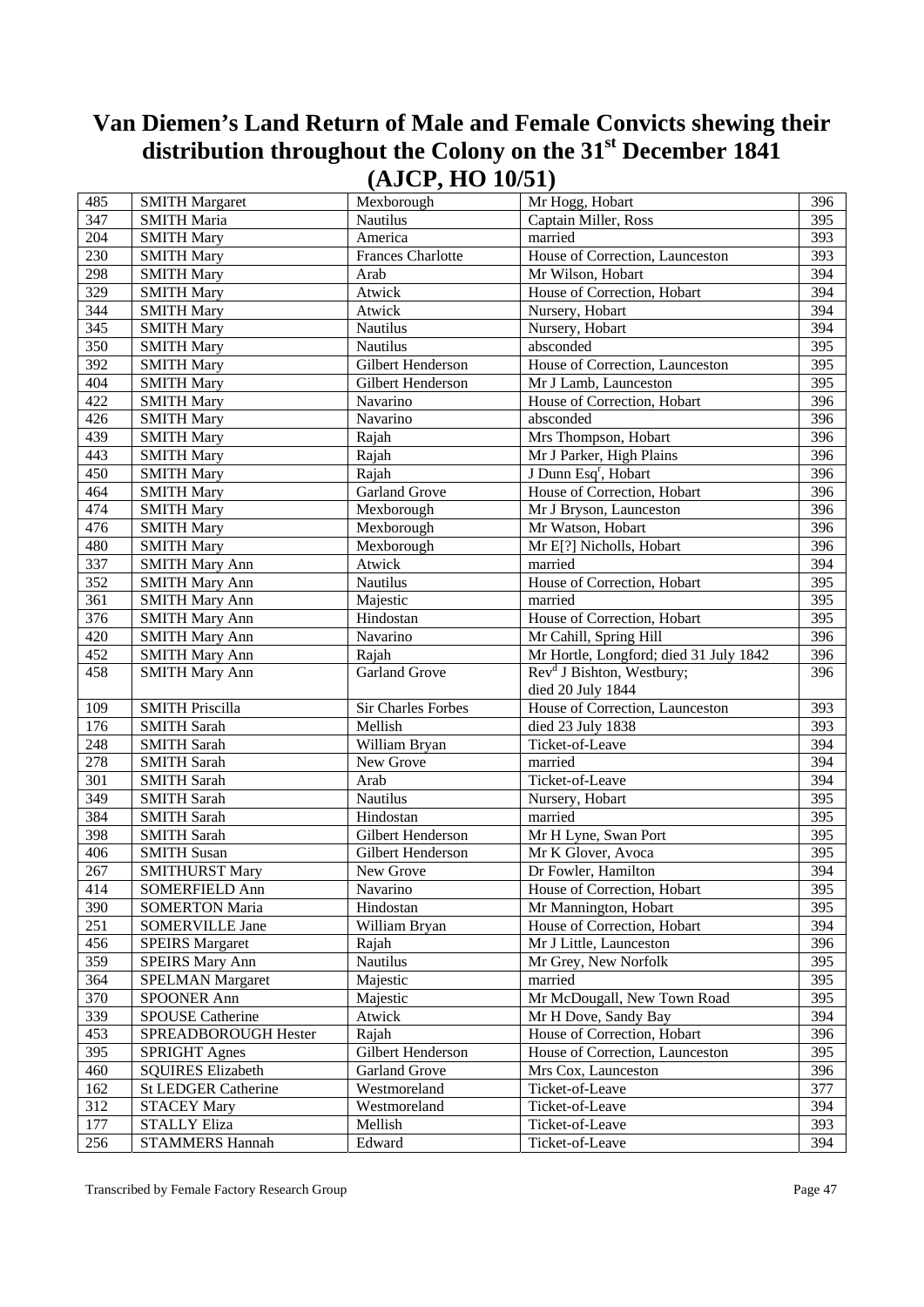# Van Diemen's Land Return of Male and Female Convicts shewing their distribution throughout the Colony on the 31st December 1841 (AJCP, HO 10/51)

| | | | | |
|---|---|---|---|---|
| 485 | SMITH Margaret | Mexborough | Mr Hogg, Hobart | 396 |
| 347 | SMITH Maria | Nautilus | Captain Miller, Ross | 395 |
| 204 | SMITH Mary | America | married | 393 |
| 230 | SMITH Mary | Frances Charlotte | House of Correction, Launceston | 393 |
| 298 | SMITH Mary | Arab | Mr Wilson, Hobart | 394 |
| 329 | SMITH Mary | Atwick | House of Correction, Hobart | 394 |
| 344 | SMITH Mary | Atwick | Nursery, Hobart | 394 |
| 345 | SMITH Mary | Nautilus | Nursery, Hobart | 394 |
| 350 | SMITH Mary | Nautilus | absconded | 395 |
| 392 | SMITH Mary | Gilbert Henderson | House of Correction, Launceston | 395 |
| 404 | SMITH Mary | Gilbert Henderson | Mr J Lamb, Launceston | 395 |
| 422 | SMITH Mary | Navarino | House of Correction, Hobart | 396 |
| 426 | SMITH Mary | Navarino | absconded | 396 |
| 439 | SMITH Mary | Rajah | Mrs Thompson, Hobart | 396 |
| 443 | SMITH Mary | Rajah | Mr J Parker, High Plains | 396 |
| 450 | SMITH Mary | Rajah | J Dunn Esqr, Hobart | 396 |
| 464 | SMITH Mary | Garland Grove | House of Correction, Hobart | 396 |
| 474 | SMITH Mary | Mexborough | Mr J Bryson, Launceston | 396 |
| 476 | SMITH Mary | Mexborough | Mr Watson, Hobart | 396 |
| 480 | SMITH Mary | Mexborough | Mr E[?] Nicholls, Hobart | 396 |
| 337 | SMITH Mary Ann | Atwick | married | 394 |
| 352 | SMITH Mary Ann | Nautilus | House of Correction, Hobart | 395 |
| 361 | SMITH Mary Ann | Majestic | married | 395 |
| 376 | SMITH Mary Ann | Hindostan | House of Correction, Hobart | 395 |
| 420 | SMITH Mary Ann | Navarino | Mr Cahill, Spring Hill | 396 |
| 452 | SMITH Mary Ann | Rajah | Mr Hortle, Longford; died 31 July 1842 | 396 |
| 458 | SMITH Mary Ann | Garland Grove | Revd J Bishton, Westbury; died 20 July 1844 | 396 |
| 109 | SMITH Priscilla | Sir Charles Forbes | House of Correction, Launceston | 393 |
| 176 | SMITH Sarah | Mellish | died 23 July 1838 | 393 |
| 248 | SMITH Sarah | William Bryan | Ticket-of-Leave | 394 |
| 278 | SMITH Sarah | New Grove | married | 394 |
| 301 | SMITH Sarah | Arab | Ticket-of-Leave | 394 |
| 349 | SMITH Sarah | Nautilus | Nursery, Hobart | 395 |
| 384 | SMITH Sarah | Hindostan | married | 395 |
| 398 | SMITH Sarah | Gilbert Henderson | Mr H Lyne, Swan Port | 395 |
| 406 | SMITH Susan | Gilbert Henderson | Mr K Glover, Avoca | 395 |
| 267 | SMITHURST Mary | New Grove | Dr Fowler, Hamilton | 394 |
| 414 | SOMERFIELD Ann | Navarino | House of Correction, Hobart | 395 |
| 390 | SOMERTON Maria | Hindostan | Mr Mannington, Hobart | 395 |
| 251 | SOMERVILLE Jane | William Bryan | House of Correction, Hobart | 394 |
| 456 | SPEIRS Margaret | Rajah | Mr J Little, Launceston | 396 |
| 359 | SPEIRS Mary Ann | Nautilus | Mr Grey, New Norfolk | 395 |
| 364 | SPELMAN Margaret | Majestic | married | 395 |
| 370 | SPOONER Ann | Majestic | Mr McDougall, New Town Road | 395 |
| 339 | SPOUSE Catherine | Atwick | Mr H Dove, Sandy Bay | 394 |
| 453 | SPREADBOROUGH Hester | Rajah | House of Correction, Hobart | 396 |
| 395 | SPRIGHT Agnes | Gilbert Henderson | House of Correction, Launceston | 395 |
| 460 | SQUIRES Elizabeth | Garland Grove | Mrs Cox, Launceston | 396 |
| 162 | St LEDGER Catherine | Westmoreland | Ticket-of-Leave | 377 |
| 312 | STACEY Mary | Westmoreland | Ticket-of-Leave | 394 |
| 177 | STALLY Eliza | Mellish | Ticket-of-Leave | 393 |
| 256 | STAMMERS Hannah | Edward | Ticket-of-Leave | 394 |

Transcribed by Female Factory Research Group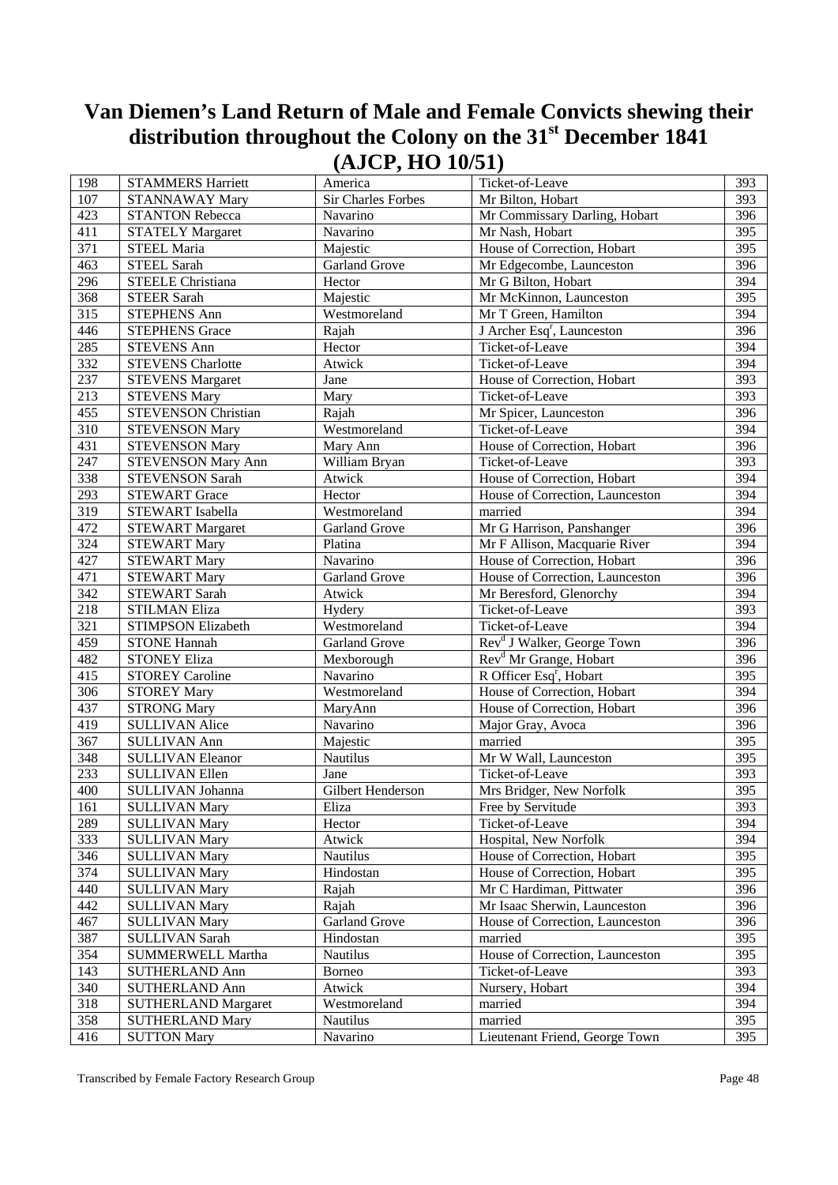# Van Diemen's Land Return of Male and Female Convicts shewing their distribution throughout the Colony on the 31st December 1841 (AJCP, HO 10/51)

| | | | | |
|---|---|---|---|---|
| 198 | STAMMERS Harriett | America | Ticket-of-Leave | 393 |
| 107 | STANNAWAY Mary | Sir Charles Forbes | Mr Bilton, Hobart | 393 |
| 423 | STANTON Rebecca | Navarino | Mr Commissary Darling, Hobart | 396 |
| 411 | STATELY Margaret | Navarino | Mr Nash, Hobart | 395 |
| 371 | STEEL Maria | Majestic | House of Correction, Hobart | 395 |
| 463 | STEEL Sarah | Garland Grove | Mr Edgecombe, Launceston | 396 |
| 296 | STEELE Christiana | Hector | Mr G Bilton, Hobart | 394 |
| 368 | STEER Sarah | Majestic | Mr McKinnon, Launceston | 395 |
| 315 | STEPHENS Ann | Westmoreland | Mr T Green, Hamilton | 394 |
| 446 | STEPHENS Grace | Rajah | J Archer Esqr, Launceston | 396 |
| 285 | STEVENS Ann | Hector | Ticket-of-Leave | 394 |
| 332 | STEVENS Charlotte | Atwick | Ticket-of-Leave | 394 |
| 237 | STEVENS Margaret | Jane | House of Correction, Hobart | 393 |
| 213 | STEVENS Mary | Mary | Ticket-of-Leave | 393 |
| 455 | STEVENSON Christian | Rajah | Mr Spicer, Launceston | 396 |
| 310 | STEVENSON Mary | Westmoreland | Ticket-of-Leave | 394 |
| 431 | STEVENSON Mary | Mary Ann | House of Correction, Hobart | 396 |
| 247 | STEVENSON Mary Ann | William Bryan | Ticket-of-Leave | 393 |
| 338 | STEVENSON Sarah | Atwick | House of Correction, Hobart | 394 |
| 293 | STEWART Grace | Hector | House of Correction, Launceston | 394 |
| 319 | STEWART Isabella | Westmoreland | married | 394 |
| 472 | STEWART Margaret | Garland Grove | Mr G Harrison, Panshanger | 396 |
| 324 | STEWART Mary | Platina | Mr F Allison, Macquarie River | 394 |
| 427 | STEWART Mary | Navarino | House of Correction, Hobart | 396 |
| 471 | STEWART Mary | Garland Grove | House of Correction, Launceston | 396 |
| 342 | STEWART Sarah | Atwick | Mr Beresford, Glenorchy | 394 |
| 218 | STILMAN Eliza | Hydery | Ticket-of-Leave | 393 |
| 321 | STIMPSON Elizabeth | Westmoreland | Ticket-of-Leave | 394 |
| 459 | STONE Hannah | Garland Grove | Revd J Walker, George Town | 396 |
| 482 | STONEY Eliza | Mexborough | Revd Mr Grange, Hobart | 396 |
| 415 | STOREY Caroline | Navarino | R Officer Esqr, Hobart | 395 |
| 306 | STOREY Mary | Westmoreland | House of Correction, Hobart | 394 |
| 437 | STRONG Mary | MaryAnn | House of Correction, Hobart | 396 |
| 419 | SULLIVAN Alice | Navarino | Major Gray, Avoca | 396 |
| 367 | SULLIVAN Ann | Majestic | married | 395 |
| 348 | SULLIVAN Eleanor | Nautilus | Mr W Wall, Launceston | 395 |
| 233 | SULLIVAN Ellen | Jane | Ticket-of-Leave | 393 |
| 400 | SULLIVAN Johanna | Gilbert Henderson | Mrs Bridger, New Norfolk | 395 |
| 161 | SULLIVAN Mary | Eliza | Free by Servitude | 393 |
| 289 | SULLIVAN Mary | Hector | Ticket-of-Leave | 394 |
| 333 | SULLIVAN Mary | Atwick | Hospital, New Norfolk | 394 |
| 346 | SULLIVAN Mary | Nautilus | House of Correction, Hobart | 395 |
| 374 | SULLIVAN Mary | Hindostan | House of Correction, Hobart | 395 |
| 440 | SULLIVAN Mary | Rajah | Mr C Hardiman, Pittwater | 396 |
| 442 | SULLIVAN Mary | Rajah | Mr Isaac Sherwin, Launceston | 396 |
| 467 | SULLIVAN Mary | Garland Grove | House of Correction, Launceston | 396 |
| 387 | SULLIVAN Sarah | Hindostan | married | 395 |
| 354 | SUMMERWELL Martha | Nautilus | House of Correction, Launceston | 395 |
| 143 | SUTHERLAND Ann | Borneo | Ticket-of-Leave | 393 |
| 340 | SUTHERLAND Ann | Atwick | Nursery, Hobart | 394 |
| 318 | SUTHERLAND Margaret | Westmoreland | married | 394 |
| 358 | SUTHERLAND Mary | Nautilus | married | 395 |
| 416 | SUTTON Mary | Navarino | Lieutenant Friend, George Town | 395 |

Transcribed by Female Factory Research Group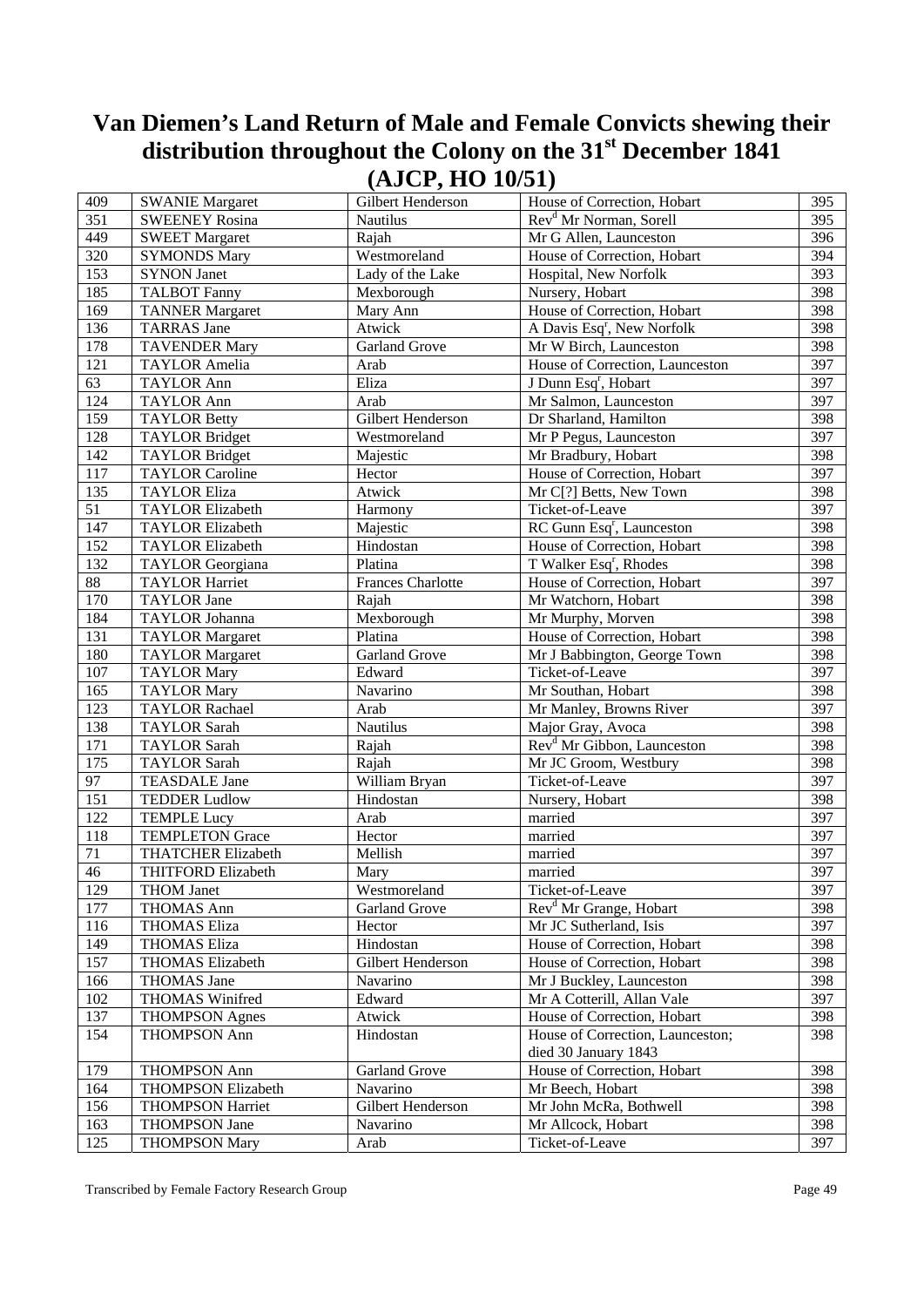# Van Diemen's Land Return of Male and Female Convicts shewing their distribution throughout the Colony on the 31st December 1841 (AJCP, HO 10/51)

| | | | | |
|---|---|---|---|---|
| 409 | SWANIE Margaret | Gilbert Henderson | House of Correction, Hobart | 395 |
| 351 | SWEENEY Rosina | Nautilus | Revd Mr Norman, Sorell | 395 |
| 449 | SWEET Margaret | Rajah | Mr G Allen, Launceston | 396 |
| 320 | SYMONDS Mary | Westmoreland | House of Correction, Hobart | 394 |
| 153 | SYNON Janet | Lady of the Lake | Hospital, New Norfolk | 393 |
| 185 | TALBOT Fanny | Mexborough | Nursery, Hobart | 398 |
| 169 | TANNER Margaret | Mary Ann | House of Correction, Hobart | 398 |
| 136 | TARRAS Jane | Atwick | A Davis Esqr, New Norfolk | 398 |
| 178 | TAVENDER Mary | Garland Grove | Mr W Birch, Launceston | 398 |
| 121 | TAYLOR Amelia | Arab | House of Correction, Launceston | 397 |
| 63 | TAYLOR Ann | Eliza | J Dunn Esqr, Hobart | 397 |
| 124 | TAYLOR Ann | Arab | Mr Salmon, Launceston | 397 |
| 159 | TAYLOR Betty | Gilbert Henderson | Dr Sharland, Hamilton | 398 |
| 128 | TAYLOR Bridget | Westmoreland | Mr P Pegus, Launceston | 397 |
| 142 | TAYLOR Bridget | Majestic | Mr Bradbury, Hobart | 398 |
| 117 | TAYLOR Caroline | Hector | House of Correction, Hobart | 397 |
| 135 | TAYLOR Eliza | Atwick | Mr C[?] Betts, New Town | 398 |
| 51 | TAYLOR Elizabeth | Harmony | Ticket-of-Leave | 397 |
| 147 | TAYLOR Elizabeth | Majestic | RC Gunn Esqr, Launceston | 398 |
| 152 | TAYLOR Elizabeth | Hindostan | House of Correction, Hobart | 398 |
| 132 | TAYLOR Georgiana | Platina | T Walker Esqr, Rhodes | 398 |
| 88 | TAYLOR Harriet | Frances Charlotte | House of Correction, Hobart | 397 |
| 170 | TAYLOR Jane | Rajah | Mr Watchorn, Hobart | 398 |
| 184 | TAYLOR Johanna | Mexborough | Mr Murphy, Morven | 398 |
| 131 | TAYLOR Margaret | Platina | House of Correction, Hobart | 398 |
| 180 | TAYLOR Margaret | Garland Grove | Mr J Babbington, George Town | 398 |
| 107 | TAYLOR Mary | Edward | Ticket-of-Leave | 397 |
| 165 | TAYLOR Mary | Navarino | Mr Southan, Hobart | 398 |
| 123 | TAYLOR Rachael | Arab | Mr Manley, Browns River | 397 |
| 138 | TAYLOR Sarah | Nautilus | Major Gray, Avoca | 398 |
| 171 | TAYLOR Sarah | Rajah | Revd Mr Gibbon, Launceston | 398 |
| 175 | TAYLOR Sarah | Rajah | Mr JC Groom, Westbury | 398 |
| 97 | TEASDALE Jane | William Bryan | Ticket-of-Leave | 397 |
| 151 | TEDDER Ludlow | Hindostan | Nursery, Hobart | 398 |
| 122 | TEMPLE Lucy | Arab | married | 397 |
| 118 | TEMPLETON Grace | Hector | married | 397 |
| 71 | THATCHER Elizabeth | Mellish | married | 397 |
| 46 | THITFORD Elizabeth | Mary | married | 397 |
| 129 | THOM Janet | Westmoreland | Ticket-of-Leave | 397 |
| 177 | THOMAS Ann | Garland Grove | Revd Mr Grange, Hobart | 398 |
| 116 | THOMAS Eliza | Hector | Mr JC Sutherland, Isis | 397 |
| 149 | THOMAS Eliza | Hindostan | House of Correction, Hobart | 398 |
| 157 | THOMAS Elizabeth | Gilbert Henderson | House of Correction, Hobart | 398 |
| 166 | THOMAS Jane | Navarino | Mr J Buckley, Launceston | 398 |
| 102 | THOMAS Winifred | Edward | Mr A Cotterill, Allan Vale | 397 |
| 137 | THOMPSON Agnes | Atwick | House of Correction, Hobart | 398 |
| 154 | THOMPSON Ann | Hindostan | House of Correction, Launceston; died 30 January 1843 | 398 |
| 179 | THOMPSON Ann | Garland Grove | House of Correction, Hobart | 398 |
| 164 | THOMPSON Elizabeth | Navarino | Mr Beech, Hobart | 398 |
| 156 | THOMPSON Harriet | Gilbert Henderson | Mr John McRa, Bothwell | 398 |
| 163 | THOMPSON Jane | Navarino | Mr Allcock, Hobart | 398 |
| 125 | THOMPSON Mary | Arab | Ticket-of-Leave | 397 |

Transcribed by Female Factory Research Group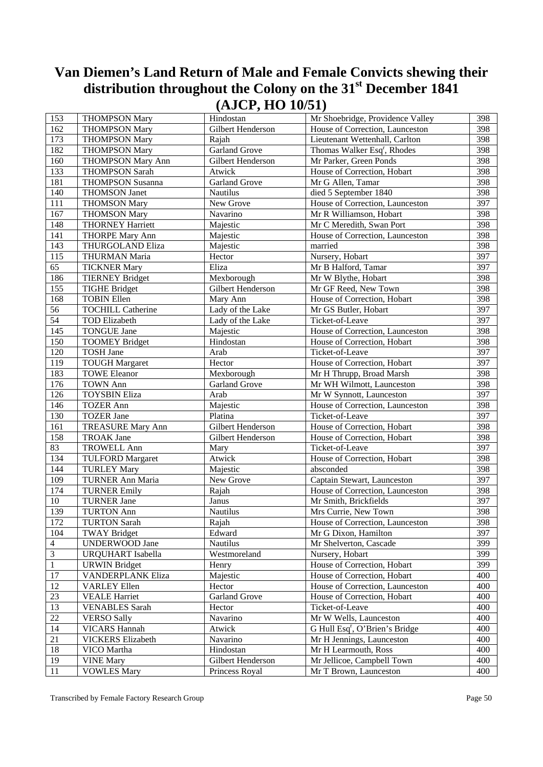# Van Diemen's Land Return of Male and Female Convicts shewing their distribution throughout the Colony on the 31st December 1841 (AJCP, HO 10/51)

| | | | | |
|---|---|---|---|---|
| 153 | THOMPSON Mary | Hindostan | Mr Shoebridge, Providence Valley | 398 |
| 162 | THOMPSON Mary | Gilbert Henderson | House of Correction, Launceston | 398 |
| 173 | THOMPSON Mary | Rajah | Lieutenant Wettenhall, Carlton | 398 |
| 182 | THOMPSON Mary | Garland Grove | Thomas Walker Esq[r], Rhodes | 398 |
| 160 | THOMPSON Mary Ann | Gilbert Henderson | Mr Parker, Green Ponds | 398 |
| 133 | THOMPSON Sarah | Atwick | House of Correction, Hobart | 398 |
| 181 | THOMPSON Susanna | Garland Grove | Mr G Allen, Tamar | 398 |
| 140 | THOMSON Janet | Nautilus | died 5 September 1840 | 398 |
| 111 | THOMSON Mary | New Grove | House of Correction, Launceston | 397 |
| 167 | THOMSON Mary | Navarino | Mr R Williamson, Hobart | 398 |
| 148 | THORNEY Harriett | Majestic | Mr C Meredith, Swan Port | 398 |
| 141 | THORPE Mary Ann | Majestic | House of Correction, Launceston | 398 |
| 143 | THURGOLAND Eliza | Majestic | married | 398 |
| 115 | THURMAN Maria | Hector | Nursery, Hobart | 397 |
| 65 | TICKNER Mary | Eliza | Mr B Halford, Tamar | 397 |
| 186 | TIERNEY Bridget | Mexborough | Mr W Blythe, Hobart | 398 |
| 155 | TIGHE Bridget | Gilbert Henderson | Mr GF Reed, New Town | 398 |
| 168 | TOBIN Ellen | Mary Ann | House of Correction, Hobart | 398 |
| 56 | TOCHILL Catherine | Lady of the Lake | Mr GS Butler, Hobart | 397 |
| 54 | TOD Elizabeth | Lady of the Lake | Ticket-of-Leave | 397 |
| 145 | TONGUE Jane | Majestic | House of Correction, Launceston | 398 |
| 150 | TOOMEY Bridget | Hindostan | House of Correction, Hobart | 398 |
| 120 | TOSH Jane | Arab | Ticket-of-Leave | 397 |
| 119 | TOUGH Margaret | Hector | House of Correction, Hobart | 397 |
| 183 | TOWE Eleanor | Mexborough | Mr H Thrupp, Broad Marsh | 398 |
| 176 | TOWN Ann | Garland Grove | Mr WH Wilmott, Launceston | 398 |
| 126 | TOYSBIN Eliza | Arab | Mr W Synnott, Launceston | 397 |
| 146 | TOZER Ann | Majestic | House of Correction, Launceston | 398 |
| 130 | TOZER Jane | Platina | Ticket-of-Leave | 397 |
| 161 | TREASURE Mary Ann | Gilbert Henderson | House of Correction, Hobart | 398 |
| 158 | TROAK Jane | Gilbert Henderson | House of Correction, Hobart | 398 |
| 83 | TROWELL Ann | Mary | Ticket-of-Leave | 397 |
| 134 | TULFORD Margaret | Atwick | House of Correction, Hobart | 398 |
| 144 | TURLEY Mary | Majestic | absconded | 398 |
| 109 | TURNER Ann Maria | New Grove | Captain Stewart, Launceston | 397 |
| 174 | TURNER Emily | Rajah | House of Correction, Launceston | 398 |
| 10 | TURNER Jane | Janus | Mr Smith, Brickfields | 397 |
| 139 | TURTON Ann | Nautilus | Mrs Currie, New Town | 398 |
| 172 | TURTON Sarah | Rajah | House of Correction, Launceston | 398 |
| 104 | TWAY Bridget | Edward | Mr G Dixon, Hamilton | 397 |
| 4 | UNDERWOOD Jane | Nautilus | Mr Shelverton, Cascade | 399 |
| 3 | URQUHART Isabella | Westmoreland | Nursery, Hobart | 399 |
| 1 | URWIN Bridget | Henry | House of Correction, Hobart | 399 |
| 17 | VANDERPLANK Eliza | Majestic | House of Correction, Hobart | 400 |
| 12 | VARLEY Ellen | Hector | House of Correction, Launceston | 400 |
| 23 | VEALE Harriet | Garland Grove | House of Correction, Hobart | 400 |
| 13 | VENABLES Sarah | Hector | Ticket-of-Leave | 400 |
| 22 | VERSO Sally | Navarino | Mr W Wells, Launceston | 400 |
| 14 | VICARS Hannah | Atwick | G Hull Esq[r], O'Brien's Bridge | 400 |
| 21 | VICKERS Elizabeth | Navarino | Mr H Jennings, Launceston | 400 |
| 18 | VICO Martha | Hindostan | Mr H Learmouth, Ross | 400 |
| 19 | VINE Mary | Gilbert Henderson | Mr Jellicoe, Campbell Town | 400 |
| 11 | VOWLES Mary | Princess Royal | Mr T Brown, Launceston | 400 |

Transcribed by Female Factory Research Group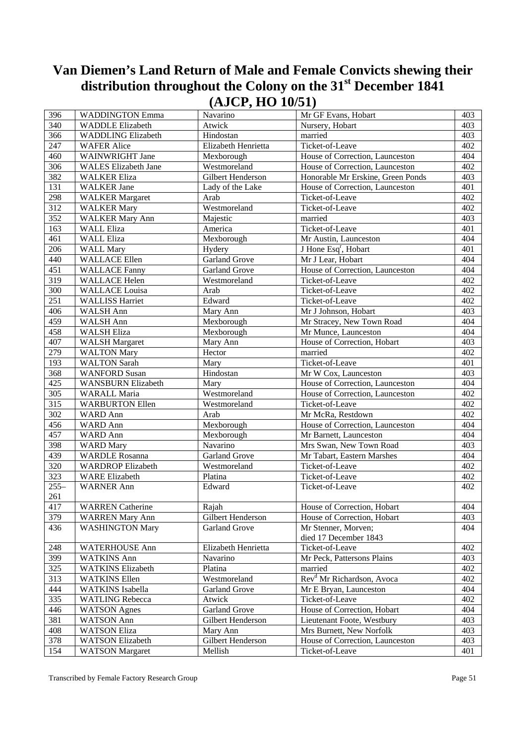# Van Diemen's Land Return of Male and Female Convicts shewing their distribution throughout the Colony on the 31st December 1841 (AJCP, HO 10/51)

| | | | | |
|---|---|---|---|---|
| 396 | WADDINGTON Emma | Navarino | Mr GF Evans, Hobart | 403 |
| 340 | WADDLE Elizabeth | Atwick | Nursery, Hobart | 403 |
| 366 | WADDLING Elizabeth | Hindostan | married | 403 |
| 247 | WAFER Alice | Elizabeth Henrietta | Ticket-of-Leave | 402 |
| 460 | WAINWRIGHT Jane | Mexborough | House of Correction, Launceston | 404 |
| 306 | WALES Elizabeth Jane | Westmoreland | House of Correction, Launceston | 402 |
| 382 | WALKER Eliza | Gilbert Henderson | Honorable Mr Erskine, Green Ponds | 403 |
| 131 | WALKER Jane | Lady of the Lake | House of Correction, Launceston | 401 |
| 298 | WALKER Margaret | Arab | Ticket-of-Leave | 402 |
| 312 | WALKER Mary | Westmoreland | Ticket-of-Leave | 402 |
| 352 | WALKER Mary Ann | Majestic | married | 403 |
| 163 | WALL Eliza | America | Ticket-of-Leave | 401 |
| 461 | WALL Eliza | Mexborough | Mr Austin, Launceston | 404 |
| 206 | WALL Mary | Hydery | J Hone Esq[r], Hobart | 401 |
| 440 | WALLACE Ellen | Garland Grove | Mr J Lear, Hobart | 404 |
| 451 | WALLACE Fanny | Garland Grove | House of Correction, Launceston | 404 |
| 319 | WALLACE Helen | Westmoreland | Ticket-of-Leave | 402 |
| 300 | WALLACE Louisa | Arab | Ticket-of-Leave | 402 |
| 251 | WALLISS Harriet | Edward | Ticket-of-Leave | 402 |
| 406 | WALSH Ann | Mary Ann | Mr J Johnson, Hobart | 403 |
| 459 | WALSH Ann | Mexborough | Mr Stracey, New Town Road | 404 |
| 458 | WALSH Eliza | Mexborough | Mr Munce, Launceston | 404 |
| 407 | WALSH Margaret | Mary Ann | House of Correction, Hobart | 403 |
| 279 | WALTON Mary | Hector | married | 402 |
| 193 | WALTON Sarah | Mary | Ticket-of-Leave | 401 |
| 368 | WANFORD Susan | Hindostan | Mr W Cox, Launceston | 403 |
| 425 | WANSBURN Elizabeth | Mary | House of Correction, Launceston | 404 |
| 305 | WARALL Maria | Westmoreland | House of Correction, Launceston | 402 |
| 315 | WARBURTON Ellen | Westmoreland | Ticket-of-Leave | 402 |
| 302 | WARD Ann | Arab | Mr McRa, Restdown | 402 |
| 456 | WARD Ann | Mexborough | House of Correction, Launceston | 404 |
| 457 | WARD Ann | Mexborough | Mr Barnett, Launceston | 404 |
| 398 | WARD Mary | Navarino | Mrs Swan, New Town Road | 403 |
| 439 | WARDLE Rosanna | Garland Grove | Mr Tabart, Eastern Marshes | 404 |
| 320 | WARDROP Elizabeth | Westmoreland | Ticket-of-Leave | 402 |
| 323 | WARE Elizabeth | Platina | Ticket-of-Leave | 402 |
| 255–261 | WARNER Ann | Edward | Ticket-of-Leave | 402 |
| 417 | WARREN Catherine | Rajah | House of Correction, Hobart | 404 |
| 379 | WARREN Mary Ann | Gilbert Henderson | House of Correction, Hobart | 403 |
| 436 | WASHINGTON Mary | Garland Grove | Mr Stenner, Morven; died 17 December 1843 | 404 |
| 248 | WATERHOUSE Ann | Elizabeth Henrietta | Ticket-of-Leave | 402 |
| 399 | WATKINS Ann | Navarino | Mr Peck, Pattersons Plains | 403 |
| 325 | WATKINS Elizabeth | Platina | married | 402 |
| 313 | WATKINS Ellen | Westmoreland | Rev[d] Mr Richardson, Avoca | 402 |
| 444 | WATKINS Isabella | Garland Grove | Mr E Bryan, Launceston | 404 |
| 335 | WATLING Rebecca | Atwick | Ticket-of-Leave | 402 |
| 446 | WATSON Agnes | Garland Grove | House of Correction, Hobart | 404 |
| 381 | WATSON Ann | Gilbert Henderson | Lieutenant Foote, Westbury | 403 |
| 408 | WATSON Eliza | Mary Ann | Mrs Burnett, New Norfolk | 403 |
| 378 | WATSON Elizabeth | Gilbert Henderson | House of Correction, Launceston | 403 |
| 154 | WATSON Margaret | Mellish | Ticket-of-Leave | 401 |

Transcribed by Female Factory Research Group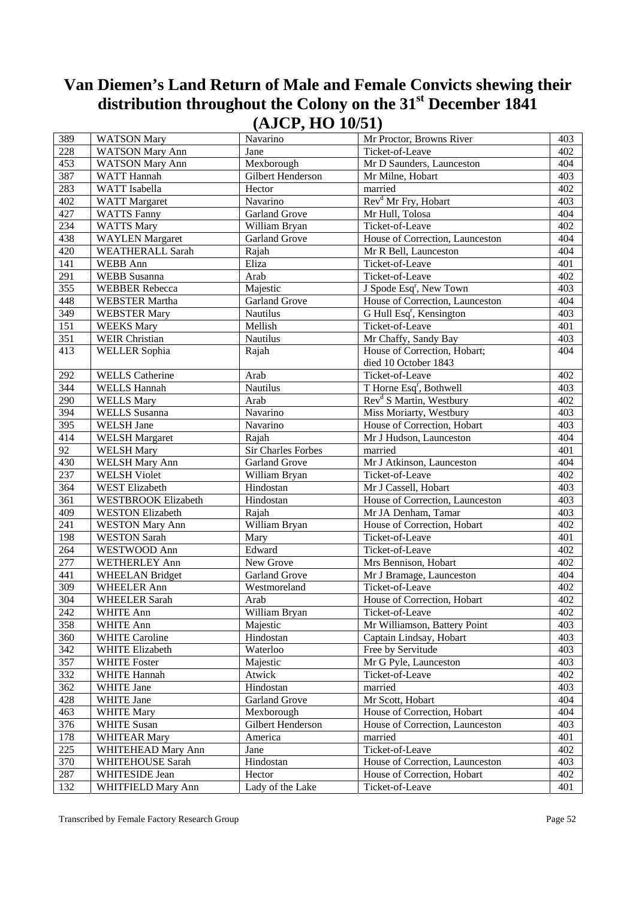# Van Diemen's Land Return of Male and Female Convicts shewing their distribution throughout the Colony on the 31st December 1841 (AJCP, HO 10/51)

| | | | | |
|---|---|---|---|---|
| 389 | WATSON Mary | Navarino | Mr Proctor, Browns River | 403 |
| 228 | WATSON Mary Ann | Jane | Ticket-of-Leave | 402 |
| 453 | WATSON Mary Ann | Mexborough | Mr D Saunders, Launceston | 404 |
| 387 | WATT Hannah | Gilbert Henderson | Mr Milne, Hobart | 403 |
| 283 | WATT Isabella | Hector | married | 402 |
| 402 | WATT Margaret | Navarino | Revd Mr Fry, Hobart | 403 |
| 427 | WATTS Fanny | Garland Grove | Mr Hull, Tolosa | 404 |
| 234 | WATTS Mary | William Bryan | Ticket-of-Leave | 402 |
| 438 | WAYLEN Margaret | Garland Grove | House of Correction, Launceston | 404 |
| 420 | WEATHERALL Sarah | Rajah | Mr R Bell, Launceston | 404 |
| 141 | WEBB Ann | Eliza | Ticket-of-Leave | 401 |
| 291 | WEBB Susanna | Arab | Ticket-of-Leave | 402 |
| 355 | WEBBER Rebecca | Majestic | J Spode Esqr, New Town | 403 |
| 448 | WEBSTER Martha | Garland Grove | House of Correction, Launceston | 404 |
| 349 | WEBSTER Mary | Nautilus | G Hull Esqr, Kensington | 403 |
| 151 | WEEKS Mary | Mellish | Ticket-of-Leave | 401 |
| 351 | WEIR Christian | Nautilus | Mr Chaffy, Sandy Bay | 403 |
| 413 | WELLER Sophia | Rajah | House of Correction, Hobart; died 10 October 1843 | 404 |
| 292 | WELLS Catherine | Arab | Ticket-of-Leave | 402 |
| 344 | WELLS Hannah | Nautilus | T Horne Esqr, Bothwell | 403 |
| 290 | WELLS Mary | Arab | Revd S Martin, Westbury | 402 |
| 394 | WELLS Susanna | Navarino | Miss Moriarty, Westbury | 403 |
| 395 | WELSH Jane | Navarino | House of Correction, Hobart | 403 |
| 414 | WELSH Margaret | Rajah | Mr J Hudson, Launceston | 404 |
| 92 | WELSH Mary | Sir Charles Forbes | married | 401 |
| 430 | WELSH Mary Ann | Garland Grove | Mr J Atkinson, Launceston | 404 |
| 237 | WELSH Violet | William Bryan | Ticket-of-Leave | 402 |
| 364 | WEST Elizabeth | Hindostan | Mr J Cassell, Hobart | 403 |
| 361 | WESTBROOK Elizabeth | Hindostan | House of Correction, Launceston | 403 |
| 409 | WESTON Elizabeth | Rajah | Mr JA Denham, Tamar | 403 |
| 241 | WESTON Mary Ann | William Bryan | House of Correction, Hobart | 402 |
| 198 | WESTON Sarah | Mary | Ticket-of-Leave | 401 |
| 264 | WESTWOOD Ann | Edward | Ticket-of-Leave | 402 |
| 277 | WETHERLEY Ann | New Grove | Mrs Bennison, Hobart | 402 |
| 441 | WHEELAN Bridget | Garland Grove | Mr J Bramage, Launceston | 404 |
| 309 | WHEELER Ann | Westmoreland | Ticket-of-Leave | 402 |
| 304 | WHEELER Sarah | Arab | House of Correction, Hobart | 402 |
| 242 | WHITE Ann | William Bryan | Ticket-of-Leave | 402 |
| 358 | WHITE Ann | Majestic | Mr Williamson, Battery Point | 403 |
| 360 | WHITE Caroline | Hindostan | Captain Lindsay, Hobart | 403 |
| 342 | WHITE Elizabeth | Waterloo | Free by Servitude | 403 |
| 357 | WHITE Foster | Majestic | Mr G Pyle, Launceston | 403 |
| 332 | WHITE Hannah | Atwick | Ticket-of-Leave | 402 |
| 362 | WHITE Jane | Hindostan | married | 403 |
| 428 | WHITE Jane | Garland Grove | Mr Scott, Hobart | 404 |
| 463 | WHITE Mary | Mexborough | House of Correction, Hobart | 404 |
| 376 | WHITE Susan | Gilbert Henderson | House of Correction, Launceston | 403 |
| 178 | WHITEAR Mary | America | married | 401 |
| 225 | WHITEHEAD Mary Ann | Jane | Ticket-of-Leave | 402 |
| 370 | WHITEHOUSE Sarah | Hindostan | House of Correction, Launceston | 403 |
| 287 | WHITESIDE Jean | Hector | House of Correction, Hobart | 402 |
| 132 | WHITFIELD Mary Ann | Lady of the Lake | Ticket-of-Leave | 401 |

Transcribed by Female Factory Research Group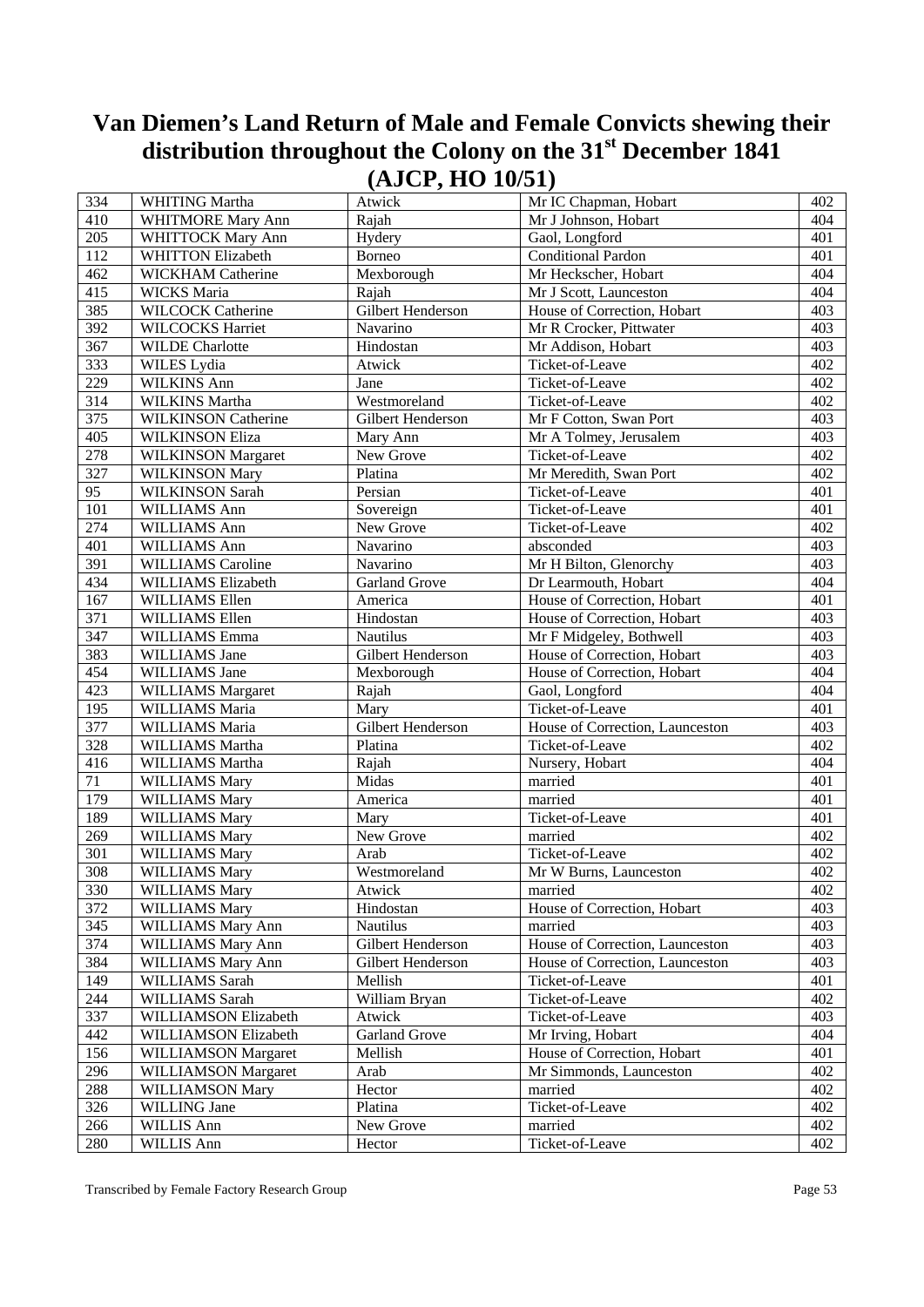# Van Diemen's Land Return of Male and Female Convicts shewing their distribution throughout the Colony on the 31st December 1841 (AJCP, HO 10/51)

| | | | | |
|---|---|---|---|---|
| 334 | WHITING Martha | Atwick | Mr IC Chapman, Hobart | 402 |
| 410 | WHITMORE Mary Ann | Rajah | Mr J Johnson, Hobart | 404 |
| 205 | WHITTOCK Mary Ann | Hydery | Gaol, Longford | 401 |
| 112 | WHITTON Elizabeth | Borneo | Conditional Pardon | 401 |
| 462 | WICKHAM Catherine | Mexborough | Mr Heckscher, Hobart | 404 |
| 415 | WICKS Maria | Rajah | Mr J Scott, Launceston | 404 |
| 385 | WILCOCK Catherine | Gilbert Henderson | House of Correction, Hobart | 403 |
| 392 | WILCOCKS Harriet | Navarino | Mr R Crocker, Pittwater | 403 |
| 367 | WILDE Charlotte | Hindostan | Mr Addison, Hobart | 403 |
| 333 | WILES Lydia | Atwick | Ticket-of-Leave | 402 |
| 229 | WILKINS Ann | Jane | Ticket-of-Leave | 402 |
| 314 | WILKINS Martha | Westmoreland | Ticket-of-Leave | 402 |
| 375 | WILKINSON Catherine | Gilbert Henderson | Mr F Cotton, Swan Port | 403 |
| 405 | WILKINSON Eliza | Mary Ann | Mr A Tolmey, Jerusalem | 403 |
| 278 | WILKINSON Margaret | New Grove | Ticket-of-Leave | 402 |
| 327 | WILKINSON Mary | Platina | Mr Meredith, Swan Port | 402 |
| 95 | WILKINSON Sarah | Persian | Ticket-of-Leave | 401 |
| 101 | WILLIAMS Ann | Sovereign | Ticket-of-Leave | 401 |
| 274 | WILLIAMS Ann | New Grove | Ticket-of-Leave | 402 |
| 401 | WILLIAMS Ann | Navarino | absconded | 403 |
| 391 | WILLIAMS Caroline | Navarino | Mr H Bilton, Glenorchy | 403 |
| 434 | WILLIAMS Elizabeth | Garland Grove | Dr Learmouth, Hobart | 404 |
| 167 | WILLIAMS Ellen | America | House of Correction, Hobart | 401 |
| 371 | WILLIAMS Ellen | Hindostan | House of Correction, Hobart | 403 |
| 347 | WILLIAMS Emma | Nautilus | Mr F Midgeley, Bothwell | 403 |
| 383 | WILLIAMS Jane | Gilbert Henderson | House of Correction, Hobart | 403 |
| 454 | WILLIAMS Jane | Mexborough | House of Correction, Hobart | 404 |
| 423 | WILLIAMS Margaret | Rajah | Gaol, Longford | 404 |
| 195 | WILLIAMS Maria | Mary | Ticket-of-Leave | 401 |
| 377 | WILLIAMS Maria | Gilbert Henderson | House of Correction, Launceston | 403 |
| 328 | WILLIAMS Martha | Platina | Ticket-of-Leave | 402 |
| 416 | WILLIAMS Martha | Rajah | Nursery, Hobart | 404 |
| 71 | WILLIAMS Mary | Midas | married | 401 |
| 179 | WILLIAMS Mary | America | married | 401 |
| 189 | WILLIAMS Mary | Mary | Ticket-of-Leave | 401 |
| 269 | WILLIAMS Mary | New Grove | married | 402 |
| 301 | WILLIAMS Mary | Arab | Ticket-of-Leave | 402 |
| 308 | WILLIAMS Mary | Westmoreland | Mr W Burns, Launceston | 402 |
| 330 | WILLIAMS Mary | Atwick | married | 402 |
| 372 | WILLIAMS Mary | Hindostan | House of Correction, Hobart | 403 |
| 345 | WILLIAMS Mary Ann | Nautilus | married | 403 |
| 374 | WILLIAMS Mary Ann | Gilbert Henderson | House of Correction, Launceston | 403 |
| 384 | WILLIAMS Mary Ann | Gilbert Henderson | House of Correction, Launceston | 403 |
| 149 | WILLIAMS Sarah | Mellish | Ticket-of-Leave | 401 |
| 244 | WILLIAMS Sarah | William Bryan | Ticket-of-Leave | 402 |
| 337 | WILLIAMSON Elizabeth | Atwick | Ticket-of-Leave | 403 |
| 442 | WILLIAMSON Elizabeth | Garland Grove | Mr Irving, Hobart | 404 |
| 156 | WILLIAMSON Margaret | Mellish | House of Correction, Hobart | 401 |
| 296 | WILLIAMSON Margaret | Arab | Mr Simmonds, Launceston | 402 |
| 288 | WILLIAMSON Mary | Hector | married | 402 |
| 326 | WILLING Jane | Platina | Ticket-of-Leave | 402 |
| 266 | WILLIS Ann | New Grove | married | 402 |
| 280 | WILLIS Ann | Hector | Ticket-of-Leave | 402 |

Transcribed by Female Factory Research Group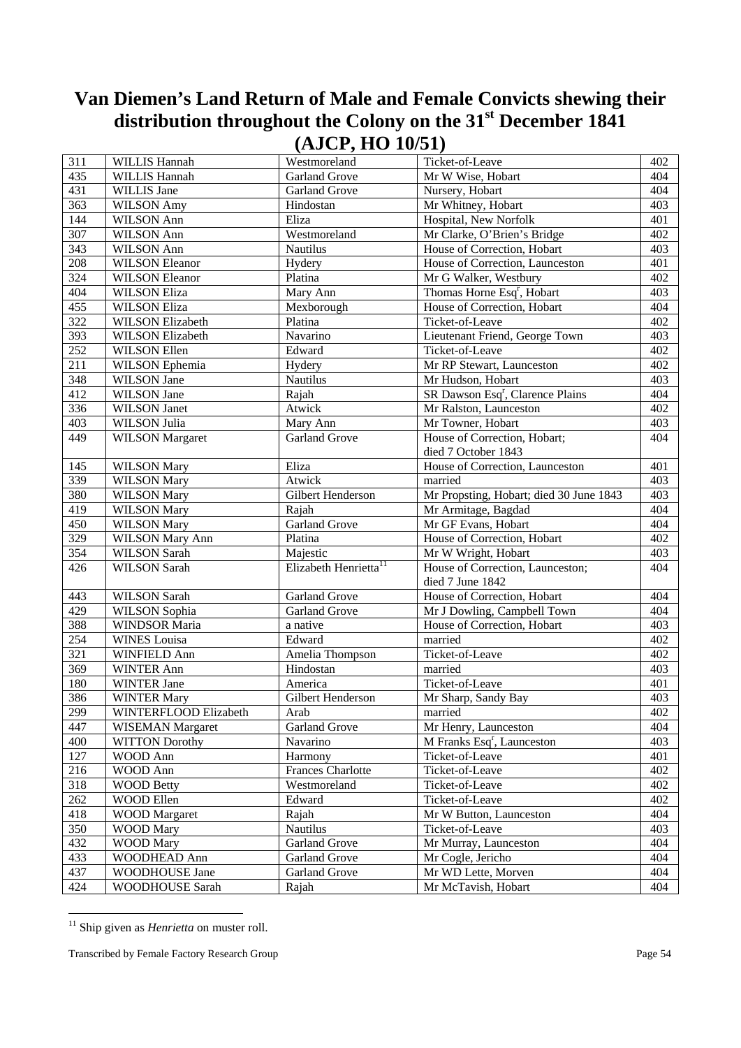# Van Diemen's Land Return of Male and Female Convicts shewing their distribution throughout the Colony on the 31st December 1841 (AJCP, HO 10/51)

| | | | | |
|---|---|---|---|---|
| 311 | WILLIS Hannah | Westmoreland | Ticket-of-Leave | 402 |
| 435 | WILLIS Hannah | Garland Grove | Mr W Wise, Hobart | 404 |
| 431 | WILLIS Jane | Garland Grove | Nursery, Hobart | 404 |
| 363 | WILSON Amy | Hindostan | Mr Whitney, Hobart | 403 |
| 144 | WILSON Ann | Eliza | Hospital, New Norfolk | 401 |
| 307 | WILSON Ann | Westmoreland | Mr Clarke, O'Brien's Bridge | 402 |
| 343 | WILSON Ann | Nautilus | House of Correction, Hobart | 403 |
| 208 | WILSON Eleanor | Hydery | House of Correction, Launceston | 401 |
| 324 | WILSON Eleanor | Platina | Mr G Walker, Westbury | 402 |
| 404 | WILSON Eliza | Mary Ann | Thomas Horne Esqr, Hobart | 403 |
| 455 | WILSON Eliza | Mexborough | House of Correction, Hobart | 404 |
| 322 | WILSON Elizabeth | Platina | Ticket-of-Leave | 402 |
| 393 | WILSON Elizabeth | Navarino | Lieutenant Friend, George Town | 403 |
| 252 | WILSON Ellen | Edward | Ticket-of-Leave | 402 |
| 211 | WILSON Ephemia | Hydery | Mr RP Stewart, Launceston | 402 |
| 348 | WILSON Jane | Nautilus | Mr Hudson, Hobart | 403 |
| 412 | WILSON Jane | Rajah | SR Dawson Esqr, Clarence Plains | 404 |
| 336 | WILSON Janet | Atwick | Mr Ralston, Launceston | 402 |
| 403 | WILSON Julia | Mary Ann | Mr Towner, Hobart | 403 |
| 449 | WILSON Margaret | Garland Grove | House of Correction, Hobart; died 7 October 1843 | 404 |
| 145 | WILSON Mary | Eliza | House of Correction, Launceston | 401 |
| 339 | WILSON Mary | Atwick | married | 403 |
| 380 | WILSON Mary | Gilbert Henderson | Mr Propsting, Hobart; died 30 June 1843 | 403 |
| 419 | WILSON Mary | Rajah | Mr Armitage, Bagdad | 404 |
| 450 | WILSON Mary | Garland Grove | Mr GF Evans, Hobart | 404 |
| 329 | WILSON Mary Ann | Platina | House of Correction, Hobart | 402 |
| 354 | WILSON Sarah | Majestic | Mr W Wright, Hobart | 403 |
| 426 | WILSON Sarah | Elizabeth Henrietta[11] | House of Correction, Launceston; died 7 June 1842 | 404 |
| 443 | WILSON Sarah | Garland Grove | House of Correction, Hobart | 404 |
| 429 | WILSON Sophia | Garland Grove | Mr J Dowling, Campbell Town | 404 |
| 388 | WINDSOR Maria | a native | House of Correction, Hobart | 403 |
| 254 | WINES Louisa | Edward | married | 402 |
| 321 | WINFIELD Ann | Amelia Thompson | Ticket-of-Leave | 402 |
| 369 | WINTER Ann | Hindostan | married | 403 |
| 180 | WINTER Jane | America | Ticket-of-Leave | 401 |
| 386 | WINTER Mary | Gilbert Henderson | Mr Sharp, Sandy Bay | 403 |
| 299 | WINTERFLOOD Elizabeth | Arab | married | 402 |
| 447 | WISEMAN Margaret | Garland Grove | Mr Henry, Launceston | 404 |
| 400 | WITTON Dorothy | Navarino | M Franks Esqr, Launceston | 403 |
| 127 | WOOD Ann | Harmony | Ticket-of-Leave | 401 |
| 216 | WOOD Ann | Frances Charlotte | Ticket-of-Leave | 402 |
| 318 | WOOD Betty | Westmoreland | Ticket-of-Leave | 402 |
| 262 | WOOD Ellen | Edward | Ticket-of-Leave | 402 |
| 418 | WOOD Margaret | Rajah | Mr W Button, Launceston | 404 |
| 350 | WOOD Mary | Nautilus | Ticket-of-Leave | 403 |
| 432 | WOOD Mary | Garland Grove | Mr Murray, Launceston | 404 |
| 433 | WOODHEAD Ann | Garland Grove | Mr Cogle, Jericho | 404 |
| 437 | WOODHOUSE Jane | Garland Grove | Mr WD Lette, Morven | 404 |
| 424 | WOODHOUSE Sarah | Rajah | Mr McTavish, Hobart | 404 |

[11] Ship given as *Henrietta* on muster roll.

Transcribed by Female Factory Research Group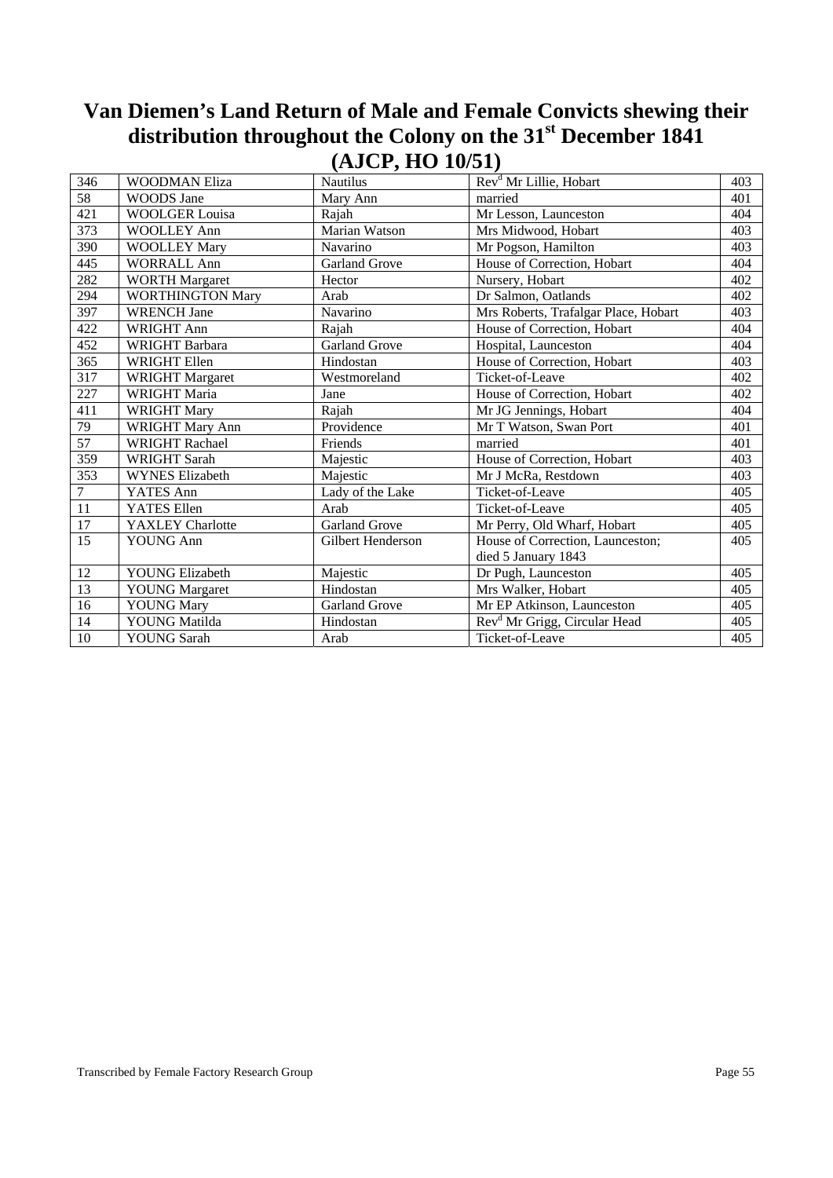# Van Diemen's Land Return of Male and Female Convicts shewing their distribution throughout the Colony on the 31st December 1841 (AJCP, HO 10/51)

| | | | | |
|---|---|---|---|---|
| 346 | WOODMAN Eliza | Nautilus | Rev[d] Mr Lillie, Hobart | 403 |
| 58 | WOODS Jane | Mary Ann | married | 401 |
| 421 | WOOLGER Louisa | Rajah | Mr Lesson, Launceston | 404 |
| 373 | WOOLLEY Ann | Marian Watson | Mrs Midwood, Hobart | 403 |
| 390 | WOOLLEY Mary | Navarino | Mr Pogson, Hamilton | 403 |
| 445 | WORRALL Ann | Garland Grove | House of Correction, Hobart | 404 |
| 282 | WORTH Margaret | Hector | Nursery, Hobart | 402 |
| 294 | WORTHINGTON Mary | Arab | Dr Salmon, Oatlands | 402 |
| 397 | WRENCH Jane | Navarino | Mrs Roberts, Trafalgar Place, Hobart | 403 |
| 422 | WRIGHT Ann | Rajah | House of Correction, Hobart | 404 |
| 452 | WRIGHT Barbara | Garland Grove | Hospital, Launceston | 404 |
| 365 | WRIGHT Ellen | Hindostan | House of Correction, Hobart | 403 |
| 317 | WRIGHT Margaret | Westmoreland | Ticket-of-Leave | 402 |
| 227 | WRIGHT Maria | Jane | House of Correction, Hobart | 402 |
| 411 | WRIGHT Mary | Rajah | Mr JG Jennings, Hobart | 404 |
| 79 | WRIGHT Mary Ann | Providence | Mr T Watson, Swan Port | 401 |
| 57 | WRIGHT Rachael | Friends | married | 401 |
| 359 | WRIGHT Sarah | Majestic | House of Correction, Hobart | 403 |
| 353 | WYNES Elizabeth | Majestic | Mr J McRa, Restdown | 403 |
| 7 | YATES Ann | Lady of the Lake | Ticket-of-Leave | 405 |
| 11 | YATES Ellen | Arab | Ticket-of-Leave | 405 |
| 17 | YAXLEY Charlotte | Garland Grove | Mr Perry, Old Wharf, Hobart | 405 |
| 15 | YOUNG Ann | Gilbert Henderson | House of Correction, Launceston; died 5 January 1843 | 405 |
| 12 | YOUNG Elizabeth | Majestic | Dr Pugh, Launceston | 405 |
| 13 | YOUNG Margaret | Hindostan | Mrs Walker, Hobart | 405 |
| 16 | YOUNG Mary | Garland Grove | Mr EP Atkinson, Launceston | 405 |
| 14 | YOUNG Matilda | Hindostan | Rev[d] Mr Grigg, Circular Head | 405 |
| 10 | YOUNG Sarah | Arab | Ticket-of-Leave | 405 |

Transcribed by Female Factory Research Group